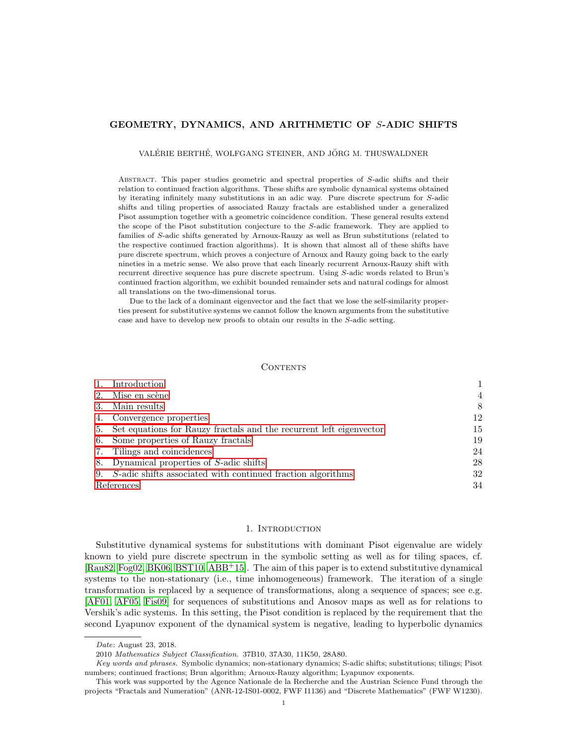# GEOMETRY, DYNAMICS, AND ARITHMETIC OF $S$-ADIC SHIFTS

VALÉRIE BERTHÉ, WOLFGANG STEINER, AND JÖRG M. THUSWALDNER

Abstract. This paper studies geometric and spectral properties of $S$-adic shifts and their relation to continued fraction algorithms. These shifts are symbolic dynamical systems obtained by iterating infinitely many substitutions in an adic way. Pure discrete spectrum for $S$-adic shifts and tiling properties of associated Rauzy fractals are established under a generalized Pisot assumption together with a geometric coincidence condition. These general results extend the scope of the Pisot substitution conjecture to the $S$-adic framework. They are applied to families of $S$-adic shifts generated by Arnoux-Rauzy as well as Brun substitutions (related to the respective continued fraction algorithms). It is shown that almost all of these shifts have pure discrete spectrum, which proves a conjecture of Arnoux and Rauzy going back to the early nineties in a metric sense. We also prove that each linearly recurrent Arnoux-Rauzy shift with recurrent directive sequence has pure discrete spectrum. Using $S$-adic words related to Brun's continued fraction algorithm, we exhibit bounded remainder sets and natural codings for almost all translations on the two-dimensional torus.

Due to the lack of a dominant eigenvector and the fact that we lose the self-similarity properties present for substitutive systems we cannot follow the known arguments from the substitutive case and have to develop new proofs to obtain our results in the $S$-adic setting.

## Contents

| | |
|---|---|
| 1. Introduction | 1 |
| 2. Mise en scène | 4 |
| 3. Main results | 8 |
| 4. Convergence properties | 12 |
| 5. Set equations for Rauzy fractals and the recurrent left eigenvector | 15 |
| 6. Some properties of Rauzy fractals | 19 |
| 7. Tilings and coincidences | 24 |
| 8. Dynamical properties of $S$-adic shifts | 28 |
| 9. $S$-adic shifts associated with continued fraction algorithms | 32 |
| References | 34 |

## 1. Introduction

Substitutive dynamical systems for substitutions with dominant Pisot eigenvalue are widely known to yield pure discrete spectrum in the symbolic setting as well as for tiling spaces, cf. [Rau82, Fog02, BK06, BST10, ABB+15]. The aim of this paper is to extend substitutive dynamical systems to the non-stationary (i.e., time inhomogeneous) framework. The iteration of a single transformation is replaced by a sequence of transformations, along a sequence of spaces; see e.g. [AF01, AF05, Fis09] for sequences of substitutions and Anosov maps as well as for relations to Vershik's adic systems. In this setting, the Pisot condition is replaced by the requirement that the second Lyapunov exponent of the dynamical system is negative, leading to hyperbolic dynamics

*Date*: August 23, 2018.

2010 *Mathematics Subject Classification.* 37B10, 37A30, 11K50, 28A80.

*Key words and phrases.* Symbolic dynamics; non-stationary dynamics; S-adic shifts; substitutions; tilings; Pisot numbers; continued fractions; Brun algorithm; Arnoux-Rauzy algorithm; Lyapunov exponents.

This work was supported by the Agence Nationale de la Recherche and the Austrian Science Fund through the projects "Fractals and Numeration" (ANR-12-IS01-0002, FWF I1136) and "Discrete Mathematics" (FWF W1230).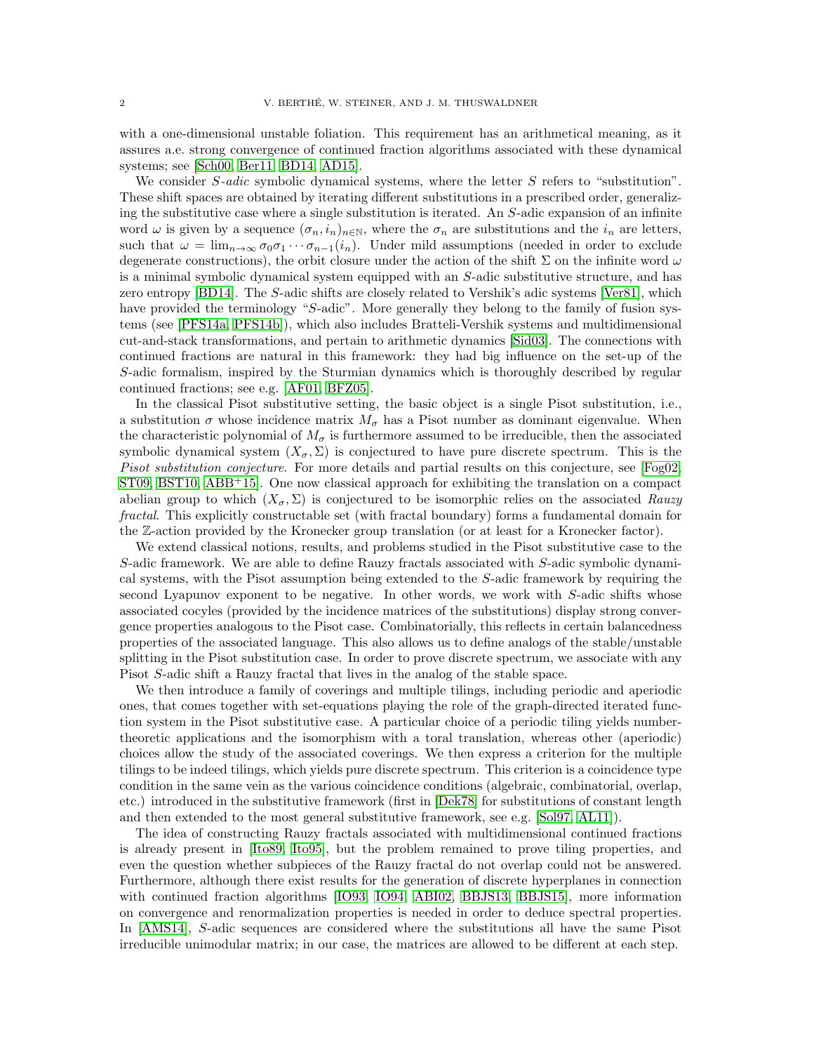with a one-dimensional unstable foliation. This requirement has an arithmetical meaning, as it assures a.e. strong convergence of continued fraction algorithms associated with these dynamical systems; see [Sch00, Ber11, BD14, AD15].

We consider *S-adic* symbolic dynamical systems, where the letter $S$ refers to "substitution". These shift spaces are obtained by iterating different substitutions in a prescribed order, generalizing the substitutive case where a single substitution is iterated. An $S$-adic expansion of an infinite word $\omega$ is given by a sequence $(\sigma_n, i_n)_{n\in\mathbb{N}}$, where the $\sigma_n$ are substitutions and the $i_n$ are letters, such that $\omega = \lim_{n\to\infty} \sigma_0\sigma_1\cdots\sigma_{n-1}(i_n)$. Under mild assumptions (needed in order to exclude degenerate constructions), the orbit closure under the action of the shift $\Sigma$ on the infinite word $\omega$ is a minimal symbolic dynamical system equipped with an $S$-adic substitutive structure, and has zero entropy [BD14]. The $S$-adic shifts are closely related to Vershik's adic systems [Ver81], which have provided the terminology "$S$-adic". More generally they belong to the family of fusion systems (see [PFS14a, PFS14b]), which also includes Bratteli-Vershik systems and multidimensional cut-and-stack transformations, and pertain to arithmetic dynamics [Sid03]. The connections with continued fractions are natural in this framework: they had big influence on the set-up of the $S$-adic formalism, inspired by the Sturmian dynamics which is thoroughly described by regular continued fractions; see e.g. [AF01, BFZ05].

In the classical Pisot substitutive setting, the basic object is a single Pisot substitution, i.e., a substitution $\sigma$ whose incidence matrix $M_\sigma$ has a Pisot number as dominant eigenvalue. When the characteristic polynomial of $M_\sigma$ is furthermore assumed to be irreducible, then the associated symbolic dynamical system $(X_\sigma, \Sigma)$ is conjectured to have pure discrete spectrum. This is the *Pisot substitution conjecture*. For more details and partial results on this conjecture, see [Fog02, ST09, BST10, ABB+15]. One now classical approach for exhibiting the translation on a compact abelian group to which $(X_\sigma, \Sigma)$ is conjectured to be isomorphic relies on the associated *Rauzy fractal*. This explicitly constructable set (with fractal boundary) forms a fundamental domain for the $\mathbb{Z}$-action provided by the Kronecker group translation (or at least for a Kronecker factor).

We extend classical notions, results, and problems studied in the Pisot substitutive case to the $S$-adic framework. We are able to define Rauzy fractals associated with $S$-adic symbolic dynamical systems, with the Pisot assumption being extended to the $S$-adic framework by requiring the second Lyapunov exponent to be negative. In other words, we work with $S$-adic shifts whose associated cocyles (provided by the incidence matrices of the substitutions) display strong convergence properties analogous to the Pisot case. Combinatorially, this reflects in certain balancedness properties of the associated language. This also allows us to define analogs of the stable/unstable splitting in the Pisot substitution case. In order to prove discrete spectrum, we associate with any Pisot $S$-adic shift a Rauzy fractal that lives in the analog of the stable space.

We then introduce a family of coverings and multiple tilings, including periodic and aperiodic ones, that comes together with set-equations playing the role of the graph-directed iterated function system in the Pisot substitutive case. A particular choice of a periodic tiling yields number-theoretic applications and the isomorphism with a toral translation, whereas other (aperiodic) choices allow the study of the associated coverings. We then express a criterion for the multiple tilings to be indeed tilings, which yields pure discrete spectrum. This criterion is a coincidence type condition in the same vein as the various coincidence conditions (algebraic, combinatorial, overlap, etc.) introduced in the substitutive framework (first in [Dek78] for substitutions of constant length and then extended to the most general substitutive framework, see e.g. [Sol97, AL11]).

The idea of constructing Rauzy fractals associated with multidimensional continued fractions is already present in [Ito89, Ito95], but the problem remained to prove tiling properties, and even the question whether subpieces of the Rauzy fractal do not overlap could not be answered. Furthermore, although there exist results for the generation of discrete hyperplanes in connection with continued fraction algorithms [IO93, IO94, ABI02, BBJS13, BBJS15], more information on convergence and renormalization properties is needed in order to deduce spectral properties. In [AMS14], $S$-adic sequences are considered where the substitutions all have the same Pisot irreducible unimodular matrix; in our case, the matrices are allowed to be different at each step.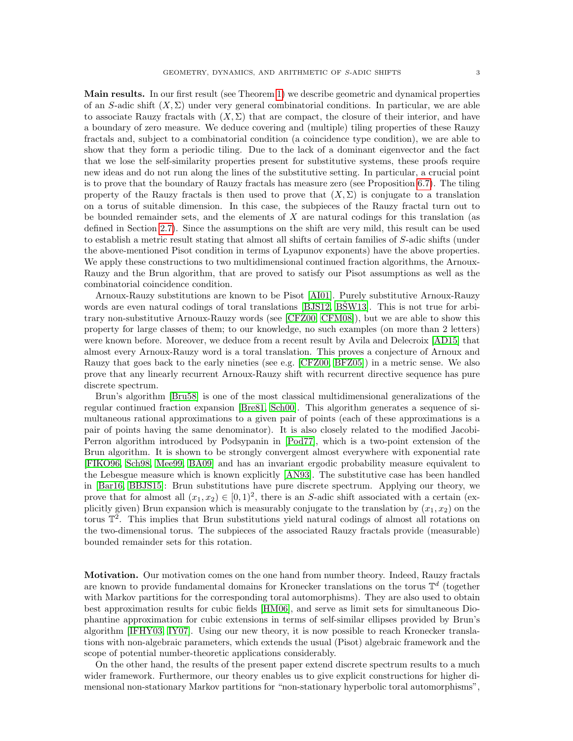**Main results.** In our first result (see Theorem 1) we describe geometric and dynamical properties of an $S$-adic shift $(X, \Sigma)$ under very general combinatorial conditions. In particular, we are able to associate Rauzy fractals with $(X, \Sigma)$ that are compact, the closure of their interior, and have a boundary of zero measure. We deduce covering and (multiple) tiling properties of these Rauzy fractals and, subject to a combinatorial condition (a coincidence type condition), we are able to show that they form a periodic tiling. Due to the lack of a dominant eigenvector and the fact that we lose the self-similarity properties present for substitutive systems, these proofs require new ideas and do not run along the lines of the substitutive setting. In particular, a crucial point is to prove that the boundary of Rauzy fractals has measure zero (see Proposition 6.7). The tiling property of the Rauzy fractals is then used to prove that $(X, \Sigma)$ is conjugate to a translation on a torus of suitable dimension. In this case, the subpieces of the Rauzy fractal turn out to be bounded remainder sets, and the elements of $X$ are natural codings for this translation (as defined in Section 2.7). Since the assumptions on the shift are very mild, this result can be used to establish a metric result stating that almost all shifts of certain families of $S$-adic shifts (under the above-mentioned Pisot condition in terms of Lyapunov exponents) have the above properties. We apply these constructions to two multidimensional continued fraction algorithms, the Arnoux-Rauzy and the Brun algorithm, that are proved to satisfy our Pisot assumptions as well as the combinatorial coincidence condition.

Arnoux-Rauzy substitutions are known to be Pisot [AI01]. Purely substitutive Arnoux-Rauzy words are even natural codings of toral translations [BJS12, BŠW13]. This is not true for arbitrary non-substitutive Arnoux-Rauzy words (see [CFZ00, CFM08]), but we are able to show this property for large classes of them; to our knowledge, no such examples (on more than 2 letters) were known before. Moreover, we deduce from a recent result by Avila and Delecroix [AD15] that almost every Arnoux-Rauzy word is a toral translation. This proves a conjecture of Arnoux and Rauzy that goes back to the early nineties (see e.g. [CFZ00, BFZ05]) in a metric sense. We also prove that any linearly recurrent Arnoux-Rauzy shift with recurrent directive sequence has pure discrete spectrum.

Brun's algorithm [Bru58] is one of the most classical multidimensional generalizations of the regular continued fraction expansion [Bre81, Sch00]. This algorithm generates a sequence of simultaneous rational approximations to a given pair of points (each of these approximations is a pair of points having the same denominator). It is also closely related to the modified Jacobi-Perron algorithm introduced by Podsypanin in [Pod77], which is a two-point extension of the Brun algorithm. It is shown to be strongly convergent almost everywhere with exponential rate [FIKO96, Sch98, Mee99, BA09] and has an invariant ergodic probability measure equivalent to the Lebesgue measure which is known explicitly [AN93]. The substitutive case has been handled in [Bar16, BBJS15]: Brun substitutions have pure discrete spectrum. Applying our theory, we prove that for almost all $(x_1, x_2) \in [0, 1)^2$, there is an $S$-adic shift associated with a certain (explicitly given) Brun expansion which is measurably conjugate to the translation by $(x_1, x_2)$ on the torus $\mathbb{T}^2$. This implies that Brun substitutions yield natural codings of almost all rotations on the two-dimensional torus. The subpieces of the associated Rauzy fractals provide (measurable) bounded remainder sets for this rotation.

**Motivation.** Our motivation comes on the one hand from number theory. Indeed, Rauzy fractals are known to provide fundamental domains for Kronecker translations on the torus $\mathbb{T}^d$ (together with Markov partitions for the corresponding toral automorphisms). They are also used to obtain best approximation results for cubic fields [HM06], and serve as limit sets for simultaneous Diophantine approximation for cubic extensions in terms of self-similar ellipses provided by Brun's algorithm [IFHY03, IY07]. Using our new theory, it is now possible to reach Kronecker translations with non-algebraic parameters, which extends the usual (Pisot) algebraic framework and the scope of potential number-theoretic applications considerably.

On the other hand, the results of the present paper extend discrete spectrum results to a much wider framework. Furthermore, our theory enables us to give explicit constructions for higher dimensional non-stationary Markov partitions for "non-stationary hyperbolic toral automorphisms",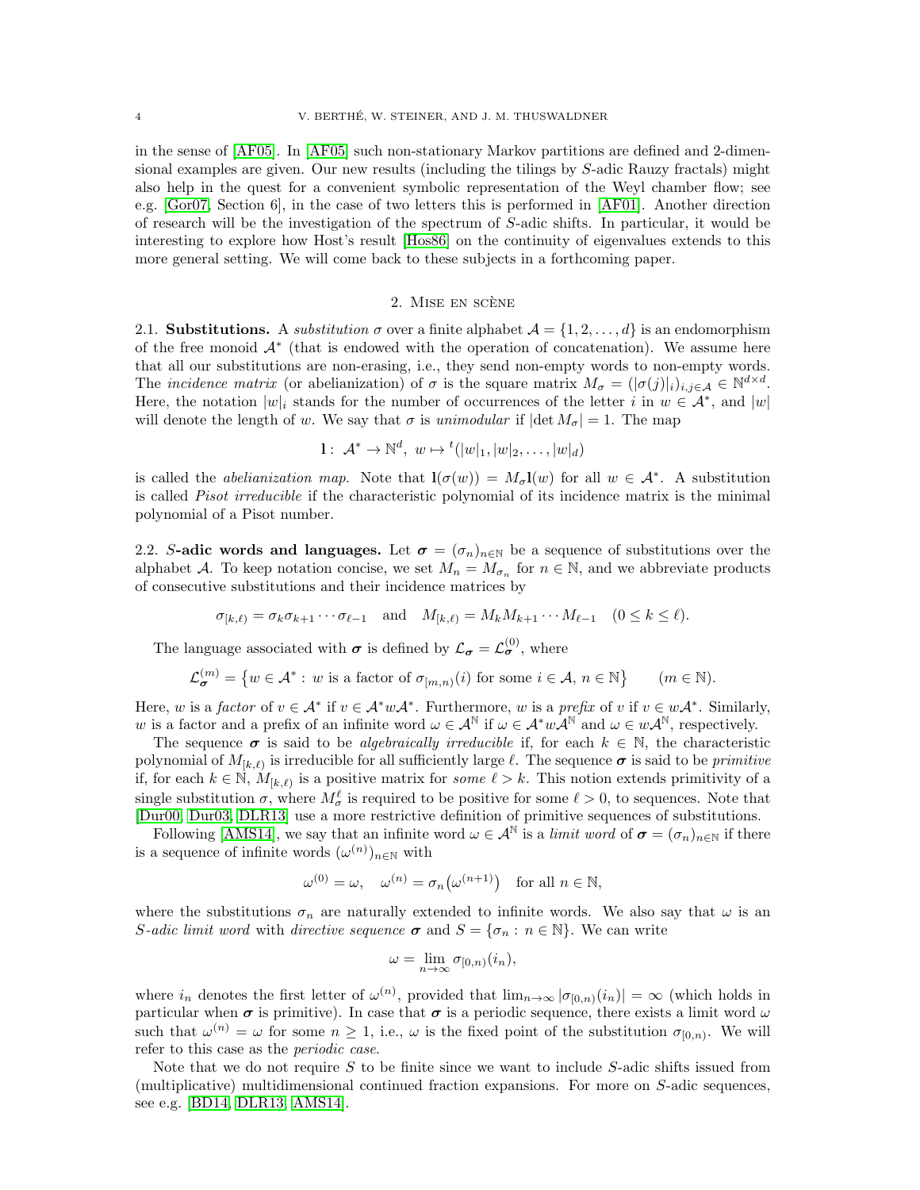in the sense of [AF05]. In [AF05] such non-stationary Markov partitions are defined and 2-dimensional examples are given. Our new results (including the tilings by $S$-adic Rauzy fractals) might also help in the quest for a convenient symbolic representation of the Weyl chamber flow; see e.g. [Gor07, Section 6], in the case of two letters this is performed in [AF01]. Another direction of research will be the investigation of the spectrum of $S$-adic shifts. In particular, it would be interesting to explore how Host's result [Hos86] on the continuity of eigenvalues extends to this more general setting. We will come back to these subjects in a forthcoming paper.

## 2. Mise en scène

### 2.1. Substitutions.

A *substitution* $\sigma$ over a finite alphabet $\mathcal{A} = \{1, 2, \ldots, d\}$ is an endomorphism of the free monoid $\mathcal{A}^*$ (that is endowed with the operation of concatenation). We assume here that all our substitutions are non-erasing, i.e., they send non-empty words to non-empty words. The *incidence matrix* (or abelianization) of $\sigma$ is the square matrix $M_\sigma = (|\sigma(j)|_i)_{i,j\in\mathcal{A}} \in \mathbb{N}^{d\times d}$. Here, the notation $|w|_i$ stands for the number of occurrences of the letter $i$ in $w \in \mathcal{A}^*$, and $|w|$ will denote the length of $w$. We say that $\sigma$ is *unimodular* if $|\det M_\sigma| = 1$. The map

$$\mathbf{l} : \mathcal{A}^* \to \mathbb{N}^d, \ w \mapsto {}^t(|w|_1, |w|_2, \ldots, |w|_d)$$

is called the *abelianization map*. Note that $\mathbf{l}(\sigma(w)) = M_\sigma \mathbf{l}(w)$ for all $w \in \mathcal{A}^*$. A substitution is called *Pisot irreducible* if the characteristic polynomial of its incidence matrix is the minimal polynomial of a Pisot number.

### 2.2. $S$-adic words and languages.

Let $\boldsymbol{\sigma} = (\sigma_n)_{n\in\mathbb{N}}$ be a sequence of substitutions over the alphabet $\mathcal{A}$. To keep notation concise, we set $M_n = M_{\sigma_n}$ for $n \in \mathbb{N}$, and we abbreviate products of consecutive substitutions and their incidence matrices by

$$\sigma_{[k,\ell)} = \sigma_k \sigma_{k+1} \cdots \sigma_{\ell-1} \quad \text{and} \quad M_{[k,\ell)} = M_k M_{k+1} \cdots M_{\ell-1} \quad (0 \le k \le \ell).$$

The language associated with $\boldsymbol{\sigma}$ is defined by $\mathcal{L}_{\boldsymbol{\sigma}} = \mathcal{L}_{\boldsymbol{\sigma}}^{(0)}$, where

$$\mathcal{L}_{\boldsymbol{\sigma}}^{(m)} = \big\{ w \in \mathcal{A}^* : w \text{ is a factor of } \sigma_{[m,n)}(i) \text{ for some } i \in \mathcal{A},\, n \in \mathbb{N} \big\} \qquad (m \in \mathbb{N}).$$

Here, $w$ is a *factor* of $v \in \mathcal{A}^*$ if $v \in \mathcal{A}^* w \mathcal{A}^*$. Furthermore, $w$ is a *prefix* of $v$ if $v \in w\mathcal{A}^*$. Similarly, $w$ is a factor and a prefix of an infinite word $\omega \in \mathcal{A}^{\mathbb{N}}$ if $\omega \in \mathcal{A}^* w \mathcal{A}^{\mathbb{N}}$ and $\omega \in w\mathcal{A}^{\mathbb{N}}$, respectively.

The sequence $\boldsymbol{\sigma}$ is said to be *algebraically irreducible* if, for each $k \in \mathbb{N}$, the characteristic polynomial of $M_{[k,\ell)}$ is irreducible for all sufficiently large $\ell$. The sequence $\boldsymbol{\sigma}$ is said to be *primitive* if, for each $k \in \mathbb{N}$, $M_{[k,\ell)}$ is a positive matrix for *some* $\ell > k$. This notion extends primitivity of a single substitution $\sigma$, where $M_\sigma^\ell$ is required to be positive for some $\ell > 0$, to sequences. Note that [Dur00, Dur03, DLR13] use a more restrictive definition of primitive sequences of substitutions.

Following [AMS14], we say that an infinite word $\omega \in \mathcal{A}^{\mathbb{N}}$ is a *limit word* of $\boldsymbol{\sigma} = (\sigma_n)_{n\in\mathbb{N}}$ if there is a sequence of infinite words $(\omega^{(n)})_{n\in\mathbb{N}}$ with

$$\omega^{(0)} = \omega, \quad \omega^{(n)} = \sigma_n\big(\omega^{(n+1)}\big) \quad \text{for all } n \in \mathbb{N},$$

where the substitutions $\sigma_n$ are naturally extended to infinite words. We also say that $\omega$ is an *$S$-adic limit word* with *directive sequence* $\boldsymbol{\sigma}$ and $S = \{\sigma_n : n \in \mathbb{N}\}$. We can write

$$\omega = \lim_{n\to\infty} \sigma_{[0,n)}(i_n),$$

where $i_n$ denotes the first letter of $\omega^{(n)}$, provided that $\lim_{n\to\infty} |\sigma_{[0,n)}(i_n)| = \infty$ (which holds in particular when $\boldsymbol{\sigma}$ is primitive). In case that $\boldsymbol{\sigma}$ is a periodic sequence, there exists a limit word $\omega$ such that $\omega^{(n)} = \omega$ for some $n \ge 1$, i.e., $\omega$ is the fixed point of the substitution $\sigma_{[0,n)}$. We will refer to this case as the *periodic case*.

Note that we do not require $S$ to be finite since we want to include $S$-adic shifts issued from (multiplicative) multidimensional continued fraction expansions. For more on $S$-adic sequences, see e.g. [BD14, DLR13, AMS14].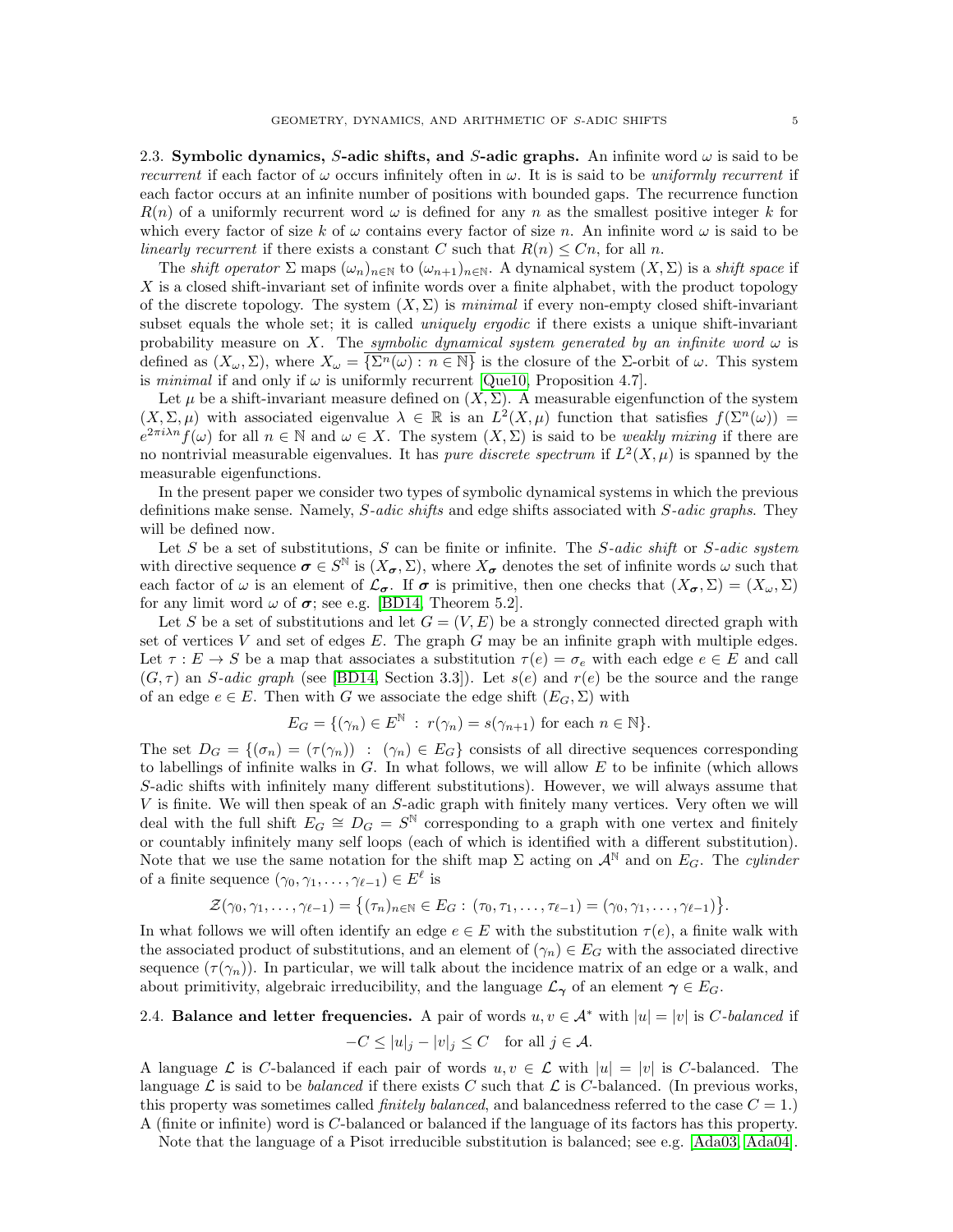### 2.3. Symbolic dynamics, $S$-adic shifts, and $S$-adic graphs.

An infinite word $\omega$ is said to be *recurrent* if each factor of $\omega$ occurs infinitely often in $\omega$. It is is said to be *uniformly recurrent* if each factor occurs at an infinite number of positions with bounded gaps. The recurrence function $R(n)$ of a uniformly recurrent word $\omega$ is defined for any $n$ as the smallest positive integer $k$ for which every factor of size $k$ of $\omega$ contains every factor of size $n$. An infinite word $\omega$ is said to be *linearly recurrent* if there exists a constant $C$ such that $R(n) \le Cn$, for all $n$.

The *shift operator* $\Sigma$ maps $(\omega_n)_{n\in\mathbb{N}}$ to $(\omega_{n+1})_{n\in\mathbb{N}}$. A dynamical system $(X, \Sigma)$ is a *shift space* if $X$ is a closed shift-invariant set of infinite words over a finite alphabet, with the product topology of the discrete topology. The system $(X, \Sigma)$ is *minimal* if every non-empty closed shift-invariant subset equals the whole set; it is called *uniquely ergodic* if there exists a unique shift-invariant probability measure on $X$. The *symbolic dynamical system generated by an infinite word* $\omega$ is defined as $(X_\omega, \Sigma)$, where $X_\omega = \overline{\{\Sigma^n(\omega) : n \in \mathbb{N}\}}$ is the closure of the $\Sigma$-orbit of $\omega$. This system is *minimal* if and only if $\omega$ is uniformly recurrent [Que10, Proposition 4.7].

Let $\mu$ be a shift-invariant measure defined on $(X, \Sigma)$. A measurable eigenfunction of the system $(X, \Sigma, \mu)$ with associated eigenvalue $\lambda \in \mathbb{R}$ is an $L^2(X, \mu)$ function that satisfies $f(\Sigma^n(\omega)) = e^{2\pi i \lambda n} f(\omega)$ for all $n \in \mathbb{N}$ and $\omega \in X$. The system $(X, \Sigma)$ is said to be *weakly mixing* if there are no nontrivial measurable eigenvalues. It has *pure discrete spectrum* if $L^2(X, \mu)$ is spanned by the measurable eigenfunctions.

In the present paper we consider two types of symbolic dynamical systems in which the previous definitions make sense. Namely, $S$*-adic shifts* and edge shifts associated with $S$*-adic graphs*. They will be defined now.

Let $S$ be a set of substitutions, $S$ can be finite or infinite. The $S$*-adic shift* or $S$*-adic system* with directive sequence $\boldsymbol{\sigma} \in S^{\mathbb{N}}$ is $(X_{\boldsymbol{\sigma}}, \Sigma)$, where $X_{\boldsymbol{\sigma}}$ denotes the set of infinite words $\omega$ such that each factor of $\omega$ is an element of $\mathcal{L}_{\boldsymbol{\sigma}}$. If $\boldsymbol{\sigma}$ is primitive, then one checks that $(X_{\boldsymbol{\sigma}}, \Sigma) = (X_\omega, \Sigma)$ for any limit word $\omega$ of $\boldsymbol{\sigma}$; see e.g. [BD14, Theorem 5.2].

Let $S$ be a set of substitutions and let $G = (V, E)$ be a strongly connected directed graph with set of vertices $V$ and set of edges $E$. The graph $G$ may be an infinite graph with multiple edges. Let $\tau : E \to S$ be a map that associates a substitution $\tau(e) = \sigma_e$ with each edge $e \in E$ and call $(G, \tau)$ an $S$*-adic graph* (see [BD14, Section 3.3]). Let $s(e)$ and $r(e)$ be the source and the range of an edge $e \in E$. Then with $G$ we associate the edge shift $(E_G, \Sigma)$ with

$$E_G = \{(\gamma_n) \in E^{\mathbb{N}} : r(\gamma_n) = s(\gamma_{n+1}) \text{ for each } n \in \mathbb{N}\}.$$

The set $D_G = \{(\sigma_n) = (\tau(\gamma_n)) : (\gamma_n) \in E_G\}$ consists of all directive sequences corresponding to labellings of infinite walks in $G$. In what follows, we will allow $E$ to be infinite (which allows $S$-adic shifts with infinitely many different substitutions). However, we will always assume that $V$ is finite. We will then speak of an $S$-adic graph with finitely many vertices. Very often we will deal with the full shift $E_G \cong D_G = S^{\mathbb{N}}$ corresponding to a graph with one vertex and finitely or countably infinitely many self loops (each of which is identified with a different substitution). Note that we use the same notation for the shift map $\Sigma$ acting on $\mathcal{A}^{\mathbb{N}}$ and on $E_G$. The *cylinder* of a finite sequence $(\gamma_0, \gamma_1, \ldots, \gamma_{\ell-1}) \in E^\ell$ is

$$\mathcal{Z}(\gamma_0, \gamma_1, \ldots, \gamma_{\ell-1}) = \big\{(\tau_n)_{n\in\mathbb{N}} \in E_G : (\tau_0, \tau_1, \ldots, \tau_{\ell-1}) = (\gamma_0, \gamma_1, \ldots, \gamma_{\ell-1})\big\}.$$

In what follows we will often identify an edge $e \in E$ with the substitution $\tau(e)$, a finite walk with the associated product of substitutions, and an element of $(\gamma_n) \in E_G$ with the associated directive sequence $(\tau(\gamma_n))$. In particular, we will talk about the incidence matrix of an edge or a walk, and about primitivity, algebraic irreducibility, and the language $\mathcal{L}_{\boldsymbol{\gamma}}$ of an element $\boldsymbol{\gamma} \in E_G$.

### 2.4. Balance and letter frequencies.

A pair of words $u, v \in \mathcal{A}^*$ with $|u| = |v|$ is $C$*-balanced* if

$$-C \le |u|_j - |v|_j \le C \quad \text{for all } j \in \mathcal{A}.$$

A language $\mathcal{L}$ is $C$-balanced if each pair of words $u, v \in \mathcal{L}$ with $|u| = |v|$ is $C$-balanced. The language $\mathcal{L}$ is said to be *balanced* if there exists $C$ such that $\mathcal{L}$ is $C$-balanced. (In previous works, this property was sometimes called *finitely balanced*, and balancedness referred to the case $C = 1$.) A (finite or infinite) word is $C$-balanced or balanced if the language of its factors has this property.

Note that the language of a Pisot irreducible substitution is balanced; see e.g. [Ada03, Ada04].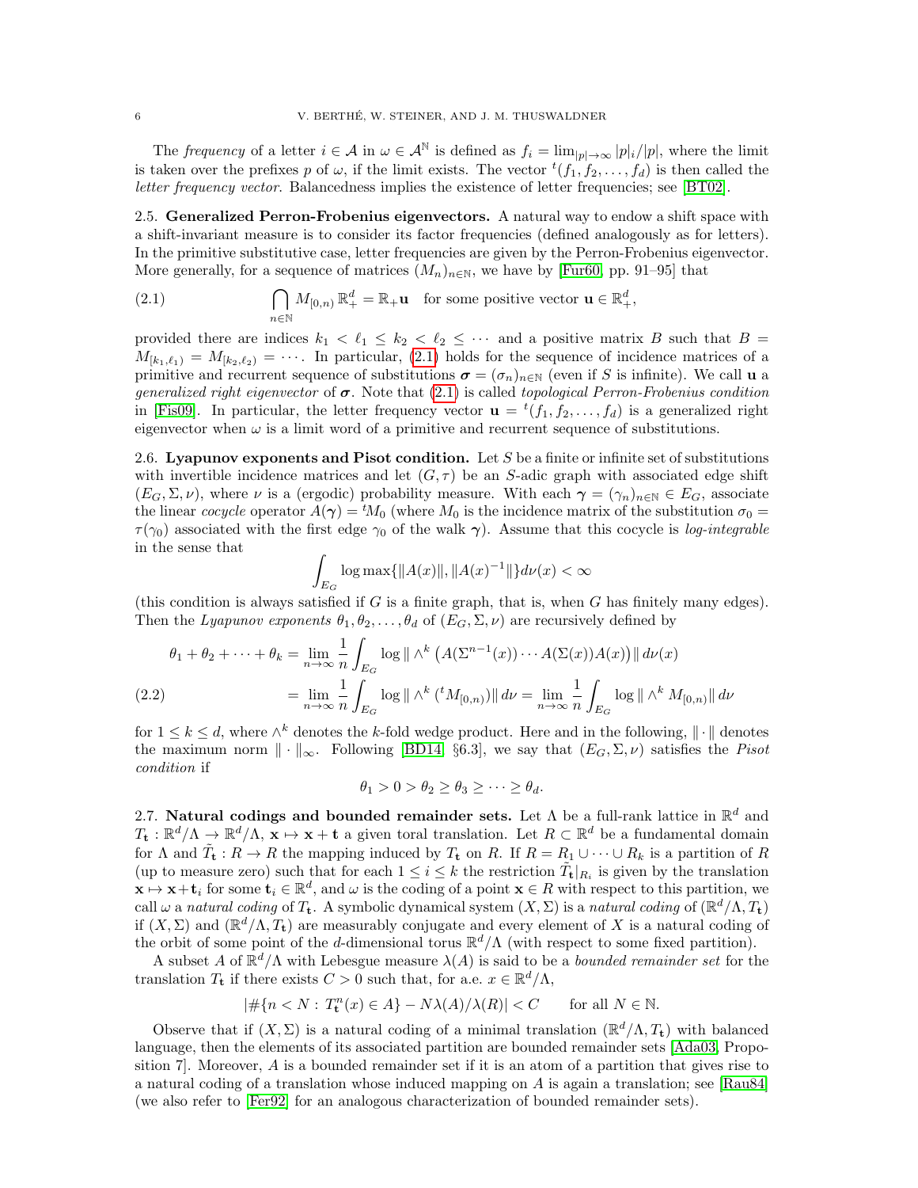The *frequency* of a letter $i \in \mathcal{A}$ in $\omega \in \mathcal{A}^{\mathbb{N}}$ is defined as $f_i = \lim_{|p|\to\infty} |p|_i/|p|$, where the limit is taken over the prefixes $p$ of $\omega$, if the limit exists. The vector ${}^t(f_1, f_2, \ldots, f_d)$ is then called the *letter frequency vector*. Balancedness implies the existence of letter frequencies; see [BT02].

**2.5. Generalized Perron-Frobenius eigenvectors.** A natural way to endow a shift space with a shift-invariant measure is to consider its factor frequencies (defined analogously as for letters). In the primitive substitutive case, letter frequencies are given by the Perron-Frobenius eigenvector. More generally, for a sequence of matrices $(M_n)_{n\in\mathbb{N}}$, we have by [Fur60, pp. 91–95] that

$$\bigcap_{n\in\mathbb{N}} M_{[0,n)}\,\mathbb{R}^d_+ = \mathbb{R}_+\mathbf{u} \quad \text{for some positive vector } \mathbf{u} \in \mathbb{R}^d_+, \tag{2.1}$$

provided there are indices $k_1 < \ell_1 \le k_2 < \ell_2 \le \cdots$ and a positive matrix $B$ such that $B = M_{[k_1,\ell_1)} = M_{[k_2,\ell_2)} = \cdots$. In particular, (2.1) holds for the sequence of incidence matrices of a primitive and recurrent sequence of substitutions $\boldsymbol{\sigma} = (\sigma_n)_{n\in\mathbb{N}}$ (even if $S$ is infinite). We call $\mathbf{u}$ a *generalized right eigenvector* of $\boldsymbol{\sigma}$. Note that (2.1) is called *topological Perron-Frobenius condition* in [Fis09]. In particular, the letter frequency vector $\mathbf{u} = {}^t(f_1, f_2, \ldots, f_d)$ is a generalized right eigenvector when $\omega$ is a limit word of a primitive and recurrent sequence of substitutions.

**2.6. Lyapunov exponents and Pisot condition.** Let $S$ be a finite or infinite set of substitutions with invertible incidence matrices and let $(G,\tau)$ be an $S$-adic graph with associated edge shift $(E_G, \Sigma, \nu)$, where $\nu$ is a (ergodic) probability measure. With each $\boldsymbol{\gamma} = (\gamma_n)_{n\in\mathbb{N}} \in E_G$, associate the linear *cocycle* operator $A(\boldsymbol{\gamma}) = {}^tM_0$ (where $M_0$ is the incidence matrix of the substitution $\sigma_0 = \tau(\gamma_0)$ associated with the first edge $\gamma_0$ of the walk $\boldsymbol{\gamma}$). Assume that this cocycle is *log-integrable* in the sense that

$$\int_{E_G} \log\max\{\|A(x)\|, \|A(x)^{-1}\|\} d\nu(x) < \infty$$

(this condition is always satisfied if $G$ is a finite graph, that is, when $G$ has finitely many edges). Then the *Lyapunov exponents* $\theta_1, \theta_2, \ldots, \theta_d$ of $(E_G, \Sigma, \nu)$ are recursively defined by

$$\begin{aligned}
\theta_1 + \theta_2 + \cdots + \theta_k &= \lim_{n\to\infty} \frac{1}{n} \int_{E_G} \log \|\wedge^k \left(A(\Sigma^{n-1}(x)) \cdots A(\Sigma(x)) A(x)\right)\| \, d\nu(x) \\
&= \lim_{n\to\infty} \frac{1}{n} \int_{E_G} \log \|\wedge^k \,({}^tM_{[0,n)})\| \, d\nu = \lim_{n\to\infty} \frac{1}{n} \int_{E_G} \log \|\wedge^k M_{[0,n)}\| \, d\nu
\end{aligned} \tag{2.2}$$

for $1 \le k \le d$, where $\wedge^k$ denotes the $k$-fold wedge product. Here and in the following, $\|\cdot\|$ denotes the maximum norm $\|\cdot\|_\infty$. Following [BD14, §6.3], we say that $(E_G, \Sigma, \nu)$ satisfies the *Pisot condition* if

$$\theta_1 > 0 > \theta_2 \ge \theta_3 \ge \cdots \ge \theta_d.$$

**2.7. Natural codings and bounded remainder sets.** Let $\Lambda$ be a full-rank lattice in $\mathbb{R}^d$ and $T_{\mathbf{t}} : \mathbb{R}^d/\Lambda \to \mathbb{R}^d/\Lambda$, $\mathbf{x} \mapsto \mathbf{x} + \mathbf{t}$ a given toral translation. Let $R \subset \mathbb{R}^d$ be a fundamental domain for $\Lambda$ and $\tilde{T}_{\mathbf{t}} : R \to R$ the mapping induced by $T_{\mathbf{t}}$ on $R$. If $R = R_1 \cup \cdots \cup R_k$ is a partition of $R$ (up to measure zero) such that for each $1 \le i \le k$ the restriction $\tilde{T}_{\mathbf{t}}|_{R_i}$ is given by the translation $\mathbf{x} \mapsto \mathbf{x} + \mathbf{t}_i$ for some $\mathbf{t}_i \in \mathbb{R}^d$, and $\omega$ is the coding of a point $\mathbf{x} \in R$ with respect to this partition, we call $\omega$ a *natural coding* of $T_{\mathbf{t}}$. A symbolic dynamical system $(X, \Sigma)$ is a *natural coding* of $(\mathbb{R}^d/\Lambda, T_{\mathbf{t}})$ if $(X, \Sigma)$ and $(\mathbb{R}^d/\Lambda, T_{\mathbf{t}})$ are measurably conjugate and every element of $X$ is a natural coding of the orbit of some point of the $d$-dimensional torus $\mathbb{R}^d/\Lambda$ (with respect to some fixed partition).

A subset $A$ of $\mathbb{R}^d/\Lambda$ with Lebesgue measure $\lambda(A)$ is said to be a *bounded remainder set* for the translation $T_{\mathbf{t}}$ if there exists $C > 0$ such that, for a.e. $x \in \mathbb{R}^d/\Lambda$,

$$|\#\{n < N : T^n_{\mathbf{t}}(x) \in A\} - N\lambda(A)/\lambda(R)| < C \qquad \text{for all } N \in \mathbb{N}.$$

Observe that if $(X, \Sigma)$ is a natural coding of a minimal translation $(\mathbb{R}^d/\Lambda, T_{\mathbf{t}})$ with balanced language, then the elements of its associated partition are bounded remainder sets [Ada03, Proposition 7]. Moreover, $A$ is a bounded remainder set if it is an atom of a partition that gives rise to a natural coding of a translation whose induced mapping on $A$ is again a translation; see [Rau84] (we also refer to [Fer92] for an analogous characterization of bounded remainder sets).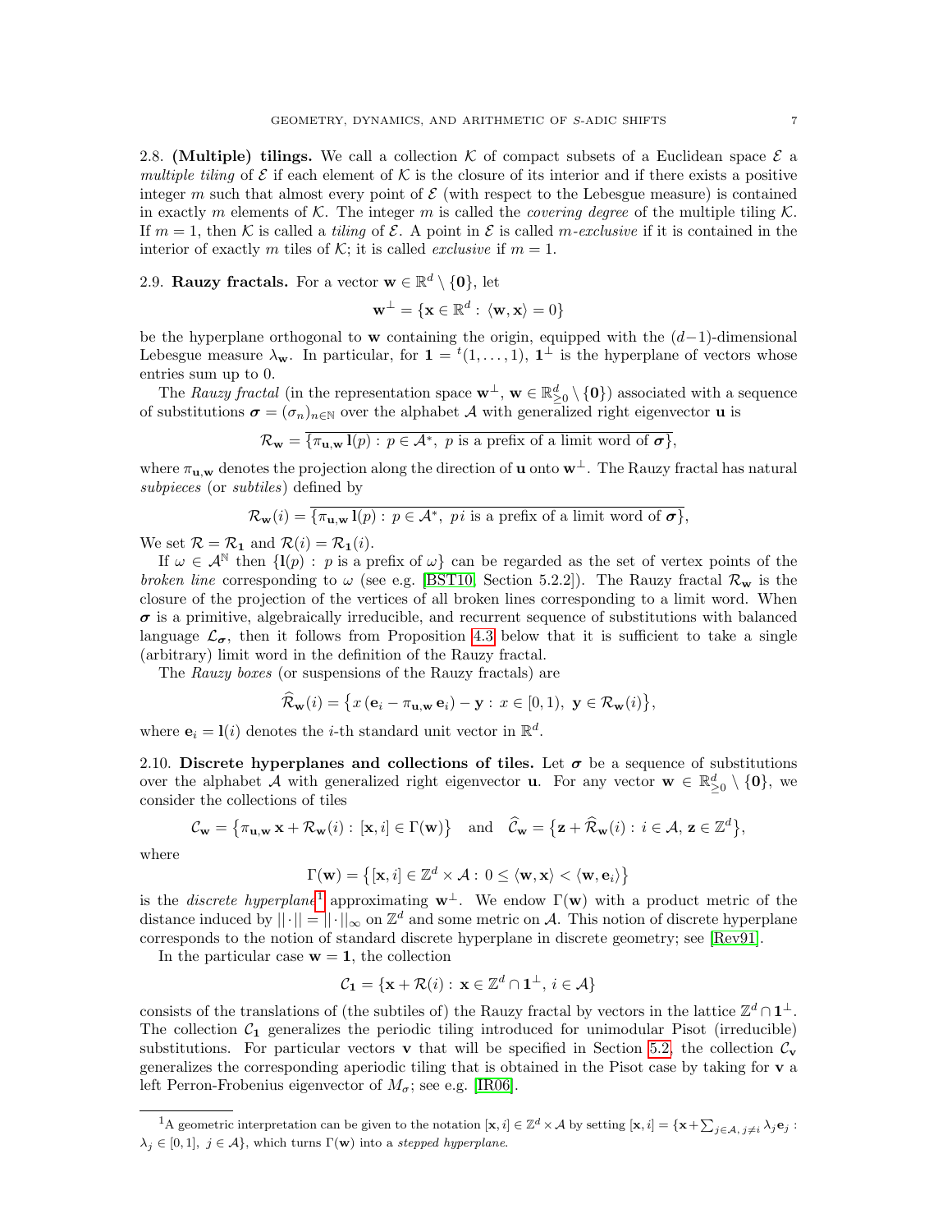2.8. **(Multiple) tilings.** We call a collection $\mathcal{K}$ of compact subsets of a Euclidean space $\mathcal{E}$ a *multiple tiling* of $\mathcal{E}$ if each element of $\mathcal{K}$ is the closure of its interior and if there exists a positive integer $m$ such that almost every point of $\mathcal{E}$ (with respect to the Lebesgue measure) is contained in exactly $m$ elements of $\mathcal{K}$. The integer $m$ is called the *covering degree* of the multiple tiling $\mathcal{K}$. If $m = 1$, then $\mathcal{K}$ is called a *tiling* of $\mathcal{E}$. A point in $\mathcal{E}$ is called *$m$-exclusive* if it is contained in the interior of exactly $m$ tiles of $\mathcal{K}$; it is called *exclusive* if $m = 1$.

2.9. **Rauzy fractals.** For a vector $\mathbf{w} \in \mathbb{R}^d \setminus \{\mathbf{0}\}$, let

$$\mathbf{w}^\perp = \{\mathbf{x} \in \mathbb{R}^d : \langle \mathbf{w}, \mathbf{x} \rangle = 0\}$$

be the hyperplane orthogonal to $\mathbf{w}$ containing the origin, equipped with the $(d-1)$-dimensional Lebesgue measure $\lambda_\mathbf{w}$. In particular, for $\mathbf{1} = {}^t(1, \ldots, 1)$, $\mathbf{1}^\perp$ is the hyperplane of vectors whose entries sum up to 0.

The *Rauzy fractal* (in the representation space $\mathbf{w}^\perp$, $\mathbf{w} \in \mathbb{R}^d_{\geq 0} \setminus \{\mathbf{0}\}$) associated with a sequence of substitutions $\boldsymbol{\sigma} = (\sigma_n)_{n \in \mathbb{N}}$ over the alphabet $\mathcal{A}$ with generalized right eigenvector $\mathbf{u}$ is

$$\mathcal{R}_\mathbf{w} = \overline{\{\pi_{\mathbf{u},\mathbf{w}}\, \mathbf{l}(p) : p \in \mathcal{A}^*,\ p \text{ is a prefix of a limit word of } \boldsymbol{\sigma}\}},$$

where $\pi_{\mathbf{u},\mathbf{w}}$ denotes the projection along the direction of $\mathbf{u}$ onto $\mathbf{w}^\perp$. The Rauzy fractal has natural *subpieces* (or *subtiles*) defined by

$$\mathcal{R}_\mathbf{w}(i) = \overline{\{\pi_{\mathbf{u},\mathbf{w}}\, \mathbf{l}(p) : p \in \mathcal{A}^*,\ pi \text{ is a prefix of a limit word of } \boldsymbol{\sigma}\}},$$

We set $\mathcal{R} = \mathcal{R}_\mathbf{1}$ and $\mathcal{R}(i) = \mathcal{R}_\mathbf{1}(i)$.

If $\omega \in \mathcal{A}^\mathbb{N}$ then $\{\mathbf{l}(p) : p \text{ is a prefix of } \omega\}$ can be regarded as the set of vertex points of the *broken line* corresponding to $\omega$ (see e.g. [BST10, Section 5.2.2]). The Rauzy fractal $\mathcal{R}_\mathbf{w}$ is the closure of the projection of the vertices of all broken lines corresponding to a limit word. When $\boldsymbol{\sigma}$ is a primitive, algebraically irreducible, and recurrent sequence of substitutions with balanced language $\mathcal{L}_{\boldsymbol{\sigma}}$, then it follows from Proposition 4.3 below that it is sufficient to take a single (arbitrary) limit word in the definition of the Rauzy fractal.

The *Rauzy boxes* (or suspensions of the Rauzy fractals) are

$$\widehat{\mathcal{R}}_\mathbf{w}(i) = \big\{x\,(\mathbf{e}_i - \pi_{\mathbf{u},\mathbf{w}}\,\mathbf{e}_i) - \mathbf{y} : x \in [0,1),\ \mathbf{y} \in \mathcal{R}_\mathbf{w}(i)\big\},$$

where $\mathbf{e}_i = \mathbf{l}(i)$ denotes the $i$-th standard unit vector in $\mathbb{R}^d$.

2.10. **Discrete hyperplanes and collections of tiles.** Let $\boldsymbol{\sigma}$ be a sequence of substitutions over the alphabet $\mathcal{A}$ with generalized right eigenvector $\mathbf{u}$. For any vector $\mathbf{w} \in \mathbb{R}^d_{\geq 0} \setminus \{\mathbf{0}\}$, we consider the collections of tiles

$$\mathcal{C}_\mathbf{w} = \big\{\pi_{\mathbf{u},\mathbf{w}}\,\mathbf{x} + \mathcal{R}_\mathbf{w}(i) : [\mathbf{x}, i] \in \Gamma(\mathbf{w})\big\} \quad \text{and} \quad \widehat{\mathcal{C}}_\mathbf{w} = \big\{\mathbf{z} + \widehat{\mathcal{R}}_\mathbf{w}(i) : i \in \mathcal{A},\ \mathbf{z} \in \mathbb{Z}^d\big\},$$

where

$$\Gamma(\mathbf{w}) = \big\{[\mathbf{x}, i] \in \mathbb{Z}^d \times \mathcal{A} : 0 \leq \langle \mathbf{w}, \mathbf{x} \rangle < \langle \mathbf{w}, \mathbf{e}_i \rangle\big\}$$

is the *discrete hyperplane*[1] approximating $\mathbf{w}^\perp$. We endow $\Gamma(\mathbf{w})$ with a product metric of the distance induced by $||\cdot|| = ||\cdot||_\infty$ on $\mathbb{Z}^d$ and some metric on $\mathcal{A}$. This notion of discrete hyperplane corresponds to the notion of standard discrete hyperplane in discrete geometry; see [Rev91].

In the particular case $\mathbf{w} = \mathbf{1}$, the collection

$$\mathcal{C}_\mathbf{1} = \{\mathbf{x} + \mathcal{R}(i) : \mathbf{x} \in \mathbb{Z}^d \cap \mathbf{1}^\perp,\ i \in \mathcal{A}\}$$

consists of the translations of (the subtiles of) the Rauzy fractal by vectors in the lattice $\mathbb{Z}^d \cap \mathbf{1}^\perp$. The collection $\mathcal{C}_\mathbf{1}$ generalizes the periodic tiling introduced for unimodular Pisot (irreducible) substitutions. For particular vectors $\mathbf{v}$ that will be specified in Section 5.2, the collection $\mathcal{C}_\mathbf{v}$ generalizes the corresponding aperiodic tiling that is obtained in the Pisot case by taking for $\mathbf{v}$ a left Perron-Frobenius eigenvector of $M_\sigma$; see e.g. [IR06].

[1] A geometric interpretation can be given to the notation $[\mathbf{x}, i] \in \mathbb{Z}^d \times \mathcal{A}$ by setting $[\mathbf{x}, i] = \{\mathbf{x} + \sum_{j \in \mathcal{A},\, j \neq i} \lambda_j \mathbf{e}_j : \lambda_j \in [0,1],\ j \in \mathcal{A}\}$, which turns $\Gamma(\mathbf{w})$ into a *stepped hyperplane*.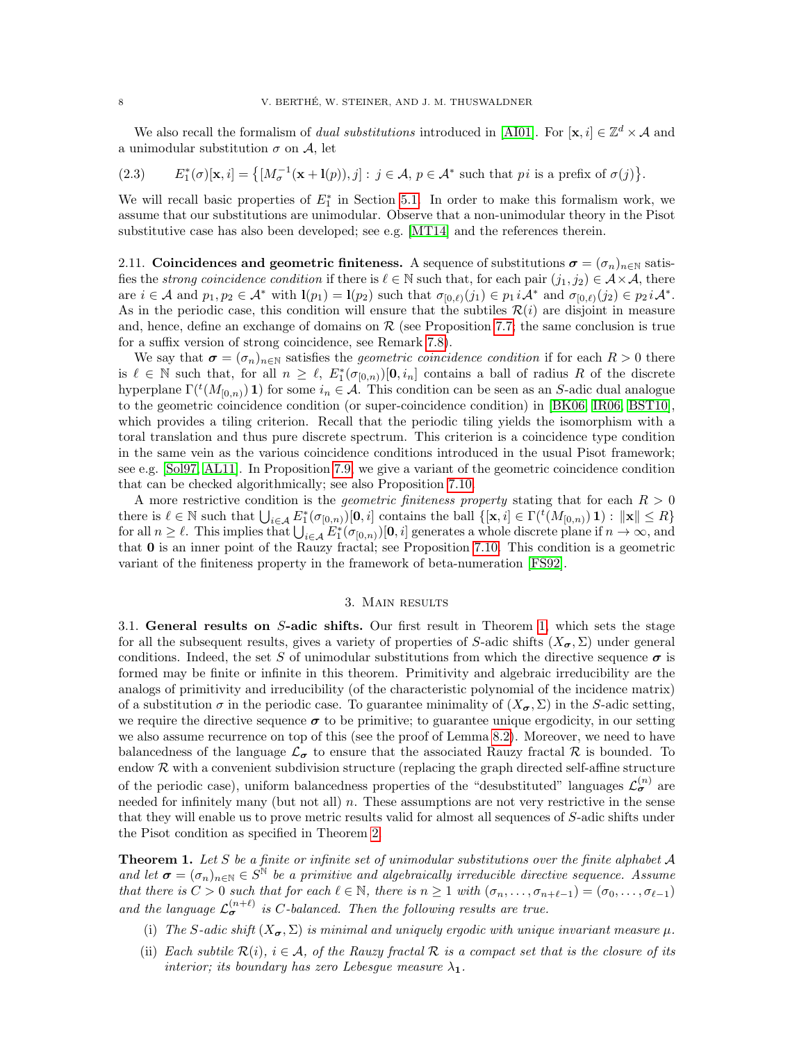We also recall the formalism of *dual substitutions* introduced in [AI01]. For $[\mathbf{x}, i] \in \mathbb{Z}^d \times \mathcal{A}$ and a unimodular substitution $\sigma$ on $\mathcal{A}$, let

$$E_1^*(\sigma)[\mathbf{x}, i] = \big\{[M_\sigma^{-1}(\mathbf{x} + \mathbf{l}(p)), j] : j \in \mathcal{A},\, p \in \mathcal{A}^* \text{ such that } pi \text{ is a prefix of } \sigma(j)\big\}. \tag{2.3}$$

We will recall basic properties of $E_1^*$ in Section 5.1. In order to make this formalism work, we assume that our substitutions are unimodular. Observe that a non-unimodular theory in the Pisot substitutive case has also been developed; see e.g. [MT14] and the references therein.

**2.11. Coincidences and geometric finiteness.** A sequence of substitutions $\boldsymbol{\sigma} = (\sigma_n)_{n\in\mathbb{N}}$ satisfies the *strong coincidence condition* if there is $\ell \in \mathbb{N}$ such that, for each pair $(j_1, j_2) \in \mathcal{A} \times \mathcal{A}$, there are $i \in \mathcal{A}$ and $p_1, p_2 \in \mathcal{A}^*$ with $\mathbf{l}(p_1) = \mathbf{l}(p_2)$ such that $\sigma_{[0,\ell)}(j_1) \in p_1\, i\, \mathcal{A}^*$ and $\sigma_{[0,\ell)}(j_2) \in p_2\, i\, \mathcal{A}^*$. As in the periodic case, this condition will ensure that the subtiles $\mathcal{R}(i)$ are disjoint in measure and, hence, define an exchange of domains on $\mathcal{R}$ (see Proposition 7.7; the same conclusion is true for a suffix version of strong coincidence, see Remark 7.8).

We say that $\boldsymbol{\sigma} = (\sigma_n)_{n\in\mathbb{N}}$ satisfies the *geometric coincidence condition* if for each $R > 0$ there is $\ell \in \mathbb{N}$ such that, for all $n \geq \ell$, $E_1^*(\sigma_{[0,n)})[\mathbf{0}, i_n]$ contains a ball of radius $R$ of the discrete hyperplane $\Gamma({}^t(M_{[0,n)})\, \mathbf{1})$ for some $i_n \in \mathcal{A}$. This condition can be seen as an $S$-adic dual analogue to the geometric coincidence condition (or super-coincidence condition) in [BK06, IR06, BST10], which provides a tiling criterion. Recall that the periodic tiling yields the isomorphism with a toral translation and thus pure discrete spectrum. This criterion is a coincidence type condition in the same vein as the various coincidence conditions introduced in the usual Pisot framework; see e.g. [Sol97, AL11]. In Proposition 7.9, we give a variant of the geometric coincidence condition that can be checked algorithmically; see also Proposition 7.10.

A more restrictive condition is the *geometric finiteness property* stating that for each $R > 0$ there is $\ell \in \mathbb{N}$ such that $\bigcup_{i\in\mathcal{A}} E_1^*(\sigma_{[0,n)})[\mathbf{0}, i]$ contains the ball $\{[\mathbf{x}, i] \in \Gamma({}^t(M_{[0,n)})\, \mathbf{1}) : \|\mathbf{x}\| \leq R\}$ for all $n \geq \ell$. This implies that $\bigcup_{i\in\mathcal{A}} E_1^*(\sigma_{[0,n)})[\mathbf{0}, i]$ generates a whole discrete plane if $n \to \infty$, and that $\mathbf{0}$ is an inner point of the Rauzy fractal; see Proposition 7.10. This condition is a geometric variant of the finiteness property in the framework of beta-numeration [FS92].

## 3. Main results

**3.1. General results on $S$-adic shifts.** Our first result in Theorem 1, which sets the stage for all the subsequent results, gives a variety of properties of $S$-adic shifts $(X_{\boldsymbol{\sigma}}, \Sigma)$ under general conditions. Indeed, the set $S$ of unimodular substitutions from which the directive sequence $\boldsymbol{\sigma}$ is formed may be finite or infinite in this theorem. Primitivity and algebraic irreducibility are the analogs of primitivity and irreducibility (of the characteristic polynomial of the incidence matrix) of a substitution $\sigma$ in the periodic case. To guarantee minimality of $(X_{\boldsymbol{\sigma}}, \Sigma)$ in the $S$-adic setting, we require the directive sequence $\boldsymbol{\sigma}$ to be primitive; to guarantee unique ergodicity, in our setting we also assume recurrence on top of this (see the proof of Lemma 8.2). Moreover, we need to have balancedness of the language $\mathcal{L}_{\boldsymbol{\sigma}}$ to ensure that the associated Rauzy fractal $\mathcal{R}$ is bounded. To endow $\mathcal{R}$ with a convenient subdivision structure (replacing the graph directed self-affine structure of the periodic case), uniform balancedness properties of the "desubstituted" languages $\mathcal{L}_{\boldsymbol{\sigma}}^{(n)}$ are needed for infinitely many (but not all) $n$. These assumptions are not very restrictive in the sense that they will enable us to prove metric results valid for almost all sequences of $S$-adic shifts under the Pisot condition as specified in Theorem 2.

**Theorem 1.** *Let $S$ be a finite or infinite set of unimodular substitutions over the finite alphabet $\mathcal{A}$ and let $\boldsymbol{\sigma} = (\sigma_n)_{n\in\mathbb{N}} \in S^{\mathbb{N}}$ be a primitive and algebraically irreducible directive sequence. Assume that there is $C > 0$ such that for each $\ell \in \mathbb{N}$, there is $n \geq 1$ with $(\sigma_n, \ldots, \sigma_{n+\ell-1}) = (\sigma_0, \ldots, \sigma_{\ell-1})$ and the language $\mathcal{L}_{\boldsymbol{\sigma}}^{(n+\ell)}$ is $C$-balanced. Then the following results are true.*

- (i) *The $S$-adic shift $(X_{\boldsymbol{\sigma}}, \Sigma)$ is minimal and uniquely ergodic with unique invariant measure $\mu$.*
- (ii) *Each subtile $\mathcal{R}(i)$, $i \in \mathcal{A}$, of the Rauzy fractal $\mathcal{R}$ is a compact set that is the closure of its interior; its boundary has zero Lebesgue measure $\lambda_{\mathbf{1}}$.*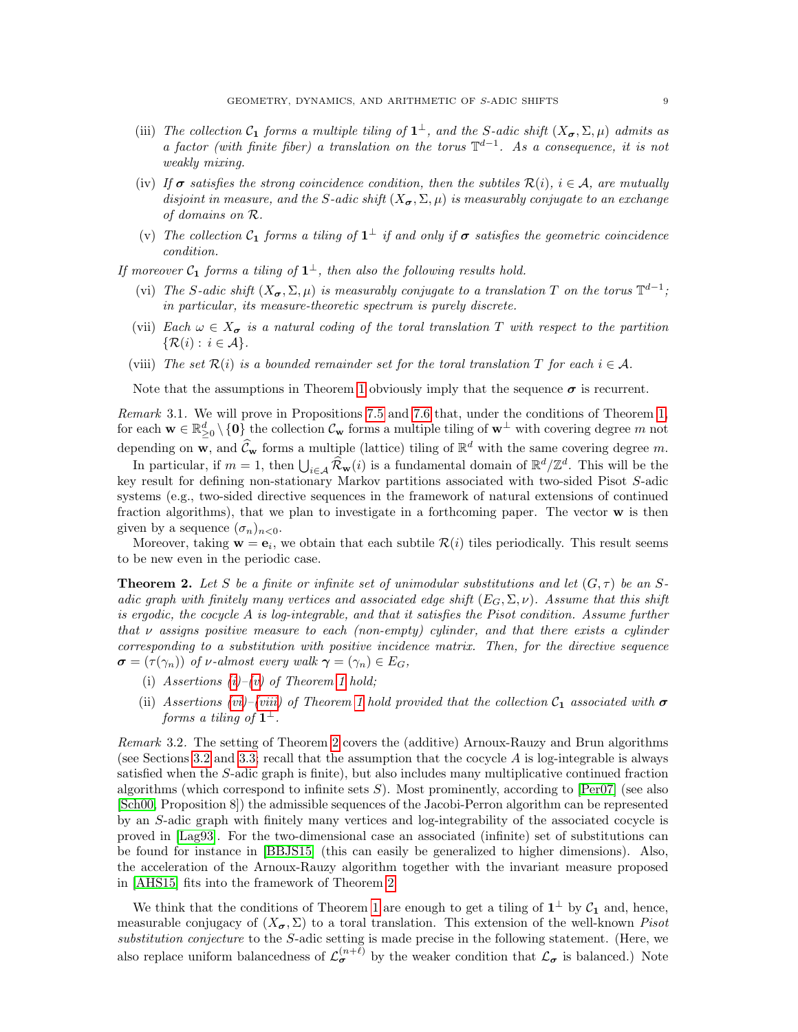(iii) *The collection $\mathcal{C}_{\mathbf{1}}$ forms a multiple tiling of $\mathbf{1}^\perp$, and the S-adic shift $(X_{\boldsymbol{\sigma}}, \Sigma, \mu)$ admits as a factor (with finite fiber) a translation on the torus $\mathbb{T}^{d-1}$. As a consequence, it is not weakly mixing.*

(iv) *If $\boldsymbol{\sigma}$ satisfies the strong coincidence condition, then the subtiles $\mathcal{R}(i)$, $i \in \mathcal{A}$, are mutually disjoint in measure, and the S-adic shift $(X_{\boldsymbol{\sigma}}, \Sigma, \mu)$ is measurably conjugate to an exchange of domains on $\mathcal{R}$.*

(v) *The collection $\mathcal{C}_{\mathbf{1}}$ forms a tiling of $\mathbf{1}^\perp$ if and only if $\boldsymbol{\sigma}$ satisfies the geometric coincidence condition.*

*If moreover $\mathcal{C}_{\mathbf{1}}$ forms a tiling of $\mathbf{1}^\perp$, then also the following results hold.*

(vi) *The S-adic shift $(X_{\boldsymbol{\sigma}}, \Sigma, \mu)$ is measurably conjugate to a translation $T$ on the torus $\mathbb{T}^{d-1}$; in particular, its measure-theoretic spectrum is purely discrete.*

(vii) *Each $\omega \in X_{\boldsymbol{\sigma}}$ is a natural coding of the toral translation $T$ with respect to the partition $\{\mathcal{R}(i) : i \in \mathcal{A}\}$.*

(viii) *The set $\mathcal{R}(i)$ is a bounded remainder set for the toral translation $T$ for each $i \in \mathcal{A}$.*

Note that the assumptions in Theorem 1 obviously imply that the sequence $\boldsymbol{\sigma}$ is recurrent.

*Remark* 3.1. We will prove in Propositions 7.5 and 7.6 that, under the conditions of Theorem 1, for each $\mathbf{w} \in \mathbb{R}^d_{\ge 0} \setminus \{\mathbf{0}\}$ the collection $\mathcal{C}_{\mathbf{w}}$ forms a multiple tiling of $\mathbf{w}^\perp$ with covering degree $m$ not depending on $\mathbf{w}$, and $\widehat{\mathcal{C}}_{\mathbf{w}}$ forms a multiple (lattice) tiling of $\mathbb{R}^d$ with the same covering degree $m$.

In particular, if $m = 1$, then $\bigcup_{i\in\mathcal{A}} \widehat{\mathcal{R}}_{\mathbf{w}}(i)$ is a fundamental domain of $\mathbb{R}^d/\mathbb{Z}^d$. This will be the key result for defining non-stationary Markov partitions associated with two-sided Pisot S-adic systems (e.g., two-sided directive sequences in the framework of natural extensions of continued fraction algorithms), that we plan to investigate in a forthcoming paper. The vector $\mathbf{w}$ is then given by a sequence $(\sigma_n)_{n<0}$.

Moreover, taking $\mathbf{w} = \mathbf{e}_i$, we obtain that each subtile $\mathcal{R}(i)$ tiles periodically. This result seems to be new even in the periodic case.

**Theorem 2.** *Let $S$ be a finite or infinite set of unimodular substitutions and let $(G, \tau)$ be an S-adic graph with finitely many vertices and associated edge shift $(E_G, \Sigma, \nu)$. Assume that this shift is ergodic, the cocycle $A$ is log-integrable, and that it satisfies the Pisot condition. Assume further that $\nu$ assigns positive measure to each (non-empty) cylinder, and that there exists a cylinder corresponding to a substitution with positive incidence matrix. Then, for the directive sequence $\boldsymbol{\sigma} = (\tau(\gamma_n))$ of $\nu$-almost every walk $\boldsymbol{\gamma} = (\gamma_n) \in E_G$,*

(i) *Assertions (i)–(v) of Theorem 1 hold;*

(ii) *Assertions (vi)–(viii) of Theorem 1 hold provided that the collection $\mathcal{C}_{\mathbf{1}}$ associated with $\boldsymbol{\sigma}$ forms a tiling of $\mathbf{1}^\perp$.*

*Remark* 3.2. The setting of Theorem 2 covers the (additive) Arnoux-Rauzy and Brun algorithms (see Sections 3.2 and 3.3; recall that the assumption that the cocycle $A$ is log-integrable is always satisfied when the S-adic graph is finite), but also includes many multiplicative continued fraction algorithms (which correspond to infinite sets $S$). Most prominently, according to [Per07] (see also [Sch00, Proposition 8]) the admissible sequences of the Jacobi-Perron algorithm can be represented by an S-adic graph with finitely many vertices and log-integrability of the associated cocycle is proved in [Lag93]. For the two-dimensional case an associated (infinite) set of substitutions can be found for instance in [BBJS15] (this can easily be generalized to higher dimensions). Also, the acceleration of the Arnoux-Rauzy algorithm together with the invariant measure proposed in [AHS15] fits into the framework of Theorem 2.

We think that the conditions of Theorem 1 are enough to get a tiling of $\mathbf{1}^\perp$ by $\mathcal{C}_{\mathbf{1}}$ and, hence, measurable conjugacy of $(X_{\boldsymbol{\sigma}}, \Sigma)$ to a toral translation. This extension of the well-known *Pisot substitution conjecture* to the S-adic setting is made precise in the following statement. (Here, we also replace uniform balancedness of $\mathcal{L}_{\boldsymbol{\sigma}}^{(n+\ell)}$ by the weaker condition that $\mathcal{L}_{\boldsymbol{\sigma}}$ is balanced.) Note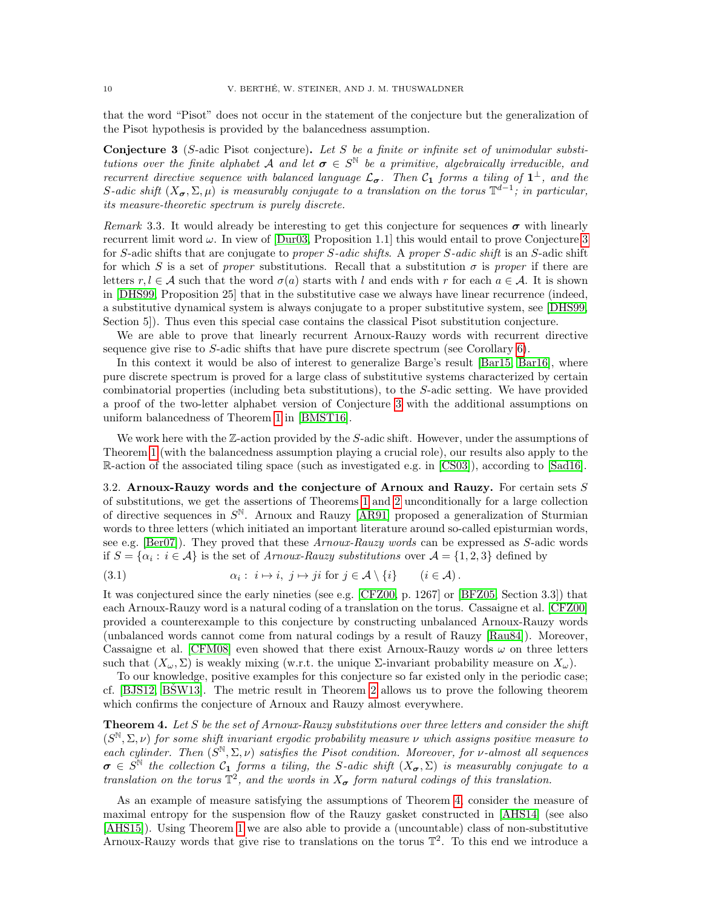that the word "Pisot" does not occur in the statement of the conjecture but the generalization of the Pisot hypothesis is provided by the balancedness assumption.

**Conjecture 3** ($S$-adic Pisot conjecture)**.** *Let $S$ be a finite or infinite set of unimodular substitutions over the finite alphabet $\mathcal{A}$ and let $\boldsymbol{\sigma} \in S^{\mathbb{N}}$ be a primitive, algebraically irreducible, and recurrent directive sequence with balanced language $\mathcal{L}_{\boldsymbol{\sigma}}$. Then $\mathcal{C}_{\mathbf{1}}$ forms a tiling of $\mathbf{1}^{\perp}$, and the $S$-adic shift $(X_{\boldsymbol{\sigma}}, \Sigma, \mu)$ is measurably conjugate to a translation on the torus $\mathbb{T}^{d-1}$; in particular, its measure-theoretic spectrum is purely discrete.*

*Remark* 3.3. It would already be interesting to get this conjecture for sequences $\boldsymbol{\sigma}$ with linearly recurrent limit word $\omega$. In view of [Dur03, Proposition 1.1] this would entail to prove Conjecture 3 for $S$-adic shifts that are conjugate to *proper $S$-adic shifts*. A *proper $S$-adic shift* is an $S$-adic shift for which $S$ is a set of *proper* substitutions. Recall that a substitution $\sigma$ is *proper* if there are letters $r, l \in \mathcal{A}$ such that the word $\sigma(a)$ starts with $l$ and ends with $r$ for each $a \in \mathcal{A}$. It is shown in [DHS99, Proposition 25] that in the substitutive case we always have linear recurrence (indeed, a substitutive dynamical system is always conjugate to a proper substitutive system, see [DHS99, Section 5]). Thus even this special case contains the classical Pisot substitution conjecture.

We are able to prove that linearly recurrent Arnoux-Rauzy words with recurrent directive sequence give rise to $S$-adic shifts that have pure discrete spectrum (see Corollary 6).

In this context it would be also of interest to generalize Barge's result [Bar15, Bar16], where pure discrete spectrum is proved for a large class of substitutive systems characterized by certain combinatorial properties (including beta substitutions), to the $S$-adic setting. We have provided a proof of the two-letter alphabet version of Conjecture 3 with the additional assumptions on uniform balancedness of Theorem 1 in [BMST16].

We work here with the $\mathbb{Z}$-action provided by the $S$-adic shift. However, under the assumptions of Theorem 1 (with the balancedness assumption playing a crucial role), our results also apply to the $\mathbb{R}$-action of the associated tiling space (such as investigated e.g. in [CS03]), according to [Sad16].

### 3.2. Arnoux-Rauzy words and the conjecture of Arnoux and Rauzy.

For certain sets $S$ of substitutions, we get the assertions of Theorems 1 and 2 unconditionally for a large collection of directive sequences in $S^{\mathbb{N}}$. Arnoux and Rauzy [AR91] proposed a generalization of Sturmian words to three letters (which initiated an important literature around so-called episturmian words, see e.g. [Ber07]). They proved that these *Arnoux-Rauzy words* can be expressed as $S$-adic words if $S = \{\alpha_i : i \in \mathcal{A}\}$ is the set of *Arnoux-Rauzy substitutions* over $\mathcal{A} = \{1, 2, 3\}$ defined by

$$\alpha_i: \ i \mapsto i, \ j \mapsto ji \text{ for } j \in \mathcal{A} \setminus \{i\} \qquad (i \in \mathcal{A}). \tag{3.1}$$

It was conjectured since the early nineties (see e.g. [CFZ00, p. 1267] or [BFZ05, Section 3.3]) that each Arnoux-Rauzy word is a natural coding of a translation on the torus. Cassaigne et al. [CFZ00] provided a counterexample to this conjecture by constructing unbalanced Arnoux-Rauzy words (unbalanced words cannot come from natural codings by a result of Rauzy [Rau84]). Moreover, Cassaigne et al. [CFM08] even showed that there exist Arnoux-Rauzy words $\omega$ on three letters such that $(X_\omega, \Sigma)$ is weakly mixing (w.r.t. the unique $\Sigma$-invariant probability measure on $X_\omega$).

To our knowledge, positive examples for this conjecture so far existed only in the periodic case; cf. [BJS12, BŠW13]. The metric result in Theorem 2 allows us to prove the following theorem which confirms the conjecture of Arnoux and Rauzy almost everywhere.

**Theorem 4.** *Let $S$ be the set of Arnoux-Rauzy substitutions over three letters and consider the shift $(S^{\mathbb{N}}, \Sigma, \nu)$ for some shift invariant ergodic probability measure $\nu$ which assigns positive measure to each cylinder. Then $(S^{\mathbb{N}}, \Sigma, \nu)$ satisfies the Pisot condition. Moreover, for $\nu$-almost all sequences $\boldsymbol{\sigma} \in S^{\mathbb{N}}$ the collection $\mathcal{C}_{\mathbf{1}}$ forms a tiling, the $S$-adic shift $(X_{\boldsymbol{\sigma}}, \Sigma)$ is measurably conjugate to a translation on the torus $\mathbb{T}^2$, and the words in $X_{\boldsymbol{\sigma}}$ form natural codings of this translation.*

As an example of measure satisfying the assumptions of Theorem 4, consider the measure of maximal entropy for the suspension flow of the Rauzy gasket constructed in [AHS14] (see also [AHS15]). Using Theorem 1 we are also able to provide a (uncountable) class of non-substitutive Arnoux-Rauzy words that give rise to translations on the torus $\mathbb{T}^2$. To this end we introduce a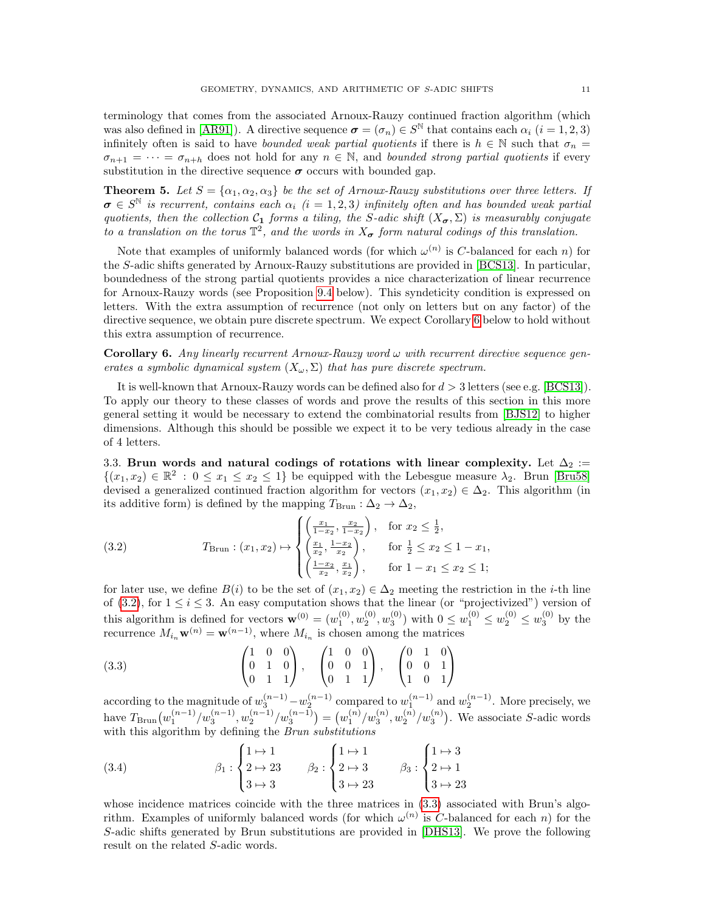terminology that comes from the associated Arnoux-Rauzy continued fraction algorithm (which was also defined in [AR91]). A directive sequence $\boldsymbol{\sigma} = (\sigma_n) \in S^{\mathbb{N}}$ that contains each $\alpha_i$ ($i = 1, 2, 3$) infinitely often is said to have *bounded weak partial quotients* if there is $h \in \mathbb{N}$ such that $\sigma_n = \sigma_{n+1} = \cdots = \sigma_{n+h}$ does not hold for any $n \in \mathbb{N}$, and *bounded strong partial quotients* if every substitution in the directive sequence $\boldsymbol{\sigma}$ occurs with bounded gap.

**Theorem 5.** *Let $S = \{\alpha_1, \alpha_2, \alpha_3\}$ be the set of Arnoux-Rauzy substitutions over three letters. If $\boldsymbol{\sigma} \in S^{\mathbb{N}}$ is recurrent, contains each $\alpha_i$ ($i = 1, 2, 3$) infinitely often and has bounded weak partial quotients, then the collection $\mathcal{C}_{\mathbf{1}}$ forms a tiling, the $S$-adic shift $(X_{\boldsymbol{\sigma}}, \Sigma)$ is measurably conjugate to a translation on the torus $\mathbb{T}^2$, and the words in $X_{\boldsymbol{\sigma}}$ form natural codings of this translation.*

Note that examples of uniformly balanced words (for which $\omega^{(n)}$ is $C$-balanced for each $n$) for the $S$-adic shifts generated by Arnoux-Rauzy substitutions are provided in [BCS13]. In particular, boundedness of the strong partial quotients provides a nice characterization of linear recurrence for Arnoux-Rauzy words (see Proposition 9.4 below). This syndeticity condition is expressed on letters. With the extra assumption of recurrence (not only on letters but on any factor) of the directive sequence, we obtain pure discrete spectrum. We expect Corollary 6 below to hold without this extra assumption of recurrence.

**Corollary 6.** *Any linearly recurrent Arnoux-Rauzy word $\omega$ with recurrent directive sequence generates a symbolic dynamical system $(X_\omega, \Sigma)$ that has pure discrete spectrum.*

It is well-known that Arnoux-Rauzy words can be defined also for $d > 3$ letters (see e.g. [BCS13]). To apply our theory to these classes of words and prove the results of this section in this more general setting it would be necessary to extend the combinatorial results from [BJS12] to higher dimensions. Although this should be possible we expect it to be very tedious already in the case of 4 letters.

### 3.3. Brun words and natural codings of rotations with linear complexity.

Let $\Delta_2 := \{(x_1, x_2) \in \mathbb{R}^2 : 0 \le x_1 \le x_2 \le 1\}$ be equipped with the Lebesgue measure $\lambda_2$. Brun [Bru58] devised a generalized continued fraction algorithm for vectors $(x_1, x_2) \in \Delta_2$. This algorithm (in its additive form) is defined by the mapping $T_{\mathrm{Brun}} : \Delta_2 \to \Delta_2$,

$$
T_{\mathrm{Brun}} : (x_1, x_2) \mapsto \begin{cases} \left(\frac{x_1}{1-x_2}, \frac{x_2}{1-x_2}\right), & \text{for } x_2 \le \frac{1}{2}, \\ \left(\frac{x_1}{x_2}, \frac{1-x_2}{x_2}\right), & \text{for } \frac{1}{2} \le x_2 \le 1 - x_1, \\ \left(\frac{1-x_2}{x_2}, \frac{x_1}{x_2}\right), & \text{for } 1 - x_1 \le x_2 \le 1; \end{cases} \tag{3.2}
$$

for later use, we define $B(i)$ to be the set of $(x_1, x_2) \in \Delta_2$ meeting the restriction in the $i$-th line of (3.2), for $1 \le i \le 3$. An easy computation shows that the linear (or "projectivized") version of this algorithm is defined for vectors $\mathbf{w}^{(0)} = (w_1^{(0)}, w_2^{(0)}, w_3^{(0)})$ with $0 \le w_1^{(0)} \le w_2^{(0)} \le w_3^{(0)}$ by the recurrence $M_{i_n} \mathbf{w}^{(n)} = \mathbf{w}^{(n-1)}$, where $M_{i_n}$ is chosen among the matrices

$$
\begin{pmatrix} 1 & 0 & 0 \\ 0 & 1 & 0 \\ 0 & 1 & 1 \end{pmatrix}, \quad \begin{pmatrix} 1 & 0 & 0 \\ 0 & 0 & 1 \\ 0 & 1 & 1 \end{pmatrix}, \quad \begin{pmatrix} 0 & 1 & 0 \\ 0 & 0 & 1 \\ 1 & 0 & 1 \end{pmatrix} \tag{3.3}
$$

according to the magnitude of $w_3^{(n-1)} - w_2^{(n-1)}$ compared to $w_1^{(n-1)}$ and $w_2^{(n-1)}$. More precisely, we have $T_{\mathrm{Brun}}\big(w_1^{(n-1)}/w_3^{(n-1)}, w_2^{(n-1)}/w_3^{(n-1)}\big) = \big(w_1^{(n)}/w_3^{(n)}, w_2^{(n)}/w_3^{(n)}\big)$. We associate $S$-adic words with this algorithm by defining the *Brun substitutions*

$$
\beta_1 : \begin{cases} 1 \mapsto 1 \\ 2 \mapsto 23 \\ 3 \mapsto 3 \end{cases} \qquad \beta_2 : \begin{cases} 1 \mapsto 1 \\ 2 \mapsto 3 \\ 3 \mapsto 23 \end{cases} \qquad \beta_3 : \begin{cases} 1 \mapsto 3 \\ 2 \mapsto 1 \\ 3 \mapsto 23 \end{cases} \tag{3.4}
$$

whose incidence matrices coincide with the three matrices in (3.3) associated with Brun's algorithm. Examples of uniformly balanced words (for which $\omega^{(n)}$ is $C$-balanced for each $n$) for the $S$-adic shifts generated by Brun substitutions are provided in [DHS13]. We prove the following result on the related $S$-adic words.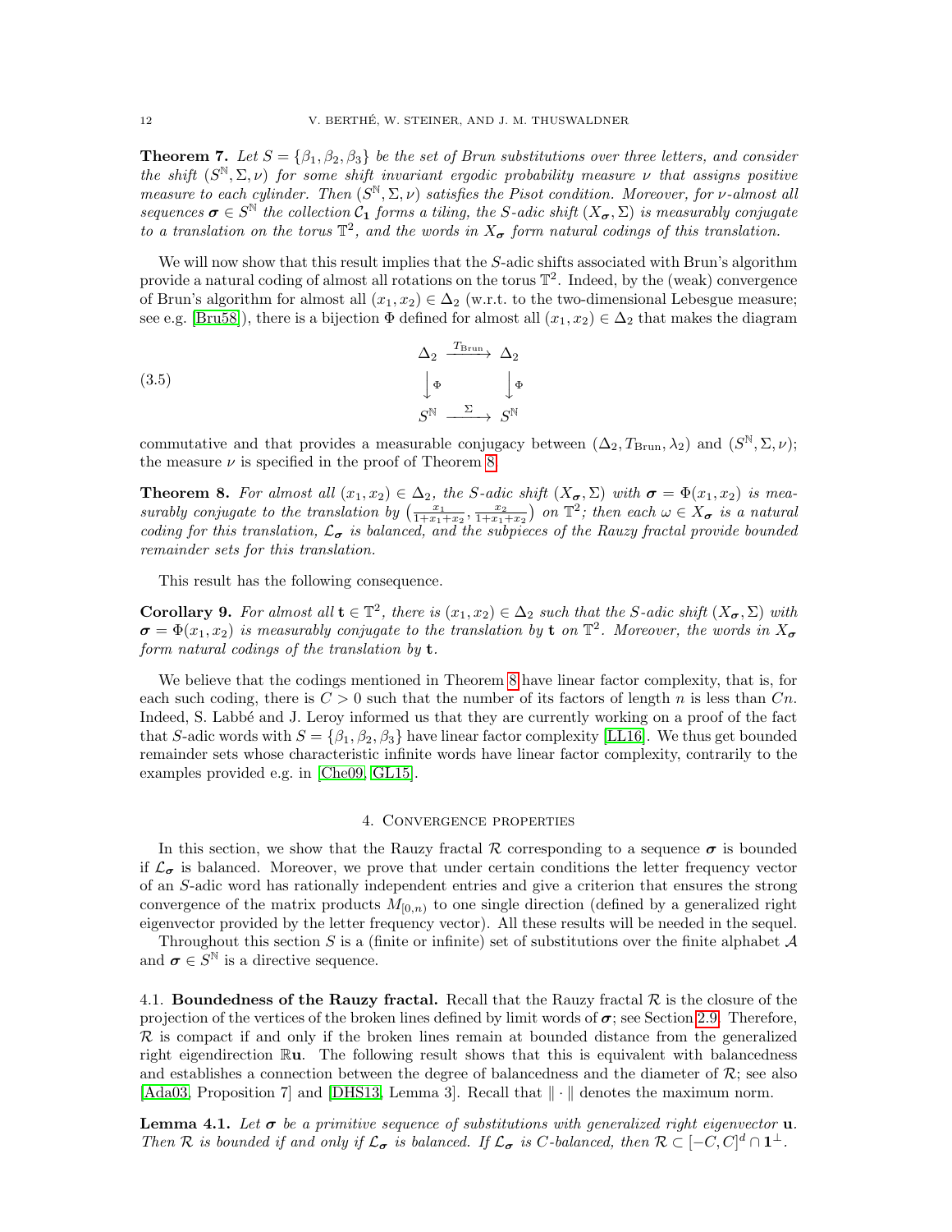**Theorem 7.** *Let $S = \{\beta_1, \beta_2, \beta_3\}$ be the set of Brun substitutions over three letters, and consider the shift $(S^{\mathbb{N}}, \Sigma, \nu)$ for some shift invariant ergodic probability measure $\nu$ that assigns positive measure to each cylinder. Then $(S^{\mathbb{N}}, \Sigma, \nu)$ satisfies the Pisot condition. Moreover, for $\nu$-almost all sequences $\boldsymbol{\sigma} \in S^{\mathbb{N}}$ the collection $\mathcal{C}_{\mathbf{1}}$ forms a tiling, the $S$-adic shift $(X_{\boldsymbol{\sigma}}, \Sigma)$ is measurably conjugate to a translation on the torus $\mathbb{T}^2$, and the words in $X_{\boldsymbol{\sigma}}$ form natural codings of this translation.*

We will now show that this result implies that the $S$-adic shifts associated with Brun's algorithm provide a natural coding of almost all rotations on the torus $\mathbb{T}^2$. Indeed, by the (weak) convergence of Brun's algorithm for almost all $(x_1, x_2) \in \Delta_2$ (w.r.t. to the two-dimensional Lebesgue measure; see e.g. [Bru58]), there is a bijection $\Phi$ defined for almost all $(x_1, x_2) \in \Delta_2$ that makes the diagram

$$\begin{array}{ccc} \Delta_2 & \xrightarrow{T_{\mathrm{Brun}}} & \Delta_2 \\ \big\downarrow \Phi & & \big\downarrow \Phi \\ S^{\mathbb{N}} & \xrightarrow{\ \Sigma\ } & S^{\mathbb{N}} \end{array} \tag{3.5}$$

commutative and that provides a measurable conjugacy between $(\Delta_2, T_{\mathrm{Brun}}, \lambda_2)$ and $(S^{\mathbb{N}}, \Sigma, \nu)$; the measure $\nu$ is specified in the proof of Theorem 8.

**Theorem 8.** *For almost all $(x_1, x_2) \in \Delta_2$, the $S$-adic shift $(X_{\boldsymbol{\sigma}}, \Sigma)$ with $\boldsymbol{\sigma} = \Phi(x_1, x_2)$ is measurably conjugate to the translation by $\left(\frac{x_1}{1+x_1+x_2}, \frac{x_2}{1+x_1+x_2}\right)$ on $\mathbb{T}^2$; then each $\omega \in X_{\boldsymbol{\sigma}}$ is a natural coding for this translation, $\mathcal{L}_{\boldsymbol{\sigma}}$ is balanced, and the subpieces of the Rauzy fractal provide bounded remainder sets for this translation.*

This result has the following consequence.

**Corollary 9.** *For almost all $\mathbf{t} \in \mathbb{T}^2$, there is $(x_1, x_2) \in \Delta_2$ such that the $S$-adic shift $(X_{\boldsymbol{\sigma}}, \Sigma)$ with $\boldsymbol{\sigma} = \Phi(x_1, x_2)$ is measurably conjugate to the translation by $\mathbf{t}$ on $\mathbb{T}^2$. Moreover, the words in $X_{\boldsymbol{\sigma}}$ form natural codings of the translation by $\mathbf{t}$.*

We believe that the codings mentioned in Theorem 8 have linear factor complexity, that is, for each such coding, there is $C > 0$ such that the number of its factors of length $n$ is less than $Cn$. Indeed, S. Labbé and J. Leroy informed us that they are currently working on a proof of the fact that $S$-adic words with $S = \{\beta_1, \beta_2, \beta_3\}$ have linear factor complexity [LL16]. We thus get bounded remainder sets whose characteristic infinite words have linear factor complexity, contrarily to the examples provided e.g. in [Che09, GL15].

## 4. Convergence properties

In this section, we show that the Rauzy fractal $\mathcal{R}$ corresponding to a sequence $\boldsymbol{\sigma}$ is bounded if $\mathcal{L}_{\boldsymbol{\sigma}}$ is balanced. Moreover, we prove that under certain conditions the letter frequency vector of an $S$-adic word has rationally independent entries and give a criterion that ensures the strong convergence of the matrix products $M_{[0,n)}$ to one single direction (defined by a generalized right eigenvector provided by the letter frequency vector). All these results will be needed in the sequel.

Throughout this section $S$ is a (finite or infinite) set of substitutions over the finite alphabet $\mathcal{A}$ and $\boldsymbol{\sigma} \in S^{\mathbb{N}}$ is a directive sequence.

4.1. **Boundedness of the Rauzy fractal.** Recall that the Rauzy fractal $\mathcal{R}$ is the closure of the projection of the vertices of the broken lines defined by limit words of $\boldsymbol{\sigma}$; see Section 2.9. Therefore, $\mathcal{R}$ is compact if and only if the broken lines remain at bounded distance from the generalized right eigendirection $\mathbb{R}\mathbf{u}$. The following result shows that this is equivalent with balancedness and establishes a connection between the degree of balancedness and the diameter of $\mathcal{R}$; see also [Ada03, Proposition 7] and [DHS13, Lemma 3]. Recall that $\|\cdot\|$ denotes the maximum norm.

**Lemma 4.1.** *Let $\boldsymbol{\sigma}$ be a primitive sequence of substitutions with generalized right eigenvector $\mathbf{u}$. Then $\mathcal{R}$ is bounded if and only if $\mathcal{L}_{\boldsymbol{\sigma}}$ is balanced. If $\mathcal{L}_{\boldsymbol{\sigma}}$ is $C$-balanced, then $\mathcal{R} \subset [-C, C]^d \cap \mathbf{1}^{\perp}$.*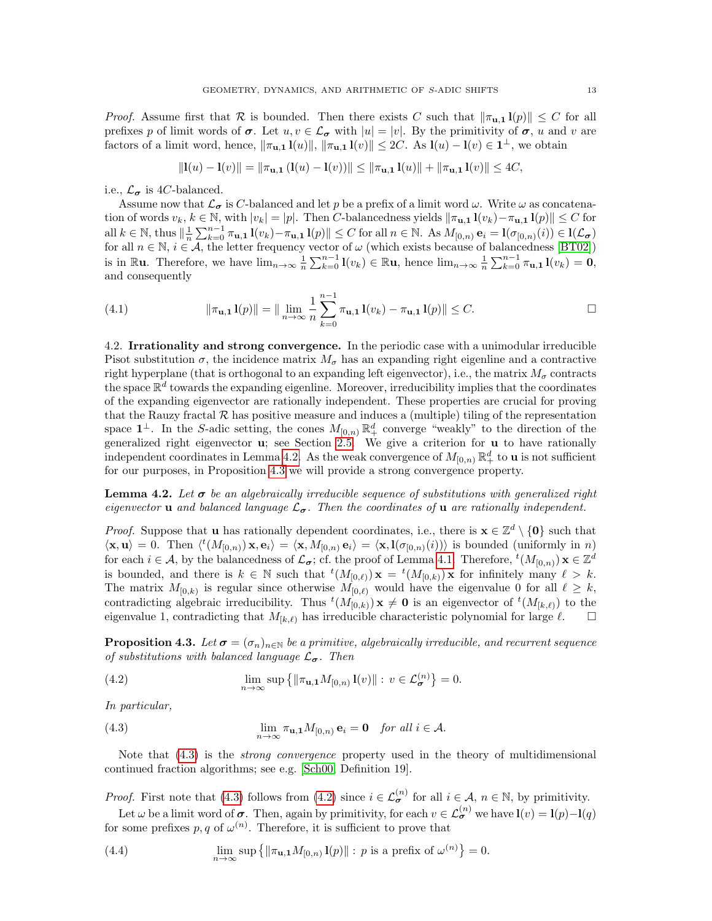*Proof.* Assume first that $\mathcal{R}$ is bounded. Then there exists $C$ such that $\|\pi_{\mathbf{u},\mathbf{1}}\,\mathbf{l}(p)\| \le C$ for all prefixes $p$ of limit words of $\boldsymbol{\sigma}$. Let $u, v \in \mathcal{L}_{\boldsymbol{\sigma}}$ with $|u| = |v|$. By the primitivity of $\boldsymbol{\sigma}$, $u$ and $v$ are factors of a limit word, hence, $\|\pi_{\mathbf{u},\mathbf{1}}\,\mathbf{l}(u)\|, \|\pi_{\mathbf{u},\mathbf{1}}\,\mathbf{l}(v)\| \le 2C$. As $\mathbf{l}(u) - \mathbf{l}(v) \in \mathbf{1}^\perp$, we obtain

$$\|\mathbf{l}(u) - \mathbf{l}(v)\| = \|\pi_{\mathbf{u},\mathbf{1}}\,(\mathbf{l}(u) - \mathbf{l}(v))\| \le \|\pi_{\mathbf{u},\mathbf{1}}\,\mathbf{l}(u)\| + \|\pi_{\mathbf{u},\mathbf{1}}\,\mathbf{l}(v)\| \le 4C,$$

i.e., $\mathcal{L}_{\boldsymbol{\sigma}}$ is $4C$-balanced.

Assume now that $\mathcal{L}_{\boldsymbol{\sigma}}$ is $C$-balanced and let $p$ be a prefix of a limit word $\omega$. Write $\omega$ as concatenation of words $v_k$, $k \in \mathbb{N}$, with $|v_k| = |p|$. Then $C$-balancedness yields $\|\pi_{\mathbf{u},\mathbf{1}}\,\mathbf{l}(v_k) - \pi_{\mathbf{u},\mathbf{1}}\,\mathbf{l}(p)\| \le C$ for all $k \in \mathbb{N}$, thus $\|\frac{1}{n}\sum_{k=0}^{n-1}\pi_{\mathbf{u},\mathbf{1}}\,\mathbf{l}(v_k) - \pi_{\mathbf{u},\mathbf{1}}\,\mathbf{l}(p)\| \le C$ for all $n \in \mathbb{N}$. As $M_{[0,n)}\,\mathbf{e}_i = \mathbf{l}(\sigma_{[0,n)}(i)) \in \mathbf{l}(\mathcal{L}_{\boldsymbol{\sigma}})$ for all $n \in \mathbb{N}$, $i \in \mathcal{A}$, the letter frequency vector of $\omega$ (which exists because of balancedness [BT02]) is in $\mathbb{R}\mathbf{u}$. Therefore, we have $\lim_{n\to\infty}\frac{1}{n}\sum_{k=0}^{n-1}\mathbf{l}(v_k) \in \mathbb{R}\mathbf{u}$, hence $\lim_{n\to\infty}\frac{1}{n}\sum_{k=0}^{n-1}\pi_{\mathbf{u},\mathbf{1}}\,\mathbf{l}(v_k) = \mathbf{0}$, and consequently

$$\|\pi_{\mathbf{u},\mathbf{1}}\,\mathbf{l}(p)\| = \|\lim_{n\to\infty}\frac{1}{n}\sum_{k=0}^{n-1}\pi_{\mathbf{u},\mathbf{1}}\,\mathbf{l}(v_k) - \pi_{\mathbf{u},\mathbf{1}}\,\mathbf{l}(p)\| \le C. \tag{4.1}$$

□

4.2. **Irrationality and strong convergence.** In the periodic case with a unimodular irreducible Pisot substitution $\sigma$, the incidence matrix $M_\sigma$ has an expanding right eigenline and a contractive right hyperplane (that is orthogonal to an expanding left eigenvector), i.e., the matrix $M_\sigma$ contracts the space $\mathbb{R}^d$ towards the expanding eigenline. Moreover, irreducibility implies that the coordinates of the expanding eigenvector are rationally independent. These properties are crucial for proving that the Rauzy fractal $\mathcal{R}$ has positive measure and induces a (multiple) tiling of the representation space $\mathbf{1}^\perp$. In the $S$-adic setting, the cones $M_{[0,n)}\,\mathbb{R}^d_+$ converge "weakly" to the direction of the generalized right eigenvector $\mathbf{u}$; see Section 2.5. We give a criterion for $\mathbf{u}$ to have rationally independent coordinates in Lemma 4.2. As the weak convergence of $M_{[0,n)}\,\mathbb{R}^d_+$ to $\mathbf{u}$ is not sufficient for our purposes, in Proposition 4.3 we will provide a strong convergence property.

**Lemma 4.2.** *Let $\boldsymbol{\sigma}$ be an algebraically irreducible sequence of substitutions with generalized right eigenvector $\mathbf{u}$ and balanced language $\mathcal{L}_{\boldsymbol{\sigma}}$. Then the coordinates of $\mathbf{u}$ are rationally independent.*

*Proof.* Suppose that $\mathbf{u}$ has rationally dependent coordinates, i.e., there is $\mathbf{x} \in \mathbb{Z}^d \setminus \{\mathbf{0}\}$ such that $\langle \mathbf{x}, \mathbf{u}\rangle = 0$. Then $\langle {}^t(M_{[0,n)})\,\mathbf{x}, \mathbf{e}_i\rangle = \langle \mathbf{x}, M_{[0,n)}\,\mathbf{e}_i\rangle = \langle \mathbf{x}, \mathbf{l}(\sigma_{[0,n)}(i))\rangle$ is bounded (uniformly in $n$) for each $i \in \mathcal{A}$, by the balancedness of $\mathcal{L}_{\boldsymbol{\sigma}}$; cf. the proof of Lemma 4.1. Therefore, ${}^t(M_{[0,n)})\,\mathbf{x} \in \mathbb{Z}^d$ is bounded, and there is $k \in \mathbb{N}$ such that ${}^t(M_{[0,\ell)})\,\mathbf{x} = {}^t(M_{[0,k)})\,\mathbf{x}$ for infinitely many $\ell > k$. The matrix $M_{[0,k)}$ is regular since otherwise $M_{[0,\ell)}$ would have the eigenvalue 0 for all $\ell \ge k$, contradicting algebraic irreducibility. Thus ${}^t(M_{[0,k)})\,\mathbf{x} \ne \mathbf{0}$ is an eigenvector of ${}^t(M_{[k,\ell)})$ to the eigenvalue 1, contradicting that $M_{[k,\ell)}$ has irreducible characteristic polynomial for large $\ell$. □

**Proposition 4.3.** *Let $\boldsymbol{\sigma} = (\sigma_n)_{n\in\mathbb{N}}$ be a primitive, algebraically irreducible, and recurrent sequence of substitutions with balanced language $\mathcal{L}_{\boldsymbol{\sigma}}$. Then*

$$\lim_{n\to\infty}\sup\left\{\|\pi_{\mathbf{u},\mathbf{1}}M_{[0,n)}\,\mathbf{l}(v)\| : v \in \mathcal{L}_{\boldsymbol{\sigma}}^{(n)}\right\} = 0. \tag{4.2}$$

*In particular,*

$$\lim_{n\to\infty}\pi_{\mathbf{u},\mathbf{1}}M_{[0,n)}\,\mathbf{e}_i = \mathbf{0} \quad \textit{for all } i \in \mathcal{A}. \tag{4.3}$$

Note that (4.3) is the *strong convergence* property used in the theory of multidimensional continued fraction algorithms; see e.g. [Sch00, Definition 19].

*Proof.* First note that (4.3) follows from (4.2) since $i \in \mathcal{L}_{\boldsymbol{\sigma}}^{(n)}$ for all $i \in \mathcal{A}$, $n \in \mathbb{N}$, by primitivity.

Let $\omega$ be a limit word of $\boldsymbol{\sigma}$. Then, again by primitivity, for each $v \in \mathcal{L}_{\boldsymbol{\sigma}}^{(n)}$ we have $\mathbf{l}(v) = \mathbf{l}(p) - \mathbf{l}(q)$ for some prefixes $p, q$ of $\omega^{(n)}$. Therefore, it is sufficient to prove that

$$\lim_{n\to\infty}\sup\left\{\|\pi_{\mathbf{u},\mathbf{1}}M_{[0,n)}\,\mathbf{l}(p)\| : p \text{ is a prefix of } \omega^{(n)}\right\} = 0. \tag{4.4}$$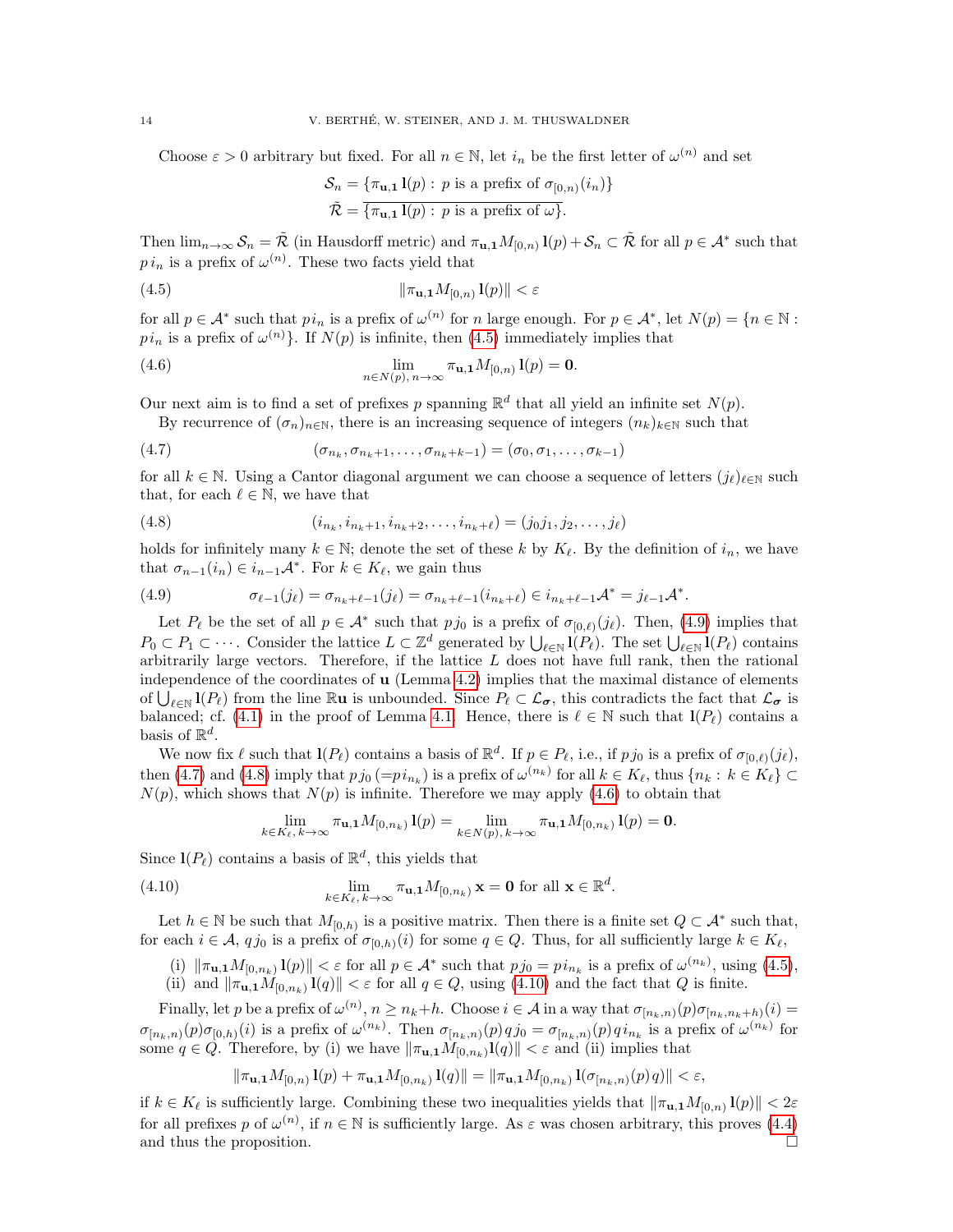Choose $\varepsilon > 0$ arbitrary but fixed. For all $n \in \mathbb{N}$, let $i_n$ be the first letter of $\omega^{(n)}$ and set

$$\mathcal{S}_n = \{\pi_{\mathbf{u},\mathbf{1}}\, \mathbf{l}(p) : p \text{ is a prefix of } \sigma_{[0,n)}(i_n)\}$$
$$\tilde{\mathcal{R}} = \overline{\{\pi_{\mathbf{u},\mathbf{1}}\, \mathbf{l}(p) : p \text{ is a prefix of } \omega\}}.$$

Then $\lim_{n\to\infty} \mathcal{S}_n = \tilde{\mathcal{R}}$ (in Hausdorff metric) and $\pi_{\mathbf{u},\mathbf{1}} M_{[0,n)}\, \mathbf{l}(p) + \mathcal{S}_n \subset \tilde{\mathcal{R}}$ for all $p \in \mathcal{A}^*$ such that $p\, i_n$ is a prefix of $\omega^{(n)}$. These two facts yield that

$$\|\pi_{\mathbf{u},\mathbf{1}} M_{[0,n)}\, \mathbf{l}(p)\| < \varepsilon \tag{4.5}$$

for all $p \in \mathcal{A}^*$ such that $p i_n$ is a prefix of $\omega^{(n)}$ for $n$ large enough. For $p \in \mathcal{A}^*$, let $N(p) = \{n \in \mathbb{N} : p\, i_n \text{ is a prefix of } \omega^{(n)}\}$. If $N(p)$ is infinite, then (4.5) immediately implies that

$$\lim_{n\in N(p),\, n\to\infty} \pi_{\mathbf{u},\mathbf{1}} M_{[0,n)}\, \mathbf{l}(p) = \mathbf{0}. \tag{4.6}$$

Our next aim is to find a set of prefixes $p$ spanning $\mathbb{R}^d$ that all yield an infinite set $N(p)$.

By recurrence of $(\sigma_n)_{n\in\mathbb{N}}$, there is an increasing sequence of integers $(n_k)_{k\in\mathbb{N}}$ such that

$$(\sigma_{n_k}, \sigma_{n_k+1}, \ldots, \sigma_{n_k+k-1}) = (\sigma_0, \sigma_1, \ldots, \sigma_{k-1}) \tag{4.7}$$

for all $k \in \mathbb{N}$. Using a Cantor diagonal argument we can choose a sequence of letters $(j_\ell)_{\ell\in\mathbb{N}}$ such that, for each $\ell \in \mathbb{N}$, we have that

$$(i_{n_k}, i_{n_k+1}, i_{n_k+2}, \ldots, i_{n_k+\ell}) = (j_0 j_1, j_2, \ldots, j_\ell) \tag{4.8}$$

holds for infinitely many $k \in \mathbb{N}$; denote the set of these $k$ by $K_\ell$. By the definition of $i_n$, we have that $\sigma_{n-1}(i_n) \in i_{n-1}\mathcal{A}^*$. For $k \in K_\ell$, we gain thus

$$\sigma_{\ell-1}(j_\ell) = \sigma_{n_k+\ell-1}(j_\ell) = \sigma_{n_k+\ell-1}(i_{n_k+\ell}) \in i_{n_k+\ell-1}\mathcal{A}^* = j_{\ell-1}\mathcal{A}^*. \tag{4.9}$$

Let $P_\ell$ be the set of all $p \in \mathcal{A}^*$ such that $p\, j_0$ is a prefix of $\sigma_{[0,\ell)}(j_\ell)$. Then, (4.9) implies that $P_0 \subset P_1 \subset \cdots$. Consider the lattice $L \subset \mathbb{Z}^d$ generated by $\bigcup_{\ell\in\mathbb{N}} \mathbf{l}(P_\ell)$. The set $\bigcup_{\ell\in\mathbb{N}} \mathbf{l}(P_\ell)$ contains arbitrarily large vectors. Therefore, if the lattice $L$ does not have full rank, then the rational independence of the coordinates of $\mathbf{u}$ (Lemma 4.2) implies that the maximal distance of elements of $\bigcup_{\ell\in\mathbb{N}} \mathbf{l}(P_\ell)$ from the line $\mathbb{R}\mathbf{u}$ is unbounded. Since $P_\ell \subset \mathcal{L}_{\boldsymbol{\sigma}}$, this contradicts the fact that $\mathcal{L}_{\boldsymbol{\sigma}}$ is balanced; cf. (4.1) in the proof of Lemma 4.1. Hence, there is $\ell \in \mathbb{N}$ such that $\mathbf{l}(P_\ell)$ contains a basis of $\mathbb{R}^d$.

We now fix $\ell$ such that $\mathbf{l}(P_\ell)$ contains a basis of $\mathbb{R}^d$. If $p \in P_\ell$, i.e., if $p\, j_0$ is a prefix of $\sigma_{[0,\ell)}(j_\ell)$, then (4.7) and (4.8) imply that $p\, j_0$ ($=p\, i_{n_k}$) is a prefix of $\omega^{(n_k)}$ for all $k \in K_\ell$, thus $\{n_k : k \in K_\ell\} \subset N(p)$, which shows that $N(p)$ is infinite. Therefore we may apply (4.6) to obtain that

$$\lim_{k\in K_\ell,\, k\to\infty} \pi_{\mathbf{u},\mathbf{1}} M_{[0,n_k)}\, \mathbf{l}(p) = \lim_{k\in N(p),\, k\to\infty} \pi_{\mathbf{u},\mathbf{1}} M_{[0,n_k)}\, \mathbf{l}(p) = \mathbf{0}.$$

Since $\mathbf{l}(P_\ell)$ contains a basis of $\mathbb{R}^d$, this yields that

$$\lim_{k\in K_\ell,\, k\to\infty} \pi_{\mathbf{u},\mathbf{1}} M_{[0,n_k)}\, \mathbf{x} = \mathbf{0} \text{ for all } \mathbf{x} \in \mathbb{R}^d. \tag{4.10}$$

Let $h \in \mathbb{N}$ be such that $M_{[0,h)}$ is a positive matrix. Then there is a finite set $Q \subset \mathcal{A}^*$ such that, for each $i \in \mathcal{A}$, $q\, j_0$ is a prefix of $\sigma_{[0,h)}(i)$ for some $q \in Q$. Thus, for all sufficiently large $k \in K_\ell$,

(i) $\|\pi_{\mathbf{u},\mathbf{1}} M_{[0,n_k)}\, \mathbf{l}(p)\| < \varepsilon$ for all $p \in \mathcal{A}^*$ such that $p j_0 = p\, i_{n_k}$ is a prefix of $\omega^{(n_k)}$, using (4.5),
(ii) and $\|\pi_{\mathbf{u},\mathbf{1}} M_{[0,n_k)}\, \mathbf{l}(q)\| < \varepsilon$ for all $q \in Q$, using (4.10) and the fact that $Q$ is finite.

Finally, let $p$ be a prefix of $\omega^{(n)}$, $n \ge n_k+h$. Choose $i \in \mathcal{A}$ in a way that $\sigma_{[n_k,n)}(p)\sigma_{[n_k,n_k+h)}(i) = \sigma_{[n_k,n)}(p)\sigma_{[0,h)}(i)$ is a prefix of $\omega^{(n_k)}$. Then $\sigma_{[n_k,n)}(p)\, q\, j_0 = \sigma_{[n_k,n)}(p)\, q\, i_{n_k}$ is a prefix of $\omega^{(n_k)}$ for some $q \in Q$. Therefore, by (i) we have $\|\pi_{\mathbf{u},\mathbf{1}} M_{[0,n_k)} \mathbf{l}(q)\| < \varepsilon$ and (ii) implies that

$$\|\pi_{\mathbf{u},\mathbf{1}} M_{[0,n)}\, \mathbf{l}(p) + \pi_{\mathbf{u},\mathbf{1}} M_{[0,n_k)}\, \mathbf{l}(q)\| = \|\pi_{\mathbf{u},\mathbf{1}} M_{[0,n_k)}\, \mathbf{l}(\sigma_{[n_k,n)}(p)\, q)\| < \varepsilon,$$

if $k \in K_\ell$ is sufficiently large. Combining these two inequalities yields that $\|\pi_{\mathbf{u},\mathbf{1}} M_{[0,n)}\, \mathbf{l}(p)\| < 2\varepsilon$ for all prefixes $p$ of $\omega^{(n)}$, if $n \in \mathbb{N}$ is sufficiently large. As $\varepsilon$ was chosen arbitrary, this proves (4.4) and thus the proposition. $\square$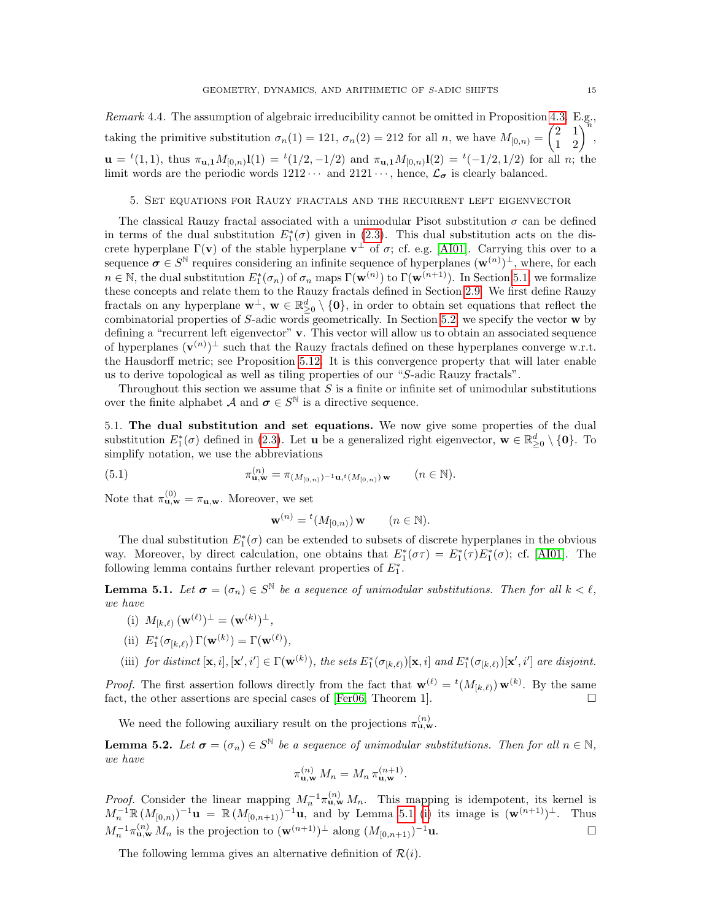*Remark* 4.4. The assumption of algebraic irreducibility cannot be omitted in Proposition 4.3. E.g., taking the primitive substitution $\sigma_n(1) = 121$, $\sigma_n(2) = 212$ for all $n$, we have $M_{[0,n)} = \begin{pmatrix} 2 & 1 \\ 1 & 2 \end{pmatrix}^n$, $\mathbf{u} = {}^t(1,1)$, thus $\pi_{\mathbf{u},\mathbf{1}} M_{[0,n)} \mathbf{l}(1) = {}^t(1/2, -1/2)$ and $\pi_{\mathbf{u},\mathbf{1}} M_{[0,n)} \mathbf{l}(2) = {}^t(-1/2, 1/2)$ for all $n$; the limit words are the periodic words $1212\cdots$ and $2121\cdots$, hence, $\mathcal{L}_{\boldsymbol{\sigma}}$ is clearly balanced.

## 5. Set equations for Rauzy fractals and the recurrent left eigenvector

The classical Rauzy fractal associated with a unimodular Pisot substitution $\sigma$ can be defined in terms of the dual substitution $E_1^*(\sigma)$ given in (2.3). This dual substitution acts on the discrete hyperplane $\Gamma(\mathbf{v})$ of the stable hyperplane $\mathbf{v}^\perp$ of $\sigma$; cf. e.g. [AI01]. Carrying this over to a sequence $\boldsymbol{\sigma} \in S^{\mathbb{N}}$ requires considering an infinite sequence of hyperplanes $(\mathbf{w}^{(n)})^\perp$, where, for each $n \in \mathbb{N}$, the dual substitution $E_1^*(\sigma_n)$ of $\sigma_n$ maps $\Gamma(\mathbf{w}^{(n)})$ to $\Gamma(\mathbf{w}^{(n+1)})$. In Section 5.1, we formalize these concepts and relate them to the Rauzy fractals defined in Section 2.9. We first define Rauzy fractals on any hyperplane $\mathbf{w}^\perp$, $\mathbf{w} \in \mathbb{R}^d_{\ge 0} \setminus \{\mathbf{0}\}$, in order to obtain set equations that reflect the combinatorial properties of $S$-adic words geometrically. In Section 5.2, we specify the vector $\mathbf{w}$ by defining a "recurrent left eigenvector" $\mathbf{v}$. This vector will allow us to obtain an associated sequence of hyperplanes $(\mathbf{v}^{(n)})^\perp$ such that the Rauzy fractals defined on these hyperplanes converge w.r.t. the Hausdorff metric; see Proposition 5.12. It is this convergence property that will later enable us to derive topological as well as tiling properties of our "$S$-adic Rauzy fractals".

Throughout this section we assume that $S$ is a finite or infinite set of unimodular substitutions over the finite alphabet $\mathcal{A}$ and $\boldsymbol{\sigma} \in S^{\mathbb{N}}$ is a directive sequence.

### 5.1. The dual substitution and set equations.

We now give some properties of the dual substitution $E_1^*(\sigma)$ defined in (2.3). Let $\mathbf{u}$ be a generalized right eigenvector, $\mathbf{w} \in \mathbb{R}^d_{\ge 0} \setminus \{\mathbf{0}\}$. To simplify notation, we use the abbreviations

$$\pi_{\mathbf{u},\mathbf{w}}^{(n)} = \pi_{(M_{[0,n)})^{-1}\mathbf{u},\, {}^t(M_{[0,n)})\,\mathbf{w}} \qquad (n \in \mathbb{N}). \tag{5.1}$$

Note that $\pi_{\mathbf{u},\mathbf{w}}^{(0)} = \pi_{\mathbf{u},\mathbf{w}}$. Moreover, we set

$$\mathbf{w}^{(n)} = {}^t(M_{[0,n)})\,\mathbf{w} \qquad (n \in \mathbb{N}).$$

The dual substitution $E_1^*(\sigma)$ can be extended to subsets of discrete hyperplanes in the obvious way. Moreover, by direct calculation, one obtains that $E_1^*(\sigma\tau) = E_1^*(\tau)E_1^*(\sigma)$; cf. [AI01]. The following lemma contains further relevant properties of $E_1^*$.

**Lemma 5.1.** *Let $\boldsymbol{\sigma} = (\sigma_n) \in S^{\mathbb{N}}$ be a sequence of unimodular substitutions. Then for all $k < \ell$, we have*

(i) $M_{[k,\ell)}\,(\mathbf{w}^{(\ell)})^\perp = (\mathbf{w}^{(k)})^\perp$,

(ii) $E_1^*(\sigma_{[k,\ell)})\,\Gamma(\mathbf{w}^{(k)}) = \Gamma(\mathbf{w}^{(\ell)})$,

(iii) *for distinct $[\mathbf{x}, i], [\mathbf{x}', i'] \in \Gamma(\mathbf{w}^{(k)})$, the sets $E_1^*(\sigma_{[k,\ell)})[\mathbf{x}, i]$ and $E_1^*(\sigma_{[k,\ell)})[\mathbf{x}', i']$ are disjoint.*

*Proof.* The first assertion follows directly from the fact that $\mathbf{w}^{(\ell)} = {}^t(M_{[k,\ell)})\,\mathbf{w}^{(k)}$. By the same fact, the other assertions are special cases of [Fer06, Theorem 1]. □

We need the following auxiliary result on the projections $\pi_{\mathbf{u},\mathbf{w}}^{(n)}$.

**Lemma 5.2.** *Let $\boldsymbol{\sigma} = (\sigma_n) \in S^{\mathbb{N}}$ be a sequence of unimodular substitutions. Then for all $n \in \mathbb{N}$, we have*

$$\pi_{\mathbf{u},\mathbf{w}}^{(n)}\, M_n = M_n\, \pi_{\mathbf{u},\mathbf{w}}^{(n+1)}.$$

*Proof.* Consider the linear mapping $M_n^{-1} \pi_{\mathbf{u},\mathbf{w}}^{(n)}\, M_n$. This mapping is idempotent, its kernel is $M_n^{-1} \mathbb{R}\,(M_{[0,n)})^{-1}\mathbf{u} = \mathbb{R}\,(M_{[0,n+1)})^{-1}\mathbf{u}$, and by Lemma 5.1 (i) its image is $(\mathbf{w}^{(n+1)})^\perp$. Thus $M_n^{-1} \pi_{\mathbf{u},\mathbf{w}}^{(n)}\, M_n$ is the projection to $(\mathbf{w}^{(n+1)})^\perp$ along $(M_{[0,n+1)})^{-1}\mathbf{u}$. □

The following lemma gives an alternative definition of $\mathcal{R}(i)$.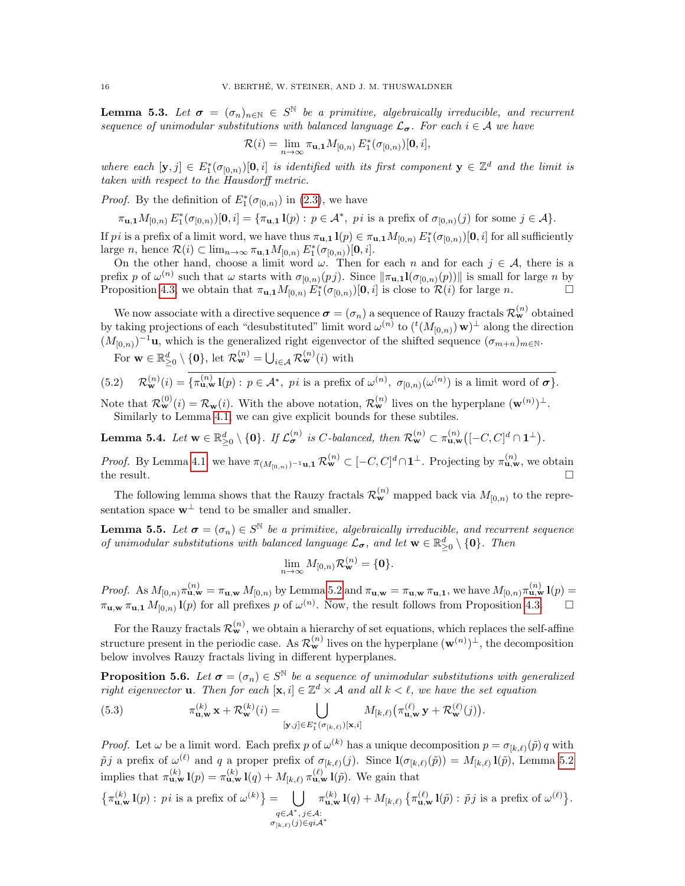**Lemma 5.3.** *Let $\boldsymbol{\sigma} = (\sigma_n)_{n\in\mathbb{N}} \in S^{\mathbb{N}}$ be a primitive, algebraically irreducible, and recurrent sequence of unimodular substitutions with balanced language $\mathcal{L}_{\boldsymbol{\sigma}}$. For each $i \in \mathcal{A}$ we have*

$$\mathcal{R}(i) = \lim_{n\to\infty} \pi_{\mathbf{u},\mathbf{1}} M_{[0,n)}\, E_1^*(\sigma_{[0,n)})[\mathbf{0}, i],$$

*where each $[\mathbf{y}, j] \in E_1^*(\sigma_{[0,n)})[\mathbf{0}, i]$ is identified with its first component $\mathbf{y} \in \mathbb{Z}^d$ and the limit is taken with respect to the Hausdorff metric.*

*Proof.* By the definition of $E_1^*(\sigma_{[0,n)})$ in (2.3), we have

$$\pi_{\mathbf{u},\mathbf{1}} M_{[0,n)}\, E_1^*(\sigma_{[0,n)})[\mathbf{0}, i] = \{\pi_{\mathbf{u},\mathbf{1}}\, \mathbf{l}(p) : p \in \mathcal{A}^*,\ pi \text{ is a prefix of } \sigma_{[0,n)}(j) \text{ for some } j \in \mathcal{A}\}.$$

If $pi$ is a prefix of a limit word, we have thus $\pi_{\mathbf{u},\mathbf{1}}\, \mathbf{l}(p) \in \pi_{\mathbf{u},\mathbf{1}} M_{[0,n)}\, E_1^*(\sigma_{[0,n)})[\mathbf{0}, i]$ for all sufficiently large $n$, hence $\mathcal{R}(i) \subset \lim_{n\to\infty} \pi_{\mathbf{u},\mathbf{1}} M_{[0,n)}\, E_1^*(\sigma_{[0,n)})[\mathbf{0}, i]$.

On the other hand, choose a limit word $\omega$. Then for each $n$ and for each $j \in \mathcal{A}$, there is a prefix $p$ of $\omega^{(n)}$ such that $\omega$ starts with $\sigma_{[0,n)}(pj)$. Since $\|\pi_{\mathbf{u},\mathbf{1}} \mathbf{l}(\sigma_{[0,n)}(p))\|$ is small for large $n$ by Proposition 4.3, we obtain that $\pi_{\mathbf{u},\mathbf{1}} M_{[0,n)}\, E_1^*(\sigma_{[0,n)})[\mathbf{0}, i]$ is close to $\mathcal{R}(i)$ for large $n$. □

We now associate with a directive sequence $\boldsymbol{\sigma} = (\sigma_n)$ a sequence of Rauzy fractals $\mathcal{R}_{\mathbf{w}}^{(n)}$ obtained by taking projections of each "desubstituted" limit word $\omega^{(n)}$ to $({}^t(M_{[0,n)})\, \mathbf{w})^\perp$ along the direction $(M_{[0,n)})^{-1}\mathbf{u}$, which is the generalized right eigenvector of the shifted sequence $(\sigma_{m+n})_{m\in\mathbb{N}}$.

For $\mathbf{w} \in \mathbb{R}^d_{\ge 0} \setminus \{\mathbf{0}\}$, let $\mathcal{R}_{\mathbf{w}}^{(n)} = \bigcup_{i\in\mathcal{A}} \mathcal{R}_{\mathbf{w}}^{(n)}(i)$ with

$$\mathcal{R}_{\mathbf{w}}^{(n)}(i) = \overline{\{\pi_{\mathbf{u},\mathbf{w}}^{(n)}\, \mathbf{l}(p) : p \in \mathcal{A}^*,\ pi \text{ is a prefix of } \omega^{(n)},\ \sigma_{[0,n)}(\omega^{(n)}) \text{ is a limit word of } \boldsymbol{\sigma}\}}. \tag{5.2}$$

Note that $\mathcal{R}_{\mathbf{w}}^{(0)}(i) = \mathcal{R}_{\mathbf{w}}(i)$. With the above notation, $\mathcal{R}_{\mathbf{w}}^{(n)}$ lives on the hyperplane $(\mathbf{w}^{(n)})^\perp$.

Similarly to Lemma 4.1, we can give explicit bounds for these subtiles.

**Lemma 5.4.** *Let $\mathbf{w} \in \mathbb{R}^d_{\ge 0} \setminus \{\mathbf{0}\}$. If $\mathcal{L}_{\boldsymbol{\sigma}}^{(n)}$ is $C$-balanced, then $\mathcal{R}_{\mathbf{w}}^{(n)} \subset \pi_{\mathbf{u},\mathbf{w}}^{(n)}\big([-C, C]^d \cap \mathbf{1}^\perp\big)$.*

*Proof.* By Lemma 4.1, we have $\pi_{(M_{[0,n)})^{-1}\mathbf{u},\mathbf{1}}\, \mathcal{R}_{\mathbf{w}}^{(n)} \subset [-C, C]^d \cap \mathbf{1}^\perp$. Projecting by $\pi_{\mathbf{u},\mathbf{w}}^{(n)}$, we obtain the result. □

The following lemma shows that the Rauzy fractals $\mathcal{R}_{\mathbf{w}}^{(n)}$ mapped back via $M_{[0,n)}$ to the representation space $\mathbf{w}^\perp$ tend to be smaller and smaller.

**Lemma 5.5.** *Let $\boldsymbol{\sigma} = (\sigma_n) \in S^{\mathbb{N}}$ be a primitive, algebraically irreducible, and recurrent sequence of unimodular substitutions with balanced language $\mathcal{L}_{\boldsymbol{\sigma}}$, and let $\mathbf{w} \in \mathbb{R}^d_{\ge 0} \setminus \{\mathbf{0}\}$. Then*

$$\lim_{n\to\infty} M_{[0,n)} \mathcal{R}_{\mathbf{w}}^{(n)} = \{\mathbf{0}\}.$$

*Proof.* As $M_{[0,n)} \pi_{\mathbf{u},\mathbf{w}}^{(n)} = \pi_{\mathbf{u},\mathbf{w}}\, M_{[0,n)}$ by Lemma 5.2 and $\pi_{\mathbf{u},\mathbf{w}} = \pi_{\mathbf{u},\mathbf{w}}\, \pi_{\mathbf{u},\mathbf{1}}$, we have $M_{[0,n)} \pi_{\mathbf{u},\mathbf{w}}^{(n)}\, \mathbf{l}(p) = \pi_{\mathbf{u},\mathbf{w}}\, \pi_{\mathbf{u},\mathbf{1}}\, M_{[0,n)}\, \mathbf{l}(p)$ for all prefixes $p$ of $\omega^{(n)}$. Now, the result follows from Proposition 4.3. □

For the Rauzy fractals $\mathcal{R}_{\mathbf{w}}^{(n)}$, we obtain a hierarchy of set equations, which replaces the self-affine structure present in the periodic case. As $\mathcal{R}_{\mathbf{w}}^{(n)}$ lives on the hyperplane $(\mathbf{w}^{(n)})^\perp$, the decomposition below involves Rauzy fractals living in different hyperplanes.

**Proposition 5.6.** *Let $\boldsymbol{\sigma} = (\sigma_n) \in S^{\mathbb{N}}$ be a sequence of unimodular substitutions with generalized right eigenvector $\mathbf{u}$. Then for each $[\mathbf{x}, i] \in \mathbb{Z}^d \times \mathcal{A}$ and all $k < \ell$, we have the set equation*

$$\pi_{\mathbf{u},\mathbf{w}}^{(k)}\, \mathbf{x} + \mathcal{R}_{\mathbf{w}}^{(k)}(i) = \bigcup_{[\mathbf{y},j]\in E_1^*(\sigma_{[k,\ell)})[\mathbf{x},i]} M_{[k,\ell)}\big(\pi_{\mathbf{u},\mathbf{w}}^{(\ell)}\, \mathbf{y} + \mathcal{R}_{\mathbf{w}}^{(\ell)}(j)\big). \tag{5.3}$$

*Proof.* Let $\omega$ be a limit word. Each prefix $p$ of $\omega^{(k)}$ has a unique decomposition $p = \sigma_{[k,\ell)}(\tilde{p})\, q$ with $\tilde{p}j$ a prefix of $\omega^{(\ell)}$ and $q$ a proper prefix of $\sigma_{[k,\ell)}(j)$. Since $\mathbf{l}(\sigma_{[k,\ell)}(\tilde{p})) = M_{[k,\ell)}\, \mathbf{l}(\tilde{p})$, Lemma 5.2 implies that $\pi_{\mathbf{u},\mathbf{w}}^{(k)}\, \mathbf{l}(p) = \pi_{\mathbf{u},\mathbf{w}}^{(k)}\, \mathbf{l}(q) + M_{[k,\ell)}\, \pi_{\mathbf{u},\mathbf{w}}^{(\ell)}\, \mathbf{l}(\tilde{p})$. We gain that

$$\big\{\pi_{\mathbf{u},\mathbf{w}}^{(k)}\, \mathbf{l}(p) : pi \text{ is a prefix of } \omega^{(k)}\big\} = \bigcup_{\substack{q\in\mathcal{A}^*,\, j\in\mathcal{A}:\\ \sigma_{[k,\ell)}(j)\in qi\mathcal{A}^*}} \pi_{\mathbf{u},\mathbf{w}}^{(k)}\, \mathbf{l}(q) + M_{[k,\ell)}\, \big\{\pi_{\mathbf{u},\mathbf{w}}^{(\ell)}\, \mathbf{l}(\tilde{p}) : \tilde{p}j \text{ is a prefix of } \omega^{(\ell)}\big\}.$$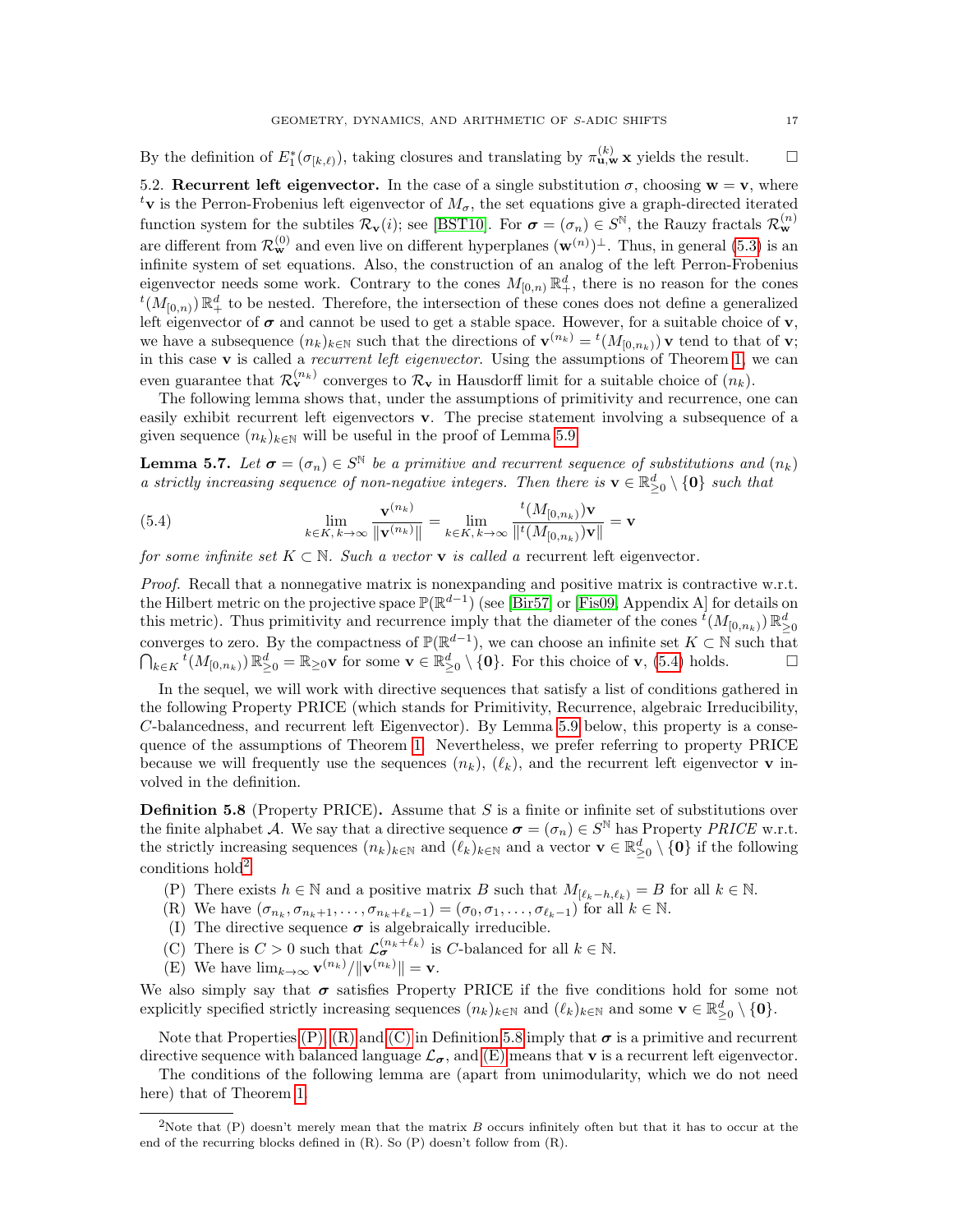By the definition of $E_1^*(\sigma_{[k,\ell)})$, taking closures and translating by $\pi_{\mathbf{u},\mathbf{w}}^{(k)}\mathbf{x}$ yields the result. $\square$

5.2. **Recurrent left eigenvector.** In the case of a single substitution $\sigma$, choosing $\mathbf{w} = \mathbf{v}$, where ${}^t\mathbf{v}$ is the Perron-Frobenius left eigenvector of $M_\sigma$, the set equations give a graph-directed iterated function system for the subtiles $\mathcal{R}_\mathbf{v}(i)$; see [BST10]. For $\boldsymbol{\sigma} = (\sigma_n) \in S^\mathbb{N}$, the Rauzy fractals $\mathcal{R}_\mathbf{w}^{(n)}$ are different from $\mathcal{R}_\mathbf{w}^{(0)}$ and even live on different hyperplanes $(\mathbf{w}^{(n)})^\perp$. Thus, in general (5.3) is an infinite system of set equations. Also, the construction of an analog of the left Perron-Frobenius eigenvector needs some work. Contrary to the cones $M_{[0,n)}\,\mathbb{R}_+^d$, there is no reason for the cones ${}^t(M_{[0,n)})\,\mathbb{R}_+^d$ to be nested. Therefore, the intersection of these cones does not define a generalized left eigenvector of $\boldsymbol{\sigma}$ and cannot be used to get a stable space. However, for a suitable choice of $\mathbf{v}$, we have a subsequence $(n_k)_{k\in\mathbb{N}}$ such that the directions of $\mathbf{v}^{(n_k)} = {}^t(M_{[0,n_k)})\,\mathbf{v}$ tend to that of $\mathbf{v}$; in this case $\mathbf{v}$ is called a *recurrent left eigenvector*. Using the assumptions of Theorem 1, we can even guarantee that $\mathcal{R}_\mathbf{v}^{(n_k)}$ converges to $\mathcal{R}_\mathbf{v}$ in Hausdorff limit for a suitable choice of $(n_k)$.

The following lemma shows that, under the assumptions of primitivity and recurrence, one can easily exhibit recurrent left eigenvectors $\mathbf{v}$. The precise statement involving a subsequence of a given sequence $(n_k)_{k\in\mathbb{N}}$ will be useful in the proof of Lemma 5.9.

**Lemma 5.7.** *Let $\boldsymbol{\sigma} = (\sigma_n) \in S^\mathbb{N}$ be a primitive and recurrent sequence of substitutions and $(n_k)$ a strictly increasing sequence of non-negative integers. Then there is $\mathbf{v} \in \mathbb{R}_{\ge 0}^d \setminus \{\mathbf{0}\}$ such that*

$$\lim_{k\in K,\, k\to\infty} \frac{\mathbf{v}^{(n_k)}}{\|\mathbf{v}^{(n_k)}\|} = \lim_{k\in K,\, k\to\infty} \frac{{}^t(M_{[0,n_k)})\mathbf{v}}{\|{}^t(M_{[0,n_k)})\mathbf{v}\|} = \mathbf{v} \tag{5.4}$$

*for some infinite set $K \subset \mathbb{N}$. Such a vector $\mathbf{v}$ is called a* recurrent left eigenvector.

*Proof.* Recall that a nonnegative matrix is nonexpanding and positive matrix is contractive w.r.t. the Hilbert metric on the projective space $\mathbb{P}(\mathbb{R}^{d-1})$ (see [Bir57] or [Fis09, Appendix A] for details on this metric). Thus primitivity and recurrence imply that the diameter of the cones ${}^t(M_{[0,n_k)})\,\mathbb{R}_{\ge 0}^d$ converges to zero. By the compactness of $\mathbb{P}(\mathbb{R}^{d-1})$, we can choose an infinite set $K \subset \mathbb{N}$ such that $\bigcap_{k\in K} {}^t(M_{[0,n_k)})\,\mathbb{R}_{\ge 0}^d = \mathbb{R}_{\ge 0}\mathbf{v}$ for some $\mathbf{v} \in \mathbb{R}_{\ge 0}^d \setminus \{\mathbf{0}\}$. For this choice of $\mathbf{v}$, (5.4) holds. $\square$

In the sequel, we will work with directive sequences that satisfy a list of conditions gathered in the following Property PRICE (which stands for Primitivity, Recurrence, algebraic Irreducibility, $C$-balancedness, and recurrent left Eigenvector). By Lemma 5.9 below, this property is a consequence of the assumptions of Theorem 1. Nevertheless, we prefer referring to property PRICE because we will frequently use the sequences $(n_k)$, $(\ell_k)$, and the recurrent left eigenvector $\mathbf{v}$ involved in the definition.

**Definition 5.8** (Property PRICE)**.** Assume that $S$ is a finite or infinite set of substitutions over the finite alphabet $\mathcal{A}$. We say that a directive sequence $\boldsymbol{\sigma} = (\sigma_n) \in S^\mathbb{N}$ has Property *PRICE* w.r.t. the strictly increasing sequences $(n_k)_{k\in\mathbb{N}}$ and $(\ell_k)_{k\in\mathbb{N}}$ and a vector $\mathbf{v} \in \mathbb{R}_{\ge 0}^d \setminus \{\mathbf{0}\}$ if the following conditions hold[2]:

- (P) There exists $h \in \mathbb{N}$ and a positive matrix $B$ such that $M_{[\ell_k-h,\ell_k)} = B$ for all $k \in \mathbb{N}$.
- (R) We have $(\sigma_{n_k}, \sigma_{n_k+1}, \ldots, \sigma_{n_k+\ell_k-1}) = (\sigma_0, \sigma_1, \ldots, \sigma_{\ell_k-1})$ for all $k \in \mathbb{N}$.
- (I) The directive sequence $\boldsymbol{\sigma}$ is algebraically irreducible.
- (C) There is $C > 0$ such that $\mathcal{L}_{\boldsymbol{\sigma}}^{(n_k+\ell_k)}$ is $C$-balanced for all $k \in \mathbb{N}$.
- (E) We have $\lim_{k\to\infty} \mathbf{v}^{(n_k)}/\|\mathbf{v}^{(n_k)}\| = \mathbf{v}$.

We also simply say that $\boldsymbol{\sigma}$ satisfies Property PRICE if the five conditions hold for some not explicitly specified strictly increasing sequences $(n_k)_{k\in\mathbb{N}}$ and $(\ell_k)_{k\in\mathbb{N}}$ and some $\mathbf{v} \in \mathbb{R}_{\ge 0}^d \setminus \{\mathbf{0}\}$.

Note that Properties (P), (R) and (C) in Definition 5.8 imply that $\boldsymbol{\sigma}$ is a primitive and recurrent directive sequence with balanced language $\mathcal{L}_{\boldsymbol{\sigma}}$, and (E) means that $\mathbf{v}$ is a recurrent left eigenvector.

The conditions of the following lemma are (apart from unimodularity, which we do not need here) that of Theorem 1.

[2] Note that (P) doesn't merely mean that the matrix $B$ occurs infinitely often but that it has to occur at the end of the recurring blocks defined in (R). So (P) doesn't follow from (R).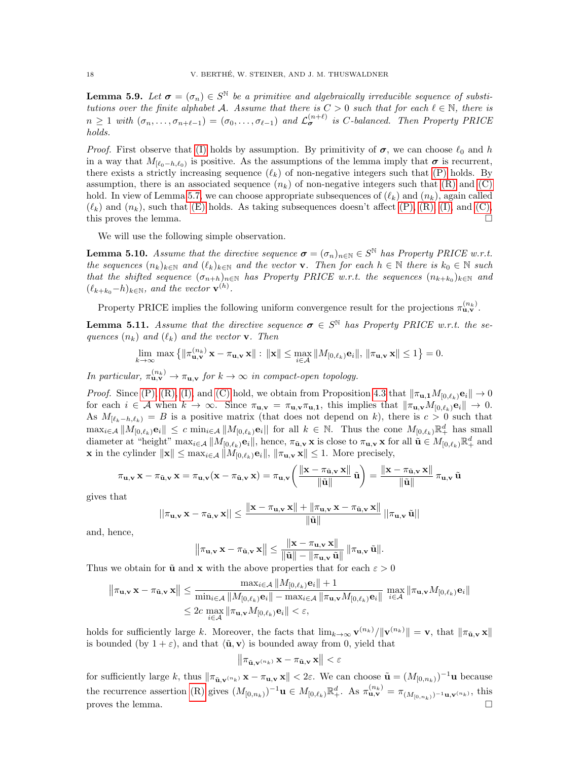**Lemma 5.9.** *Let $\boldsymbol{\sigma} = (\sigma_n) \in S^{\mathbb{N}}$ be a primitive and algebraically irreducible sequence of substitutions over the finite alphabet $\mathcal{A}$. Assume that there is $C > 0$ such that for each $\ell \in \mathbb{N}$, there is $n \geq 1$ with $(\sigma_n, \ldots, \sigma_{n+\ell-1}) = (\sigma_0, \ldots, \sigma_{\ell-1})$ and $\mathcal{L}_{\boldsymbol{\sigma}}^{(n+\ell)}$ is $C$-balanced. Then Property PRICE holds.*

*Proof.* First observe that (I) holds by assumption. By primitivity of $\boldsymbol{\sigma}$, we can choose $\ell_0$ and $h$ in a way that $M_{[\ell_0-h,\ell_0)}$ is positive. As the assumptions of the lemma imply that $\boldsymbol{\sigma}$ is recurrent, there exists a strictly increasing sequence $(\ell_k)$ of non-negative integers such that (P) holds. By assumption, there is an associated sequence $(n_k)$ of non-negative integers such that (R) and (C) hold. In view of Lemma 5.7, we can choose appropriate subsequences of $(\ell_k)$ and $(n_k)$, again called $(\ell_k)$ and $(n_k)$, such that (E) holds. As taking subsequences doesn't affect (P), (R), (I), and (C), this proves the lemma. □

We will use the following simple observation.

**Lemma 5.10.** *Assume that the directive sequence $\boldsymbol{\sigma} = (\sigma_n)_{n\in\mathbb{N}} \in S^{\mathbb{N}}$ has Property PRICE w.r.t. the sequences $(n_k)_{k\in\mathbb{N}}$ and $(\ell_k)_{k\in\mathbb{N}}$ and the vector $\mathbf{v}$. Then for each $h \in \mathbb{N}$ there is $k_0 \in \mathbb{N}$ such that the shifted sequence $(\sigma_{n+h})_{n\in\mathbb{N}}$ has Property PRICE w.r.t. the sequences $(n_{k+k_0})_{k\in\mathbb{N}}$ and $(\ell_{k+k_0}-h)_{k\in\mathbb{N}}$, and the vector $\mathbf{v}^{(h)}$.*

Property PRICE implies the following uniform convergence result for the projections $\pi_{\mathbf{u},\mathbf{v}}^{(n_k)}$.

**Lemma 5.11.** *Assume that the directive sequence $\boldsymbol{\sigma} \in S^{\mathbb{N}}$ has Property PRICE w.r.t. the sequences $(n_k)$ and $(\ell_k)$ and the vector $\mathbf{v}$. Then*

$$\lim_{k\to\infty} \max\left\{\|\pi_{\mathbf{u},\mathbf{v}}^{(n_k)}\,\mathbf{x} - \pi_{\mathbf{u},\mathbf{v}}\,\mathbf{x}\| :\, \|\mathbf{x}\| \leq \max_{i\in\mathcal{A}} \|M_{[0,\ell_k)}\mathbf{e}_i\|,\, \|\pi_{\mathbf{u},\mathbf{v}}\,\mathbf{x}\| \leq 1\right\} = 0.$$

*In particular, $\pi_{\mathbf{u},\mathbf{v}}^{(n_k)} \to \pi_{\mathbf{u},\mathbf{v}}$ for $k \to \infty$ in compact-open topology.*

*Proof.* Since (P), (R), (I), and (C) hold, we obtain from Proposition 4.3 that $\|\pi_{\mathbf{u},\mathbf{1}} M_{[0,\ell_k)}\mathbf{e}_i\| \to 0$ for each $i \in \mathcal{A}$ when $k \to \infty$. Since $\pi_{\mathbf{u},\mathbf{v}} = \pi_{\mathbf{u},\mathbf{v}}\pi_{\mathbf{u},\mathbf{1}}$, this implies that $\|\pi_{\mathbf{u},\mathbf{v}} M_{[0,\ell_k)}\mathbf{e}_i\| \to 0$. As $M_{[\ell_k-h,\ell_k)} = B$ is a positive matrix (that does not depend on $k$), there is $c > 0$ such that $\max_{i\in\mathcal{A}} \|M_{[0,\ell_k)}\mathbf{e}_i\| \leq c \min_{i\in\mathcal{A}} \|M_{[0,\ell_k)}\mathbf{e}_i\|$ for all $k \in \mathbb{N}$. Thus the cone $M_{[0,\ell_k)}\mathbb{R}_+^d$ has small diameter at "height" $\max_{i\in\mathcal{A}} \|M_{[0,\ell_k)}\mathbf{e}_i\|$, hence, $\pi_{\tilde{\mathbf{u}},\mathbf{v}}\,\mathbf{x}$ is close to $\pi_{\mathbf{u},\mathbf{v}}\,\mathbf{x}$ for all $\tilde{\mathbf{u}} \in M_{[0,\ell_k)}\mathbb{R}_+^d$ and $\mathbf{x}$ in the cylinder $\|\mathbf{x}\| \leq \max_{i\in\mathcal{A}} \|M_{[0,\ell_k)}\mathbf{e}_i\|$, $\|\pi_{\mathbf{u},\mathbf{v}}\,\mathbf{x}\| \leq 1$. More precisely,

$$\pi_{\mathbf{u},\mathbf{v}}\,\mathbf{x} - \pi_{\tilde{\mathbf{u}},\mathbf{v}}\,\mathbf{x} = \pi_{\mathbf{u},\mathbf{v}}(\mathbf{x} - \pi_{\tilde{\mathbf{u}},\mathbf{v}}\,\mathbf{x}) = \pi_{\mathbf{u},\mathbf{v}}\bigg(\frac{\|\mathbf{x} - \pi_{\tilde{\mathbf{u}},\mathbf{v}}\,\mathbf{x}\|}{\|\tilde{\mathbf{u}}\|}\,\tilde{\mathbf{u}}\bigg) = \frac{\|\mathbf{x} - \pi_{\tilde{\mathbf{u}},\mathbf{v}}\,\mathbf{x}\|}{\|\tilde{\mathbf{u}}\|}\,\pi_{\mathbf{u},\mathbf{v}}\,\tilde{\mathbf{u}}$$

gives that

$$||\pi_{\mathbf{u},\mathbf{v}}\,\mathbf{x} - \pi_{\tilde{\mathbf{u}},\mathbf{v}}\,\mathbf{x}|| \leq \frac{\|\mathbf{x} - \pi_{\mathbf{u},\mathbf{v}}\,\mathbf{x}\| + \|\pi_{\mathbf{u},\mathbf{v}}\,\mathbf{x} - \pi_{\tilde{\mathbf{u}},\mathbf{v}}\,\mathbf{x}\|}{\|\tilde{\mathbf{u}}\|}\,||\pi_{\mathbf{u},\mathbf{v}}\,\tilde{\mathbf{u}}||$$

and, hence,

$$\big\|\pi_{\mathbf{u},\mathbf{v}}\,\mathbf{x} - \pi_{\tilde{\mathbf{u}},\mathbf{v}}\,\mathbf{x}\big\| \leq \frac{\|\mathbf{x} - \pi_{\mathbf{u},\mathbf{v}}\,\mathbf{x}\|}{\|\tilde{\mathbf{u}}\| - \|\pi_{\mathbf{u},\mathbf{v}}\,\tilde{\mathbf{u}}\|}\,\|\pi_{\mathbf{u},\mathbf{v}}\,\tilde{\mathbf{u}}\|.$$

Thus we obtain for $\tilde{\mathbf{u}}$ and $\mathbf{x}$ with the above properties that for each $\varepsilon > 0$

$$\begin{aligned}\big\|\pi_{\mathbf{u},\mathbf{v}}\,\mathbf{x} - \pi_{\tilde{\mathbf{u}},\mathbf{v}}\,\mathbf{x}\big\| &\leq \frac{\max_{i\in\mathcal{A}} \|M_{[0,\ell_k)}\mathbf{e}_i\| + 1}{\min_{i\in\mathcal{A}} \|M_{[0,\ell_k)}\mathbf{e}_i\| - \max_{i\in\mathcal{A}} \|\pi_{\mathbf{u},\mathbf{v}} M_{[0,\ell_k)}\mathbf{e}_i\|}\,\max_{i\in\mathcal{A}} \|\pi_{\mathbf{u},\mathbf{v}} M_{[0,\ell_k)}\mathbf{e}_i\| \\ &\leq 2c\,\max_{i\in\mathcal{A}} \|\pi_{\mathbf{u},\mathbf{v}} M_{[0,\ell_k)}\mathbf{e}_i\| < \varepsilon,\end{aligned}$$

holds for sufficiently large $k$. Moreover, the facts that $\lim_{k\to\infty} \mathbf{v}^{(n_k)}/\|\mathbf{v}^{(n_k)}\| = \mathbf{v}$, that $\|\pi_{\tilde{\mathbf{u}},\mathbf{v}}\,\mathbf{x}\|$ is bounded (by $1+\varepsilon$), and that $\langle\tilde{\mathbf{u}},\mathbf{v}\rangle$ is bounded away from 0, yield that

$$\big\|\pi_{\tilde{\mathbf{u}},\mathbf{v}^{(n_k)}}\,\mathbf{x} - \pi_{\tilde{\mathbf{u}},\mathbf{v}}\,\mathbf{x}\big\| < \varepsilon$$

for sufficiently large $k$, thus $\|\pi_{\tilde{\mathbf{u}},\mathbf{v}^{(n_k)}}\,\mathbf{x} - \pi_{\mathbf{u},\mathbf{v}}\,\mathbf{x}\| < 2\varepsilon$. We can choose $\tilde{\mathbf{u}} = (M_{[0,n_k)})^{-1}\mathbf{u}$ because the recurrence assertion (R) gives $(M_{[0,n_k)})^{-1}\mathbf{u} \in M_{[0,\ell_k)}\mathbb{R}_+^d$. As $\pi_{\mathbf{u},\mathbf{v}}^{(n_k)} = \pi_{(M_{[0,n_k)})^{-1}\mathbf{u},\mathbf{v}^{(n_k)}}$, this proves the lemma. □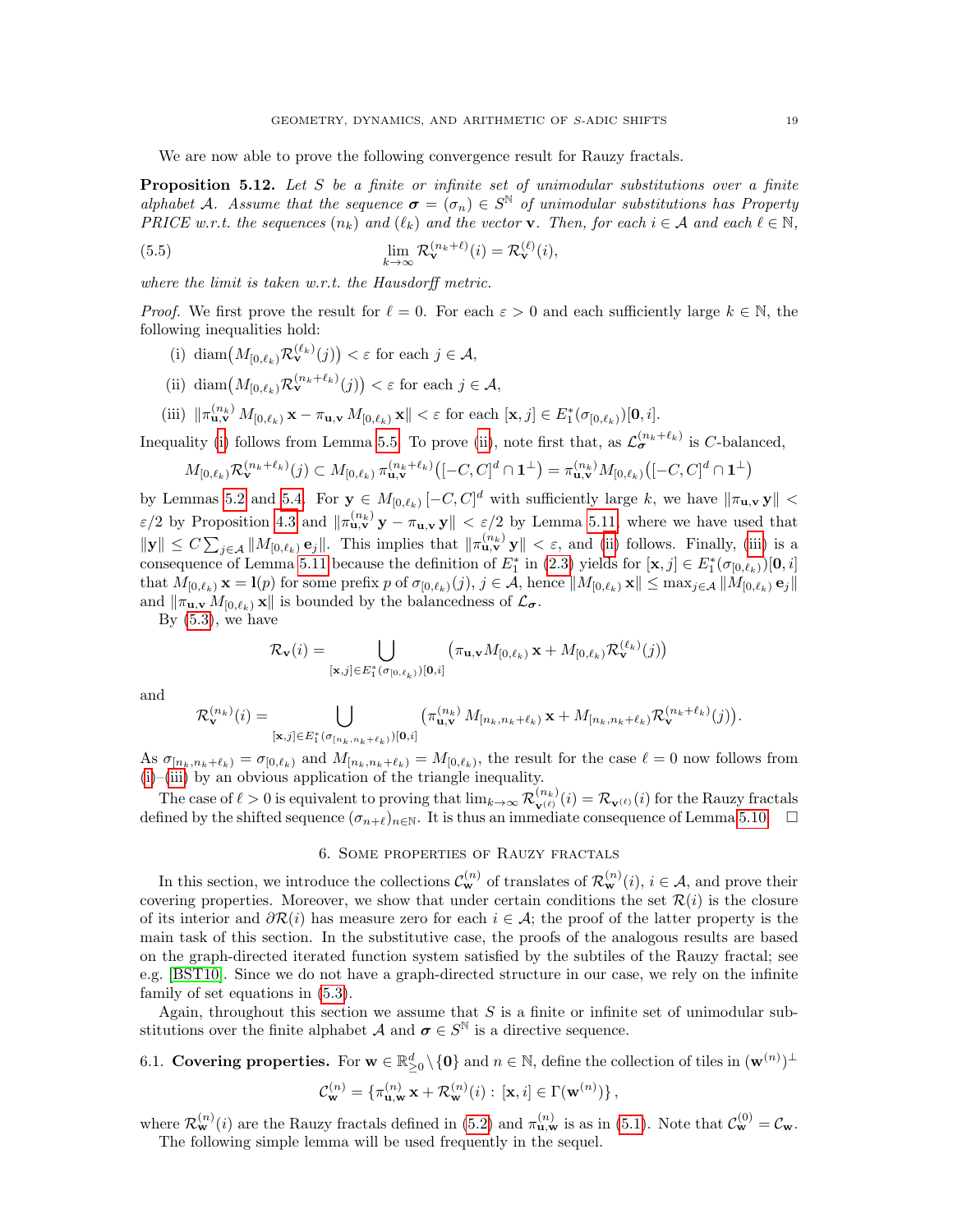We are now able to prove the following convergence result for Rauzy fractals.

**Proposition 5.12.** *Let $S$ be a finite or infinite set of unimodular substitutions over a finite alphabet $\mathcal{A}$. Assume that the sequence $\boldsymbol{\sigma} = (\sigma_n) \in S^{\mathbb{N}}$ of unimodular substitutions has Property PRICE w.r.t. the sequences $(n_k)$ and $(\ell_k)$ and the vector $\mathbf{v}$. Then, for each $i \in \mathcal{A}$ and each $\ell \in \mathbb{N}$,*

$$\lim_{k\to\infty} \mathcal{R}_{\mathbf{v}}^{(n_k+\ell)}(i) = \mathcal{R}_{\mathbf{v}}^{(\ell)}(i), \tag{5.5}$$

*where the limit is taken w.r.t. the Hausdorff metric.*

*Proof.* We first prove the result for $\ell = 0$. For each $\varepsilon > 0$ and each sufficiently large $k \in \mathbb{N}$, the following inequalities hold:

(i) $\operatorname{diam}\big(M_{[0,\ell_k)} \mathcal{R}_{\mathbf{v}}^{(\ell_k)}(j)\big) < \varepsilon$ for each $j \in \mathcal{A}$,

(ii) $\operatorname{diam}\big(M_{[0,\ell_k)} \mathcal{R}_{\mathbf{v}}^{(n_k+\ell_k)}(j)\big) < \varepsilon$ for each $j \in \mathcal{A}$,

(iii) $\|\pi_{\mathbf{u},\mathbf{v}}^{(n_k)}\, M_{[0,\ell_k)}\, \mathbf{x} - \pi_{\mathbf{u},\mathbf{v}}\, M_{[0,\ell_k)}\, \mathbf{x}\| < \varepsilon$ for each $[\mathbf{x}, j] \in E_1^*(\sigma_{[0,\ell_k)})[\mathbf{0}, i]$.

Inequality (i) follows from Lemma 5.5. To prove (ii), note first that, as $\mathcal{L}_{\boldsymbol{\sigma}}^{(n_k+\ell_k)}$ is $C$-balanced,

$$M_{[0,\ell_k)} \mathcal{R}_{\mathbf{v}}^{(n_k+\ell_k)}(j) \subset M_{[0,\ell_k)}\, \pi_{\mathbf{u},\mathbf{v}}^{(n_k+\ell_k)}\big([-C, C]^d \cap \mathbf{1}^\perp\big) = \pi_{\mathbf{u},\mathbf{v}}^{(n_k)} M_{[0,\ell_k)}\big([-C, C]^d \cap \mathbf{1}^\perp\big)$$

by Lemmas 5.2 and 5.4. For $\mathbf{y} \in M_{[0,\ell_k)}\, [-C, C]^d$ with sufficiently large $k$, we have $\|\pi_{\mathbf{u},\mathbf{v}}\, \mathbf{y}\| < \varepsilon/2$ by Proposition 4.3 and $\|\pi_{\mathbf{u},\mathbf{v}}^{(n_k)}\, \mathbf{y} - \pi_{\mathbf{u},\mathbf{v}}\, \mathbf{y}\| < \varepsilon/2$ by Lemma 5.11, where we have used that $\|\mathbf{y}\| \le C \sum_{j\in\mathcal{A}} \|M_{[0,\ell_k)}\, \mathbf{e}_j\|$. This implies that $\|\pi_{\mathbf{u},\mathbf{v}}^{(n_k)}\, \mathbf{y}\| < \varepsilon$, and (ii) follows. Finally, (iii) is a consequence of Lemma 5.11 because the definition of $E_1^*$ in (2.3) yields for $[\mathbf{x}, j] \in E_1^*(\sigma_{[0,\ell_k)})[\mathbf{0}, i]$ that $M_{[0,\ell_k)}\, \mathbf{x} = \mathbf{l}(p)$ for some prefix $p$ of $\sigma_{[0,\ell_k)}(j)$, $j \in \mathcal{A}$, hence $\|M_{[0,\ell_k)}\, \mathbf{x}\| \le \max_{j\in\mathcal{A}} \|M_{[0,\ell_k)}\, \mathbf{e}_j\|$ and $\|\pi_{\mathbf{u},\mathbf{v}}\, M_{[0,\ell_k)}\, \mathbf{x}\|$ is bounded by the balancedness of $\mathcal{L}_{\boldsymbol{\sigma}}$.

By (5.3), we have

$$\mathcal{R}_{\mathbf{v}}(i) = \bigcup_{[\mathbf{x},j]\in E_1^*(\sigma_{[0,\ell_k)})[\mathbf{0},i]} \big(\pi_{\mathbf{u},\mathbf{v}} M_{[0,\ell_k)}\, \mathbf{x} + M_{[0,\ell_k)} \mathcal{R}_{\mathbf{v}}^{(\ell_k)}(j)\big)$$

and

$$\mathcal{R}_{\mathbf{v}}^{(n_k)}(i) = \bigcup_{[\mathbf{x},j]\in E_1^*(\sigma_{[n_k,n_k+\ell_k)})[\mathbf{0},i]} \big(\pi_{\mathbf{u},\mathbf{v}}^{(n_k)}\, M_{[n_k,n_k+\ell_k)}\, \mathbf{x} + M_{[n_k,n_k+\ell_k)} \mathcal{R}_{\mathbf{v}}^{(n_k+\ell_k)}(j)\big).$$

As $\sigma_{[n_k,n_k+\ell_k)} = \sigma_{[0,\ell_k)}$ and $M_{[n_k,n_k+\ell_k)} = M_{[0,\ell_k)}$, the result for the case $\ell = 0$ now follows from (i)–(iii) by an obvious application of the triangle inequality.

The case of $\ell > 0$ is equivalent to proving that $\lim_{k\to\infty} \mathcal{R}_{\mathbf{v}^{(\ell)}}^{(n_k)}(i) = \mathcal{R}_{\mathbf{v}^{(\ell)}}(i)$ for the Rauzy fractals defined by the shifted sequence $(\sigma_{n+\ell})_{n\in\mathbb{N}}$. It is thus an immediate consequence of Lemma 5.10. $\square$

## 6. Some properties of Rauzy fractals

In this section, we introduce the collections $\mathcal{C}_{\mathbf{w}}^{(n)}$ of translates of $\mathcal{R}_{\mathbf{w}}^{(n)}(i)$, $i \in \mathcal{A}$, and prove their covering properties. Moreover, we show that under certain conditions the set $\mathcal{R}(i)$ is the closure of its interior and $\partial\mathcal{R}(i)$ has measure zero for each $i \in \mathcal{A}$; the proof of the latter property is the main task of this section. In the substitutive case, the proofs of the analogous results are based on the graph-directed iterated function system satisfied by the subtiles of the Rauzy fractal; see e.g. [BST10]. Since we do not have a graph-directed structure in our case, we rely on the infinite family of set equations in (5.3).

Again, throughout this section we assume that $S$ is a finite or infinite set of unimodular substitutions over the finite alphabet $\mathcal{A}$ and $\boldsymbol{\sigma} \in S^{\mathbb{N}}$ is a directive sequence.

6.1. **Covering properties.** For $\mathbf{w} \in \mathbb{R}^d_{\ge 0} \setminus \{\mathbf{0}\}$ and $n \in \mathbb{N}$, define the collection of tiles in $(\mathbf{w}^{(n)})^\perp$

$$\mathcal{C}_{\mathbf{w}}^{(n)} = \{\pi_{\mathbf{u},\mathbf{w}}^{(n)}\, \mathbf{x} + \mathcal{R}_{\mathbf{w}}^{(n)}(i) :\, [\mathbf{x}, i] \in \Gamma(\mathbf{w}^{(n)})\},$$

where $\mathcal{R}_{\mathbf{w}}^{(n)}(i)$ are the Rauzy fractals defined in (5.2) and $\pi_{\mathbf{u},\mathbf{w}}^{(n)}$ is as in (5.1). Note that $\mathcal{C}_{\mathbf{w}}^{(0)} = \mathcal{C}_{\mathbf{w}}$.

The following simple lemma will be used frequently in the sequel.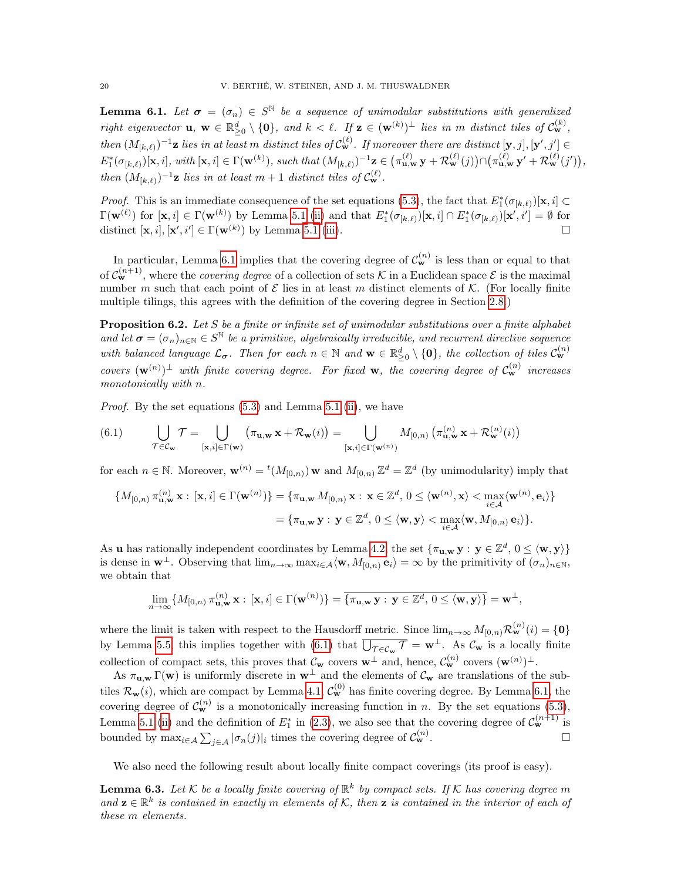**Lemma 6.1.** *Let $\boldsymbol{\sigma} = (\sigma_n) \in S^{\mathbb{N}}$ be a sequence of unimodular substitutions with generalized right eigenvector $\mathbf{u}$, $\mathbf{w} \in \mathbb{R}^d_{\ge 0} \setminus \{\mathbf{0}\}$, and $k < \ell$. If $\mathbf{z} \in (\mathbf{w}^{(k)})^\perp$ lies in $m$ distinct tiles of $\mathcal{C}_{\mathbf{w}}^{(k)}$, then $(M_{[k,\ell)})^{-1}\mathbf{z}$ lies in at least $m$ distinct tiles of $\mathcal{C}_{\mathbf{w}}^{(\ell)}$. If moreover there are distinct $[\mathbf{y}, j], [\mathbf{y}', j'] \in E_1^*(\sigma_{[k,\ell)})[\mathbf{x}, i]$, with $[\mathbf{x}, i] \in \Gamma(\mathbf{w}^{(k)})$, such that $(M_{[k,\ell)})^{-1}\mathbf{z} \in \big(\pi_{\mathbf{u},\mathbf{w}}^{(\ell)}\, \mathbf{y} + \mathcal{R}_{\mathbf{w}}^{(\ell)}(j)\big) \cap \big(\pi_{\mathbf{u},\mathbf{w}}^{(\ell)}\, \mathbf{y}' + \mathcal{R}_{\mathbf{w}}^{(\ell)}(j')\big)$, then $(M_{[k,\ell)})^{-1}\mathbf{z}$ lies in at least $m+1$ distinct tiles of $\mathcal{C}_{\mathbf{w}}^{(\ell)}$.*

*Proof.* This is an immediate consequence of the set equations (5.3), the fact that $E_1^*(\sigma_{[k,\ell)})[\mathbf{x}, i] \subset \Gamma(\mathbf{w}^{(\ell)})$ for $[\mathbf{x}, i] \in \Gamma(\mathbf{w}^{(k)})$ by Lemma 5.1 (ii) and that $E_1^*(\sigma_{[k,\ell)})[\mathbf{x}, i] \cap E_1^*(\sigma_{[k,\ell)})[\mathbf{x}', i'] = \emptyset$ for distinct $[\mathbf{x}, i], [\mathbf{x}', i'] \in \Gamma(\mathbf{w}^{(k)})$ by Lemma 5.1 (iii). □

In particular, Lemma 6.1 implies that the covering degree of $\mathcal{C}_{\mathbf{w}}^{(n)}$ is less than or equal to that of $\mathcal{C}_{\mathbf{w}}^{(n+1)}$, where the *covering degree* of a collection of sets $\mathcal{K}$ in a Euclidean space $\mathcal{E}$ is the maximal number $m$ such that each point of $\mathcal{E}$ lies in at least $m$ distinct elements of $\mathcal{K}$. (For locally finite multiple tilings, this agrees with the definition of the covering degree in Section 2.8.)

**Proposition 6.2.** *Let $S$ be a finite or infinite set of unimodular substitutions over a finite alphabet and let $\boldsymbol{\sigma} = (\sigma_n)_{n\in\mathbb{N}} \in S^{\mathbb{N}}$ be a primitive, algebraically irreducible, and recurrent directive sequence with balanced language $\mathcal{L}_{\boldsymbol{\sigma}}$. Then for each $n \in \mathbb{N}$ and $\mathbf{w} \in \mathbb{R}^d_{\ge 0} \setminus \{\mathbf{0}\}$, the collection of tiles $\mathcal{C}_{\mathbf{w}}^{(n)}$ covers $(\mathbf{w}^{(n)})^\perp$ with finite covering degree. For fixed $\mathbf{w}$, the covering degree of $\mathcal{C}_{\mathbf{w}}^{(n)}$ increases monotonically with $n$.*

*Proof.* By the set equations (5.3) and Lemma 5.1 (ii), we have

$$\bigcup_{\mathcal{T}\in\mathcal{C}_{\mathbf{w}}} \mathcal{T} = \bigcup_{[\mathbf{x},i]\in\Gamma(\mathbf{w})} \big(\pi_{\mathbf{u},\mathbf{w}}\, \mathbf{x} + \mathcal{R}_{\mathbf{w}}(i)\big) = \bigcup_{[\mathbf{x},i]\in\Gamma(\mathbf{w}^{(n)})} M_{[0,n)} \big(\pi_{\mathbf{u},\mathbf{w}}^{(n)}\, \mathbf{x} + \mathcal{R}_{\mathbf{w}}^{(n)}(i)\big) \tag{6.1}$$

for each $n \in \mathbb{N}$. Moreover, $\mathbf{w}^{(n)} = {}^t(M_{[0,n)})\, \mathbf{w}$ and $M_{[0,n)}\, \mathbb{Z}^d = \mathbb{Z}^d$ (by unimodularity) imply that

$$\begin{aligned}
\{M_{[0,n)}\, \pi_{\mathbf{u},\mathbf{w}}^{(n)}\, \mathbf{x} :\, [\mathbf{x}, i] \in \Gamma(\mathbf{w}^{(n)})\} &= \{\pi_{\mathbf{u},\mathbf{w}}\, M_{[0,n)}\, \mathbf{x} :\, \mathbf{x} \in \mathbb{Z}^d,\, 0 \le \langle \mathbf{w}^{(n)}, \mathbf{x}\rangle < \max_{i\in\mathcal{A}} \langle \mathbf{w}^{(n)}, \mathbf{e}_i\rangle\} \\
&= \{\pi_{\mathbf{u},\mathbf{w}}\, \mathbf{y} :\, \mathbf{y} \in \mathbb{Z}^d,\, 0 \le \langle \mathbf{w}, \mathbf{y}\rangle < \max_{i\in\mathcal{A}} \langle \mathbf{w}, M_{[0,n)}\, \mathbf{e}_i\rangle\}.
\end{aligned}$$

As $\mathbf{u}$ has rationally independent coordinates by Lemma 4.2, the set $\{\pi_{\mathbf{u},\mathbf{w}}\, \mathbf{y} :\, \mathbf{y} \in \mathbb{Z}^d,\, 0 \le \langle \mathbf{w}, \mathbf{y}\rangle\}$ is dense in $\mathbf{w}^\perp$. Observing that $\lim_{n\to\infty} \max_{i\in\mathcal{A}} \langle \mathbf{w}, M_{[0,n)}\, \mathbf{e}_i\rangle = \infty$ by the primitivity of $(\sigma_n)_{n\in\mathbb{N}}$, we obtain that

$$\lim_{n\to\infty} \{M_{[0,n)}\, \pi_{\mathbf{u},\mathbf{w}}^{(n)}\, \mathbf{x} :\, [\mathbf{x}, i] \in \Gamma(\mathbf{w}^{(n)})\} = \overline{\{\pi_{\mathbf{u},\mathbf{w}}\, \mathbf{y} :\, \mathbf{y} \in \mathbb{Z}^d,\, 0 \le \langle \mathbf{w}, \mathbf{y}\rangle\}} = \mathbf{w}^\perp,$$

where the limit is taken with respect to the Hausdorff metric. Since $\lim_{n\to\infty} M_{[0,n)} \mathcal{R}_{\mathbf{w}}^{(n)}(i) = \{\mathbf{0}\}$ by Lemma 5.5, this implies together with (6.1) that $\overline{\bigcup_{\mathcal{T}\in\mathcal{C}_{\mathbf{w}}} \mathcal{T}} = \mathbf{w}^\perp$. As $\mathcal{C}_{\mathbf{w}}$ is a locally finite collection of compact sets, this proves that $\mathcal{C}_{\mathbf{w}}$ covers $\mathbf{w}^\perp$ and, hence, $\mathcal{C}_{\mathbf{w}}^{(n)}$ covers $(\mathbf{w}^{(n)})^\perp$.

As $\pi_{\mathbf{u},\mathbf{w}}\, \Gamma(\mathbf{w})$ is uniformly discrete in $\mathbf{w}^\perp$ and the elements of $\mathcal{C}_{\mathbf{w}}$ are translations of the subtiles $\mathcal{R}_{\mathbf{w}}(i)$, which are compact by Lemma 4.1, $\mathcal{C}_{\mathbf{w}}^{(0)}$ has finite covering degree. By Lemma 6.1, the covering degree of $\mathcal{C}_{\mathbf{w}}^{(n)}$ is a monotonically increasing function in $n$. By the set equations (5.3), Lemma 5.1 (ii) and the definition of $E_1^*$ in (2.3), we also see that the covering degree of $\mathcal{C}_{\mathbf{w}}^{(n+1)}$ is bounded by $\max_{i\in\mathcal{A}} \sum_{j\in\mathcal{A}} |\sigma_n(j)|_i$ times the covering degree of $\mathcal{C}_{\mathbf{w}}^{(n)}$. □

We also need the following result about locally finite compact coverings (its proof is easy).

**Lemma 6.3.** *Let $\mathcal{K}$ be a locally finite covering of $\mathbb{R}^k$ by compact sets. If $\mathcal{K}$ has covering degree $m$ and $\mathbf{z} \in \mathbb{R}^k$ is contained in exactly $m$ elements of $\mathcal{K}$, then $\mathbf{z}$ is contained in the interior of each of these $m$ elements.*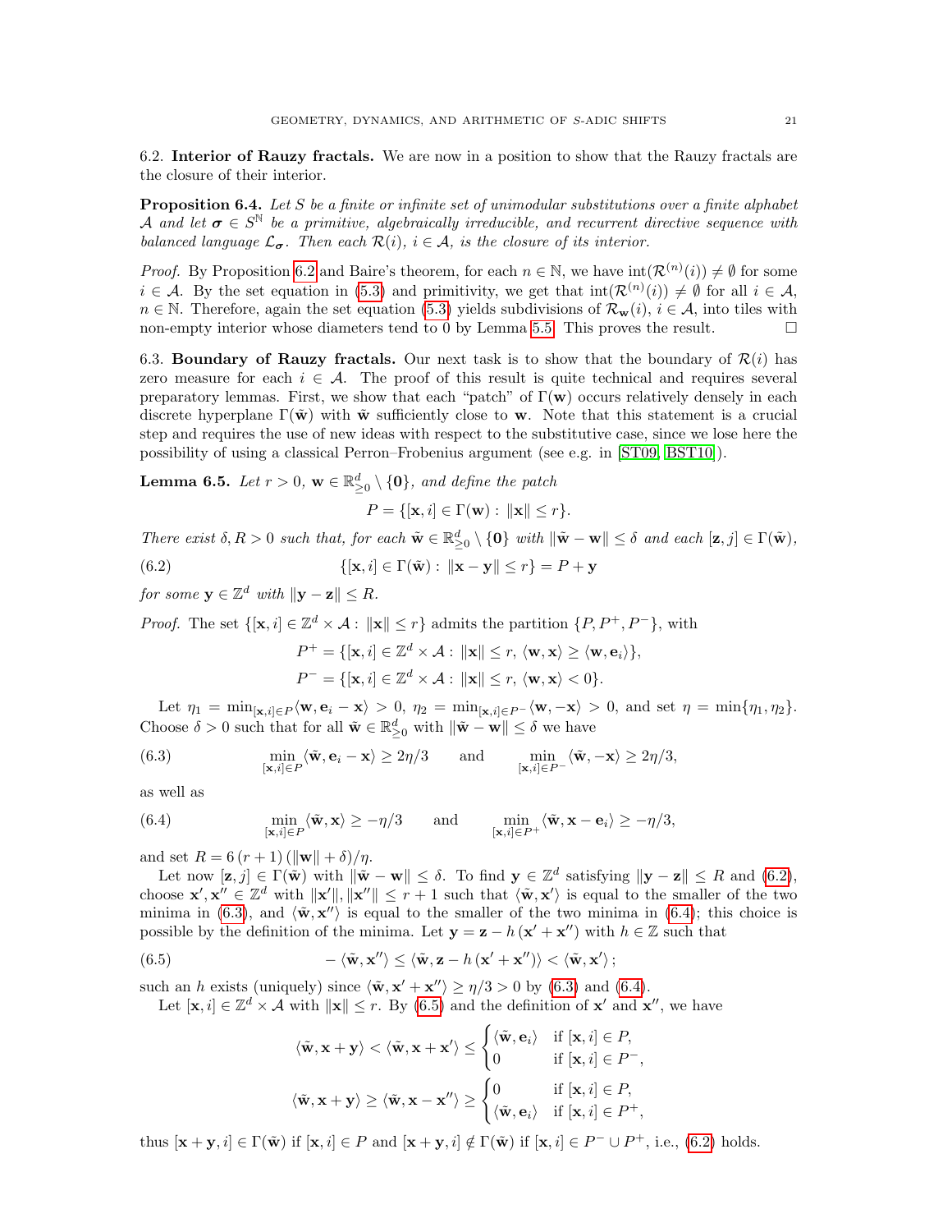### 6.2. Interior of Rauzy fractals.

We are now in a position to show that the Rauzy fractals are the closure of their interior.

**Proposition 6.4.** *Let $S$ be a finite or infinite set of unimodular substitutions over a finite alphabet $\mathcal{A}$ and let $\boldsymbol{\sigma} \in S^{\mathbb{N}}$ be a primitive, algebraically irreducible, and recurrent directive sequence with balanced language $\mathcal{L}_{\boldsymbol{\sigma}}$. Then each $\mathcal{R}(i)$, $i \in \mathcal{A}$, is the closure of its interior.*

*Proof.* By Proposition 6.2 and Baire's theorem, for each $n \in \mathbb{N}$, we have $\mathrm{int}(\mathcal{R}^{(n)}(i)) \neq \emptyset$ for some $i \in \mathcal{A}$. By the set equation in (5.3) and primitivity, we get that $\mathrm{int}(\mathcal{R}^{(n)}(i)) \neq \emptyset$ for all $i \in \mathcal{A}$, $n \in \mathbb{N}$. Therefore, again the set equation (5.3) yields subdivisions of $\mathcal{R}_{\mathbf{w}}(i)$, $i \in \mathcal{A}$, into tiles with non-empty interior whose diameters tend to 0 by Lemma 5.5. This proves the result. □

### 6.3. Boundary of Rauzy fractals.

Our next task is to show that the boundary of $\mathcal{R}(i)$ has zero measure for each $i \in \mathcal{A}$. The proof of this result is quite technical and requires several preparatory lemmas. First, we show that each "patch" of $\Gamma(\mathbf{w})$ occurs relatively densely in each discrete hyperplane $\Gamma(\tilde{\mathbf{w}})$ with $\tilde{\mathbf{w}}$ sufficiently close to $\mathbf{w}$. Note that this statement is a crucial step and requires the use of new ideas with respect to the substitutive case, since we lose here the possibility of using a classical Perron–Frobenius argument (see e.g. in [ST09, BST10]).

**Lemma 6.5.** *Let $r > 0$, $\mathbf{w} \in \mathbb{R}^d_{\geq 0} \setminus \{\mathbf{0}\}$, and define the patch*

$$P = \{[\mathbf{x}, i] \in \Gamma(\mathbf{w}) : \|\mathbf{x}\| \leq r\}.$$

*There exist $\delta, R > 0$ such that, for each $\tilde{\mathbf{w}} \in \mathbb{R}^d_{\geq 0} \setminus \{\mathbf{0}\}$ with $\|\tilde{\mathbf{w}} - \mathbf{w}\| \leq \delta$ and each $[\mathbf{z}, j] \in \Gamma(\tilde{\mathbf{w}})$,*

$$\{[\mathbf{x}, i] \in \Gamma(\tilde{\mathbf{w}}) : \|\mathbf{x} - \mathbf{y}\| \leq r\} = P + \mathbf{y} \tag{6.2}$$

*for some $\mathbf{y} \in \mathbb{Z}^d$ with $\|\mathbf{y} - \mathbf{z}\| \leq R$.*

*Proof.* The set $\{[\mathbf{x}, i] \in \mathbb{Z}^d \times \mathcal{A} : \|\mathbf{x}\| \leq r\}$ admits the partition $\{P, P^+, P^-\}$, with

$$P^+ = \{[\mathbf{x}, i] \in \mathbb{Z}^d \times \mathcal{A} : \|\mathbf{x}\| \leq r,\ \langle \mathbf{w}, \mathbf{x} \rangle \geq \langle \mathbf{w}, \mathbf{e}_i \rangle\},$$
$$P^- = \{[\mathbf{x}, i] \in \mathbb{Z}^d \times \mathcal{A} : \|\mathbf{x}\| \leq r,\ \langle \mathbf{w}, \mathbf{x} \rangle < 0\}.$$

Let $\eta_1 = \min_{[\mathbf{x},i] \in P} \langle \mathbf{w}, \mathbf{e}_i - \mathbf{x} \rangle > 0$, $\eta_2 = \min_{[\mathbf{x},i] \in P^-} \langle \mathbf{w}, -\mathbf{x} \rangle > 0$, and set $\eta = \min\{\eta_1, \eta_2\}$. Choose $\delta > 0$ such that for all $\tilde{\mathbf{w}} \in \mathbb{R}^d_{\geq 0}$ with $\|\tilde{\mathbf{w}} - \mathbf{w}\| \leq \delta$ we have

$$\min_{[\mathbf{x},i] \in P} \langle \tilde{\mathbf{w}}, \mathbf{e}_i - \mathbf{x} \rangle \geq 2\eta/3 \qquad \text{and} \qquad \min_{[\mathbf{x},i] \in P^-} \langle \tilde{\mathbf{w}}, -\mathbf{x} \rangle \geq 2\eta/3, \tag{6.3}$$

as well as

$$\min_{[\mathbf{x},i] \in P} \langle \tilde{\mathbf{w}}, \mathbf{x} \rangle \geq -\eta/3 \qquad \text{and} \qquad \min_{[\mathbf{x},i] \in P^+} \langle \tilde{\mathbf{w}}, \mathbf{x} - \mathbf{e}_i \rangle \geq -\eta/3, \tag{6.4}$$

and set $R = 6\,(r+1)\,(\|\mathbf{w}\| + \delta)/\eta$.

Let now $[\mathbf{z}, j] \in \Gamma(\tilde{\mathbf{w}})$ with $\|\tilde{\mathbf{w}} - \mathbf{w}\| \leq \delta$. To find $\mathbf{y} \in \mathbb{Z}^d$ satisfying $\|\mathbf{y} - \mathbf{z}\| \leq R$ and (6.2), choose $\mathbf{x}', \mathbf{x}'' \in \mathbb{Z}^d$ with $\|\mathbf{x}'\|, \|\mathbf{x}''\| \leq r+1$ such that $\langle \tilde{\mathbf{w}}, \mathbf{x}' \rangle$ is equal to the smaller of the two minima in (6.3), and $\langle \tilde{\mathbf{w}}, \mathbf{x}'' \rangle$ is equal to the smaller of the two minima in (6.4); this choice is possible by the definition of the minima. Let $\mathbf{y} = \mathbf{z} - h\,(\mathbf{x}' + \mathbf{x}'')$ with $h \in \mathbb{Z}$ such that

$$-\langle \tilde{\mathbf{w}}, \mathbf{x}'' \rangle \leq \langle \tilde{\mathbf{w}}, \mathbf{z} - h\,(\mathbf{x}' + \mathbf{x}'') \rangle < \langle \tilde{\mathbf{w}}, \mathbf{x}' \rangle\,; \tag{6.5}$$

such an $h$ exists (uniquely) since $\langle \tilde{\mathbf{w}}, \mathbf{x}' + \mathbf{x}'' \rangle \geq \eta/3 > 0$ by (6.3) and (6.4).

Let $[\mathbf{x}, i] \in \mathbb{Z}^d \times \mathcal{A}$ with $\|\mathbf{x}\| \leq r$. By (6.5) and the definition of $\mathbf{x}'$ and $\mathbf{x}''$, we have

$$\langle \tilde{\mathbf{w}}, \mathbf{x} + \mathbf{y} \rangle < \langle \tilde{\mathbf{w}}, \mathbf{x} + \mathbf{x}' \rangle \leq \begin{cases} \langle \tilde{\mathbf{w}}, \mathbf{e}_i \rangle & \text{if } [\mathbf{x}, i] \in P, \\ 0 & \text{if } [\mathbf{x}, i] \in P^-, \end{cases}$$

$$\langle \tilde{\mathbf{w}}, \mathbf{x} + \mathbf{y} \rangle \geq \langle \tilde{\mathbf{w}}, \mathbf{x} - \mathbf{x}'' \rangle \geq \begin{cases} 0 & \text{if } [\mathbf{x}, i] \in P, \\ \langle \tilde{\mathbf{w}}, \mathbf{e}_i \rangle & \text{if } [\mathbf{x}, i] \in P^+, \end{cases}$$

thus $[\mathbf{x} + \mathbf{y}, i] \in \Gamma(\tilde{\mathbf{w}})$ if $[\mathbf{x}, i] \in P$ and $[\mathbf{x} + \mathbf{y}, i] \notin \Gamma(\tilde{\mathbf{w}})$ if $[\mathbf{x}, i] \in P^- \cup P^+$, i.e., (6.2) holds.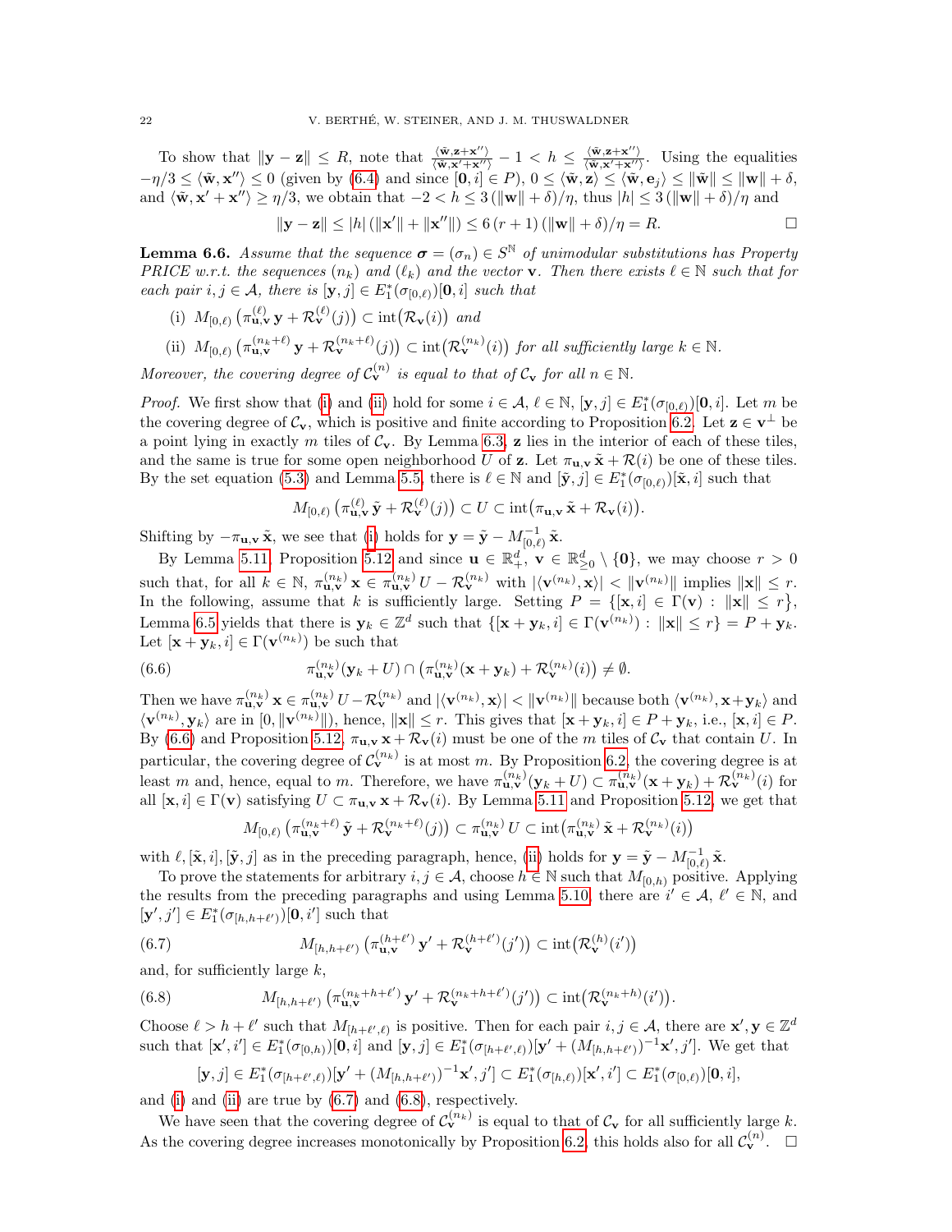To show that $\|\mathbf{y}-\mathbf{z}\| \le R$, note that $\frac{\langle \tilde{\mathbf{w}}, \mathbf{z}+\mathbf{x}''\rangle}{\langle \tilde{\mathbf{w}}, \mathbf{x}'+\mathbf{x}''\rangle} - 1 < h \le \frac{\langle \tilde{\mathbf{w}}, \mathbf{z}+\mathbf{x}''\rangle}{\langle \tilde{\mathbf{w}}, \mathbf{x}'+\mathbf{x}''\rangle}$. Using the equalities $-\eta/3 \le \langle \tilde{\mathbf{w}}, \mathbf{x}''\rangle \le 0$ (given by (6.4) and since $[\mathbf{0}, i] \in P$), $0 \le \langle \tilde{\mathbf{w}}, \mathbf{z}\rangle \le \langle \tilde{\mathbf{w}}, \mathbf{e}_j\rangle \le \|\tilde{\mathbf{w}}\| \le \|\mathbf{w}\| + \delta$, and $\langle \tilde{\mathbf{w}}, \mathbf{x}'+\mathbf{x}''\rangle \ge \eta/3$, we obtain that $-2 < h \le 3\,(\|\mathbf{w}\|+\delta)/\eta$, thus $|h| \le 3\,(\|\mathbf{w}\|+\delta)/\eta$ and

$$\|\mathbf{y}-\mathbf{z}\| \le |h|\,(\|\mathbf{x}'\| + \|\mathbf{x}''\|) \le 6\,(r+1)\,(\|\mathbf{w}\|+\delta)/\eta = R. \qquad \square$$

**Lemma 6.6.** *Assume that the sequence $\boldsymbol{\sigma} = (\sigma_n) \in S^{\mathbb{N}}$ of unimodular substitutions has Property PRICE w.r.t. the sequences $(n_k)$ and $(\ell_k)$ and the vector $\mathbf{v}$. Then there exists $\ell \in \mathbb{N}$ such that for each pair $i, j \in \mathcal{A}$, there is $[\mathbf{y}, j] \in E_1^*(\sigma_{[0,\ell)})[\mathbf{0}, i]$ such that*

- (i) $M_{[0,\ell)}\,\big(\pi_{\mathbf{u},\mathbf{v}}^{(\ell)}\,\mathbf{y} + \mathcal{R}_{\mathbf{v}}^{(\ell)}(j)\big) \subset \mathrm{int}\big(\mathcal{R}_{\mathbf{v}}(i)\big)$ *and*
- (ii) $M_{[0,\ell)}\,\big(\pi_{\mathbf{u},\mathbf{v}}^{(n_k+\ell)}\,\mathbf{y} + \mathcal{R}_{\mathbf{v}}^{(n_k+\ell)}(j)\big) \subset \mathrm{int}\big(\mathcal{R}_{\mathbf{v}}^{(n_k)}(i)\big)$ *for all sufficiently large $k \in \mathbb{N}$.*

*Moreover, the covering degree of $\mathcal{C}_{\mathbf{v}}^{(n)}$ is equal to that of $\mathcal{C}_{\mathbf{v}}$ for all $n \in \mathbb{N}$.*

*Proof.* We first show that (i) and (ii) hold for some $i \in \mathcal{A}$, $\ell \in \mathbb{N}$, $[\mathbf{y}, j] \in E_1^*(\sigma_{[0,\ell)})[\mathbf{0}, i]$. Let $m$ be the covering degree of $\mathcal{C}_{\mathbf{v}}$, which is positive and finite according to Proposition 6.2. Let $\mathbf{z} \in \mathbf{v}^\perp$ be a point lying in exactly $m$ tiles of $\mathcal{C}_{\mathbf{v}}$. By Lemma 6.3, $\mathbf{z}$ lies in the interior of each of these tiles, and the same is true for some open neighborhood $U$ of $\mathbf{z}$. Let $\pi_{\mathbf{u},\mathbf{v}}\,\tilde{\mathbf{x}} + \mathcal{R}(i)$ be one of these tiles. By the set equation (5.3) and Lemma 5.5, there is $\ell \in \mathbb{N}$ and $[\tilde{\mathbf{y}}, j] \in E_1^*(\sigma_{[0,\ell)})[\tilde{\mathbf{x}}, i]$ such that

$$M_{[0,\ell)}\,\big(\pi_{\mathbf{u},\mathbf{v}}^{(\ell)}\,\tilde{\mathbf{y}} + \mathcal{R}_{\mathbf{v}}^{(\ell)}(j)\big) \subset U \subset \mathrm{int}\big(\pi_{\mathbf{u},\mathbf{v}}\,\tilde{\mathbf{x}} + \mathcal{R}_{\mathbf{v}}(i)\big).$$

Shifting by $-\pi_{\mathbf{u},\mathbf{v}}\,\tilde{\mathbf{x}}$, we see that (i) holds for $\mathbf{y} = \tilde{\mathbf{y}} - M_{[0,\ell)}^{-1}\,\tilde{\mathbf{x}}$.

By Lemma 5.11, Proposition 5.12 and since $\mathbf{u} \in \mathbb{R}_+^d$, $\mathbf{v} \in \mathbb{R}_{\ge 0}^d \setminus \{\mathbf{0}\}$, we may choose $r > 0$ such that, for all $k \in \mathbb{N}$, $\pi_{\mathbf{u},\mathbf{v}}^{(n_k)}\,\mathbf{x} \in \pi_{\mathbf{u},\mathbf{v}}^{(n_k)}\,U - \mathcal{R}_{\mathbf{v}}^{(n_k)}$ with $|\langle \mathbf{v}^{(n_k)}, \mathbf{x}\rangle| < \|\mathbf{v}^{(n_k)}\|$ implies $\|\mathbf{x}\| \le r$. In the following, assume that $k$ is sufficiently large. Setting $P = \{[\mathbf{x}, i] \in \Gamma(\mathbf{v}) :\, \|\mathbf{x}\| \le r\}$, Lemma 6.5 yields that there is $\mathbf{y}_k \in \mathbb{Z}^d$ such that $\{[\mathbf{x}+\mathbf{y}_k, i] \in \Gamma(\mathbf{v}^{(n_k)}) :\, \|\mathbf{x}\| \le r\} = P + \mathbf{y}_k$. Let $[\mathbf{x}+\mathbf{y}_k, i] \in \Gamma(\mathbf{v}^{(n_k)})$ be such that

$$\pi_{\mathbf{u},\mathbf{v}}^{(n_k)}(\mathbf{y}_k + U) \cap \big(\pi_{\mathbf{u},\mathbf{v}}^{(n_k)}(\mathbf{x}+\mathbf{y}_k) + \mathcal{R}_{\mathbf{v}}^{(n_k)}(i)\big) \neq \emptyset. \tag{6.6}$$

Then we have $\pi_{\mathbf{u},\mathbf{v}}^{(n_k)}\,\mathbf{x} \in \pi_{\mathbf{u},\mathbf{v}}^{(n_k)}\,U - \mathcal{R}_{\mathbf{v}}^{(n_k)}$ and $|\langle \mathbf{v}^{(n_k)}, \mathbf{x}\rangle| < \|\mathbf{v}^{(n_k)}\|$ because both $\langle \mathbf{v}^{(n_k)}, \mathbf{x}+\mathbf{y}_k\rangle$ and $\langle \mathbf{v}^{(n_k)}, \mathbf{y}_k\rangle$ are in $[0, \|\mathbf{v}^{(n_k)}\|)$, hence, $\|\mathbf{x}\| \le r$. This gives that $[\mathbf{x}+\mathbf{y}_k, i] \in P + \mathbf{y}_k$, i.e., $[\mathbf{x}, i] \in P$. By (6.6) and Proposition 5.12, $\pi_{\mathbf{u},\mathbf{v}}\,\mathbf{x} + \mathcal{R}_{\mathbf{v}}(i)$ must be one of the $m$ tiles of $\mathcal{C}_{\mathbf{v}}$ that contain $U$. In particular, the covering degree of $\mathcal{C}_{\mathbf{v}}^{(n_k)}$ is at most $m$. By Proposition 6.2, the covering degree is at least $m$ and, hence, equal to $m$. Therefore, we have $\pi_{\mathbf{u},\mathbf{v}}^{(n_k)}(\mathbf{y}_k + U) \subset \pi_{\mathbf{u},\mathbf{v}}^{(n_k)}(\mathbf{x}+\mathbf{y}_k) + \mathcal{R}_{\mathbf{v}}^{(n_k)}(i)$ for all $[\mathbf{x}, i] \in \Gamma(\mathbf{v})$ satisfying $U \subset \pi_{\mathbf{u},\mathbf{v}}\,\mathbf{x} + \mathcal{R}_{\mathbf{v}}(i)$. By Lemma 5.11 and Proposition 5.12, we get that

$$M_{[0,\ell)}\,\big(\pi_{\mathbf{u},\mathbf{v}}^{(n_k+\ell)}\,\tilde{\mathbf{y}} + \mathcal{R}_{\mathbf{v}}^{(n_k+\ell)}(j)\big) \subset \pi_{\mathbf{u},\mathbf{v}}^{(n_k)}\,U \subset \mathrm{int}\big(\pi_{\mathbf{u},\mathbf{v}}^{(n_k)}\,\tilde{\mathbf{x}} + \mathcal{R}_{\mathbf{v}}^{(n_k)}(i)\big)$$

with $\ell, [\tilde{\mathbf{x}}, i], [\tilde{\mathbf{y}}, j]$ as in the preceding paragraph, hence, (ii) holds for $\mathbf{y} = \tilde{\mathbf{y}} - M_{[0,\ell)}^{-1}\,\tilde{\mathbf{x}}$.

To prove the statements for arbitrary $i, j \in \mathcal{A}$, choose $h \in \mathbb{N}$ such that $M_{[0,h)}$ positive. Applying the results from the preceding paragraphs and using Lemma 5.10, there are $i' \in \mathcal{A}$, $\ell' \in \mathbb{N}$, and $[\mathbf{y}', j'] \in E_1^*(\sigma_{[h,h+\ell')})[\mathbf{0}, i']$ such that

$$M_{[h,h+\ell')}\,\big(\pi_{\mathbf{u},\mathbf{v}}^{(h+\ell')}\,\mathbf{y}' + \mathcal{R}_{\mathbf{v}}^{(h+\ell')}(j')\big) \subset \mathrm{int}\big(\mathcal{R}_{\mathbf{v}}^{(h)}(i')\big) \tag{6.7}$$

and, for sufficiently large $k$,

$$M_{[h,h+\ell')}\,\big(\pi_{\mathbf{u},\mathbf{v}}^{(n_k+h+\ell')}\,\mathbf{y}' + \mathcal{R}_{\mathbf{v}}^{(n_k+h+\ell')}(j')\big) \subset \mathrm{int}\big(\mathcal{R}_{\mathbf{v}}^{(n_k+h)}(i')\big). \tag{6.8}$$

Choose $\ell > h + \ell'$ such that $M_{[h+\ell',\ell)}$ is positive. Then for each pair $i, j \in \mathcal{A}$, there are $\mathbf{x}', \mathbf{y} \in \mathbb{Z}^d$ such that $[\mathbf{x}', i'] \in E_1^*(\sigma_{[0,h)})[\mathbf{0}, i]$ and $[\mathbf{y}, j] \in E_1^*(\sigma_{[h+\ell',\ell)})[\mathbf{y}' + (M_{[h,h+\ell')})^{-1}\mathbf{x}', j']$. We get that

$$[\mathbf{y}, j] \in E_1^*(\sigma_{[h+\ell',\ell)})[\mathbf{y}' + (M_{[h,h+\ell')})^{-1}\mathbf{x}', j'] \subset E_1^*(\sigma_{[h,\ell)})[\mathbf{x}', i'] \subset E_1^*(\sigma_{[0,\ell)})[\mathbf{0}, i],$$

and (i) and (ii) are true by (6.7) and (6.8), respectively.

We have seen that the covering degree of $\mathcal{C}_{\mathbf{v}}^{(n_k)}$ is equal to that of $\mathcal{C}_{\mathbf{v}}$ for all sufficiently large $k$. As the covering degree increases monotonically by Proposition 6.2, this holds also for all $\mathcal{C}_{\mathbf{v}}^{(n)}$. $\square$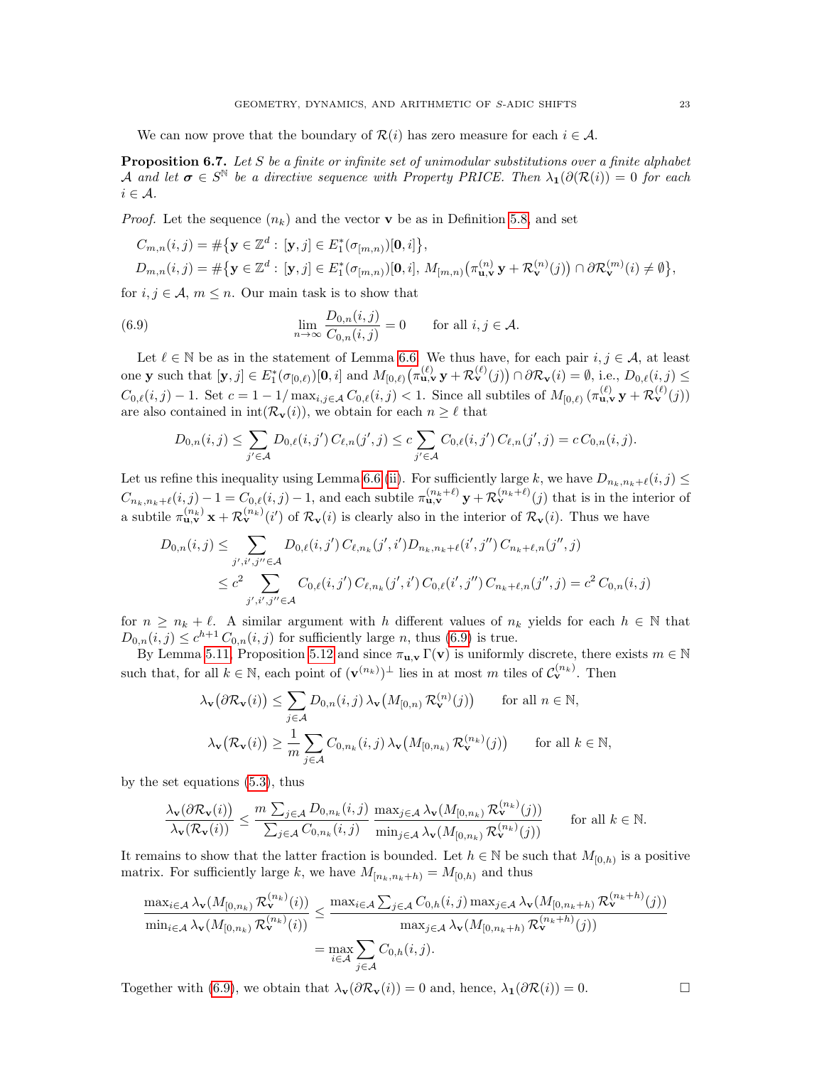We can now prove that the boundary of $\mathcal{R}(i)$ has zero measure for each $i \in \mathcal{A}$.

**Proposition 6.7.** *Let $S$ be a finite or infinite set of unimodular substitutions over a finite alphabet $\mathcal{A}$ and let $\boldsymbol{\sigma} \in S^{\mathbb{N}}$ be a directive sequence with Property PRICE. Then $\lambda_{\mathbf{1}}(\partial(\mathcal{R}(i)) = 0$ for each $i \in \mathcal{A}$.*

*Proof.* Let the sequence $(n_k)$ and the vector $\mathbf{v}$ be as in Definition 5.8, and set

$$C_{m,n}(i,j) = \#\{\mathbf{y} \in \mathbb{Z}^d : [\mathbf{y}, j] \in E_1^*(\sigma_{[m,n)})[\mathbf{0}, i]\},$$
$$D_{m,n}(i,j) = \#\{\mathbf{y} \in \mathbb{Z}^d : [\mathbf{y}, j] \in E_1^*(\sigma_{[m,n)})[\mathbf{0}, i],\ M_{[m,n)}\big(\pi_{\mathbf{u},\mathbf{v}}^{(n)}\,\mathbf{y} + \mathcal{R}_{\mathbf{v}}^{(n)}(j)\big) \cap \partial\mathcal{R}_{\mathbf{v}}^{(m)}(i) \neq \emptyset\},$$

for $i, j \in \mathcal{A}$, $m \le n$. Our main task is to show that

$$\lim_{n\to\infty} \frac{D_{0,n}(i,j)}{C_{0,n}(i,j)} = 0 \qquad \text{for all } i,j \in \mathcal{A}. \tag{6.9}$$

Let $\ell \in \mathbb{N}$ be as in the statement of Lemma 6.6. We thus have, for each pair $i, j \in \mathcal{A}$, at least one $\mathbf{y}$ such that $[\mathbf{y}, j] \in E_1^*(\sigma_{[0,\ell)})[\mathbf{0}, i]$ and $M_{[0,\ell)}\big(\pi_{\mathbf{u},\mathbf{v}}^{(\ell)}\,\mathbf{y} + \mathcal{R}_{\mathbf{v}}^{(\ell)}(j)\big) \cap \partial\mathcal{R}_{\mathbf{v}}(i) = \emptyset$, i.e., $D_{0,\ell}(i,j) \le C_{0,\ell}(i,j) - 1$. Set $c = 1 - 1/\max_{i,j\in\mathcal{A}} C_{0,\ell}(i,j) < 1$. Since all subtiles of $M_{[0,\ell)}\,(\pi_{\mathbf{u},\mathbf{v}}^{(\ell)}\,\mathbf{y} + \mathcal{R}_{\mathbf{v}}^{(\ell)}(j))$ are also contained in $\mathrm{int}(\mathcal{R}_{\mathbf{v}}(i))$, we obtain for each $n \ge \ell$ that

$$D_{0,n}(i,j) \le \sum_{j'\in\mathcal{A}} D_{0,\ell}(i,j')\,C_{\ell,n}(j',j) \le c \sum_{j'\in\mathcal{A}} C_{0,\ell}(i,j')\,C_{\ell,n}(j',j) = c\,C_{0,n}(i,j).$$

Let us refine this inequality using Lemma 6.6 (ii). For sufficiently large $k$, we have $D_{n_k,n_k+\ell}(i,j) \le C_{n_k,n_k+\ell}(i,j) - 1 = C_{0,\ell}(i,j) - 1$, and each subtile $\pi_{\mathbf{u},\mathbf{v}}^{(n_k+\ell)}\,\mathbf{y} + \mathcal{R}_{\mathbf{v}}^{(n_k+\ell)}(j)$ that is in the interior of a subtile $\pi_{\mathbf{u},\mathbf{v}}^{(n_k)}\,\mathbf{x} + \mathcal{R}_{\mathbf{v}}^{(n_k)}(i')$ of $\mathcal{R}_{\mathbf{v}}(i)$ is clearly also in the interior of $\mathcal{R}_{\mathbf{v}}(i)$. Thus we have

$$\begin{aligned}
D_{0,n}(i,j) &\le \sum_{j',i',j''\in\mathcal{A}} D_{0,\ell}(i,j')\,C_{\ell,n_k}(j',i')D_{n_k,n_k+\ell}(i',j'')\,C_{n_k+\ell,n}(j'',j) \\
&\le c^2 \sum_{j',i',j''\in\mathcal{A}} C_{0,\ell}(i,j')\,C_{\ell,n_k}(j',i')\,C_{0,\ell}(i',j'')\,C_{n_k+\ell,n}(j'',j) = c^2\,C_{0,n}(i,j)
\end{aligned}$$

for $n \ge n_k + \ell$. A similar argument with $h$ different values of $n_k$ yields for each $h \in \mathbb{N}$ that $D_{0,n}(i,j) \le c^{h+1}\,C_{0,n}(i,j)$ for sufficiently large $n$, thus (6.9) is true.

By Lemma 5.11, Proposition 5.12 and since $\pi_{\mathbf{u},\mathbf{v}}\,\Gamma(\mathbf{v})$ is uniformly discrete, there exists $m \in \mathbb{N}$ such that, for all $k \in \mathbb{N}$, each point of $(\mathbf{v}^{(n_k)})^\perp$ lies in at most $m$ tiles of $\mathcal{C}_{\mathbf{v}}^{(n_k)}$. Then

$$\lambda_{\mathbf{v}}\big(\partial\mathcal{R}_{\mathbf{v}}(i)\big) \le \sum_{j\in\mathcal{A}} D_{0,n}(i,j)\,\lambda_{\mathbf{v}}\big(M_{[0,n)}\,\mathcal{R}_{\mathbf{v}}^{(n)}(j)\big) \qquad \text{for all } n \in \mathbb{N},$$
$$\lambda_{\mathbf{v}}\big(\mathcal{R}_{\mathbf{v}}(i)\big) \ge \frac{1}{m}\sum_{j\in\mathcal{A}} C_{0,n_k}(i,j)\,\lambda_{\mathbf{v}}\big(M_{[0,n_k)}\,\mathcal{R}_{\mathbf{v}}^{(n_k)}(j)\big) \qquad \text{for all } k \in \mathbb{N},$$

by the set equations (5.3), thus

$$\frac{\lambda_{\mathbf{v}}(\partial\mathcal{R}_{\mathbf{v}}(i))}{\lambda_{\mathbf{v}}(\mathcal{R}_{\mathbf{v}}(i))} \le \frac{m\sum_{j\in\mathcal{A}} D_{0,n_k}(i,j)}{\sum_{j\in\mathcal{A}} C_{0,n_k}(i,j)}\;\frac{\max_{j\in\mathcal{A}} \lambda_{\mathbf{v}}(M_{[0,n_k)}\,\mathcal{R}_{\mathbf{v}}^{(n_k)}(j))}{\min_{j\in\mathcal{A}} \lambda_{\mathbf{v}}(M_{[0,n_k)}\,\mathcal{R}_{\mathbf{v}}^{(n_k)}(j))} \qquad \text{for all } k \in \mathbb{N}.$$

It remains to show that the latter fraction is bounded. Let $h \in \mathbb{N}$ be such that $M_{[0,h)}$ is a positive matrix. For sufficiently large $k$, we have $M_{[n_k,n_k+h)} = M_{[0,h)}$ and thus

$$\begin{aligned}
\frac{\max_{i\in\mathcal{A}} \lambda_{\mathbf{v}}(M_{[0,n_k)}\,\mathcal{R}_{\mathbf{v}}^{(n_k)}(i))}{\min_{i\in\mathcal{A}} \lambda_{\mathbf{v}}(M_{[0,n_k)}\,\mathcal{R}_{\mathbf{v}}^{(n_k)}(i))} &\le \frac{\max_{i\in\mathcal{A}} \sum_{j\in\mathcal{A}} C_{0,h}(i,j)\max_{j\in\mathcal{A}} \lambda_{\mathbf{v}}(M_{[0,n_k+h)}\,\mathcal{R}_{\mathbf{v}}^{(n_k+h)}(j))}{\max_{j\in\mathcal{A}} \lambda_{\mathbf{v}}(M_{[0,n_k+h)}\,\mathcal{R}_{\mathbf{v}}^{(n_k+h)}(j))} \\
&= \max_{i\in\mathcal{A}} \sum_{j\in\mathcal{A}} C_{0,h}(i,j).
\end{aligned}$$

Together with (6.9), we obtain that $\lambda_{\mathbf{v}}(\partial\mathcal{R}_{\mathbf{v}}(i)) = 0$ and, hence, $\lambda_{\mathbf{1}}(\partial\mathcal{R}(i)) = 0$. $\square$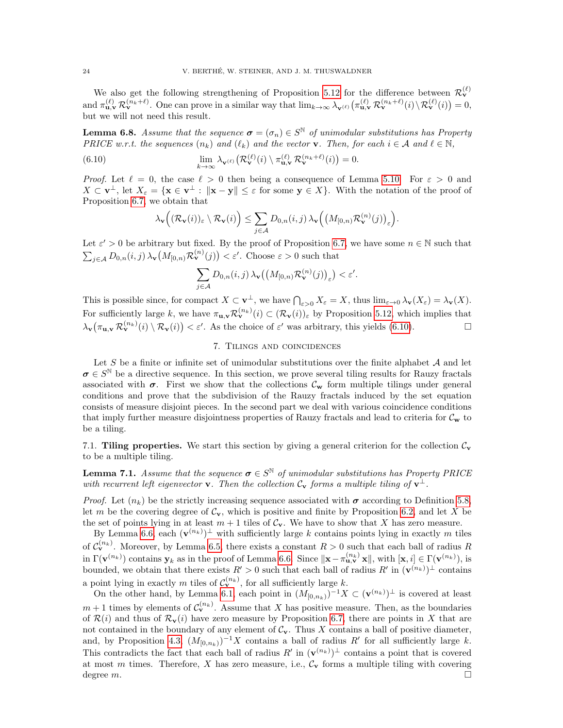We also get the following strengthening of Proposition 5.12 for the difference between $\mathcal{R}_{\mathbf{v}}^{(\ell)}$ and $\pi_{\mathbf{u},\mathbf{v}}^{(\ell)} \mathcal{R}_{\mathbf{v}}^{(n_k+\ell)}$. One can prove in a similar way that $\lim_{k\to\infty} \lambda_{\mathbf{v}^{(\ell)}}\big(\pi_{\mathbf{u},\mathbf{v}}^{(\ell)} \mathcal{R}_{\mathbf{v}}^{(n_k+\ell)}(i) \setminus \mathcal{R}_{\mathbf{v}}^{(\ell)}(i)\big) = 0$, but we will not need this result.

**Lemma 6.8.** *Assume that the sequence $\boldsymbol{\sigma} = (\sigma_n) \in S^{\mathbb{N}}$ of unimodular substitutions has Property PRICE w.r.t. the sequences $(n_k)$ and $(\ell_k)$ and the vector $\mathbf{v}$. Then, for each $i \in \mathcal{A}$ and $\ell \in \mathbb{N}$,*

$$\lim_{k\to\infty} \lambda_{\mathbf{v}^{(\ell)}}\big(\mathcal{R}_{\mathbf{v}}^{(\ell)}(i) \setminus \pi_{\mathbf{u},\mathbf{v}}^{(\ell)} \mathcal{R}_{\mathbf{v}}^{(n_k+\ell)}(i)\big) = 0. \tag{6.10}$$

*Proof.* Let $\ell = 0$, the case $\ell > 0$ then being a consequence of Lemma 5.10. For $\varepsilon > 0$ and $X \subset \mathbf{v}^\perp$, let $X_\varepsilon = \{\mathbf{x} \in \mathbf{v}^\perp : \|\mathbf{x} - \mathbf{y}\| \le \varepsilon \text{ for some } \mathbf{y} \in X\}$. With the notation of the proof of Proposition 6.7, we obtain that

$$\lambda_{\mathbf{v}}\Big((\mathcal{R}_{\mathbf{v}}(i))_\varepsilon \setminus \mathcal{R}_{\mathbf{v}}(i)\Big) \le \sum_{j\in\mathcal{A}} D_{0,n}(i,j)\, \lambda_{\mathbf{v}}\Big(\big(M_{[0,n)}\mathcal{R}_{\mathbf{v}}^{(n)}(j)\big)_\varepsilon\Big).$$

Let $\varepsilon' > 0$ be arbitrary but fixed. By the proof of Proposition 6.7, we have some $n \in \mathbb{N}$ such that $\sum_{j\in\mathcal{A}} D_{0,n}(i,j)\, \lambda_{\mathbf{v}}\big(M_{[0,n)}\mathcal{R}_{\mathbf{v}}^{(n)}(j)\big) < \varepsilon'$. Choose $\varepsilon > 0$ such that

$$\sum_{j\in\mathcal{A}} D_{0,n}(i,j)\, \lambda_{\mathbf{v}}\big(\big(M_{[0,n)}\mathcal{R}_{\mathbf{v}}^{(n)}(j)\big)_\varepsilon\big) < \varepsilon'.$$

This is possible since, for compact $X \subset \mathbf{v}^\perp$, we have $\bigcap_{\varepsilon>0} X_\varepsilon = X$, thus $\lim_{\varepsilon\to 0}\lambda_{\mathbf{v}}(X_\varepsilon) = \lambda_{\mathbf{v}}(X)$. For sufficiently large $k$, we have $\pi_{\mathbf{u},\mathbf{v}}\mathcal{R}_{\mathbf{v}}^{(n_k)}(i) \subset (\mathcal{R}_{\mathbf{v}}(i))_\varepsilon$ by Proposition 5.12, which implies that $\lambda_{\mathbf{v}}\big(\pi_{\mathbf{u},\mathbf{v}}\mathcal{R}_{\mathbf{v}}^{(n_k)}(i) \setminus \mathcal{R}_{\mathbf{v}}(i)\big) < \varepsilon'$. As the choice of $\varepsilon'$ was arbitrary, this yields (6.10). $\square$

## 7. Tilings and coincidences

Let $S$ be a finite or infinite set of unimodular substitutions over the finite alphabet $\mathcal{A}$ and let $\boldsymbol{\sigma} \in S^{\mathbb{N}}$ be a directive sequence. In this section, we prove several tiling results for Rauzy fractals associated with $\boldsymbol{\sigma}$. First we show that the collections $\mathcal{C}_{\mathbf{w}}$ form multiple tilings under general conditions and prove that the subdivision of the Rauzy fractals induced by the set equation consists of measure disjoint pieces. In the second part we deal with various coincidence conditions that imply further measure disjointness properties of Rauzy fractals and lead to criteria for $\mathcal{C}_{\mathbf{w}}$ to be a tiling.

### 7.1. Tiling properties.

We start this section by giving a general criterion for the collection $\mathcal{C}_{\mathbf{v}}$ to be a multiple tiling.

**Lemma 7.1.** *Assume that the sequence $\boldsymbol{\sigma} \in S^{\mathbb{N}}$ of unimodular substitutions has Property PRICE with recurrent left eigenvector $\mathbf{v}$. Then the collection $\mathcal{C}_{\mathbf{v}}$ forms a multiple tiling of $\mathbf{v}^\perp$.*

*Proof.* Let $(n_k)$ be the strictly increasing sequence associated with $\boldsymbol{\sigma}$ according to Definition 5.8, let $m$ be the covering degree of $\mathcal{C}_{\mathbf{v}}$, which is positive and finite by Proposition 6.2, and let $X$ be the set of points lying in at least $m+1$ tiles of $\mathcal{C}_{\mathbf{v}}$. We have to show that $X$ has zero measure.

By Lemma 6.6, each $(\mathbf{v}^{(n_k)})^\perp$ with sufficiently large $k$ contains points lying in exactly $m$ tiles of $\mathcal{C}_{\mathbf{v}}^{(n_k)}$. Moreover, by Lemma 6.5, there exists a constant $R > 0$ such that each ball of radius $R$ in $\Gamma(\mathbf{v}^{(n_k)})$ contains $\mathbf{y}_k$ as in the proof of Lemma 6.6. Since $\|\mathbf{x} - \pi_{\mathbf{u},\mathbf{v}}^{(n_k)}\mathbf{x}\|$, with $[\mathbf{x}, i] \in \Gamma(\mathbf{v}^{(n_k)})$, is bounded, we obtain that there exists $R' > 0$ such that each ball of radius $R'$ in $(\mathbf{v}^{(n_k)})^\perp$ contains a point lying in exactly $m$ tiles of $\mathcal{C}_{\mathbf{v}}^{(n_k)}$, for all sufficiently large $k$.

On the other hand, by Lemma 6.1, each point in $(M_{[0,n_k)})^{-1}X \subset (\mathbf{v}^{(n_k)})^\perp$ is covered at least $m+1$ times by elements of $\mathcal{C}_{\mathbf{v}}^{(n_k)}$. Assume that $X$ has positive measure. Then, as the boundaries of $\mathcal{R}(i)$ and thus of $\mathcal{R}_{\mathbf{v}}(i)$ have zero measure by Proposition 6.7, there are points in $X$ that are not contained in the boundary of any element of $\mathcal{C}_{\mathbf{v}}$. Thus $X$ contains a ball of positive diameter, and, by Proposition 4.3, $(M_{[0,n_k)})^{-1}X$ contains a ball of radius $R'$ for all sufficiently large $k$. This contradicts the fact that each ball of radius $R'$ in $(\mathbf{v}^{(n_k)})^\perp$ contains a point that is covered at most $m$ times. Therefore, $X$ has zero measure, i.e., $\mathcal{C}_{\mathbf{v}}$ forms a multiple tiling with covering degree $m$. $\square$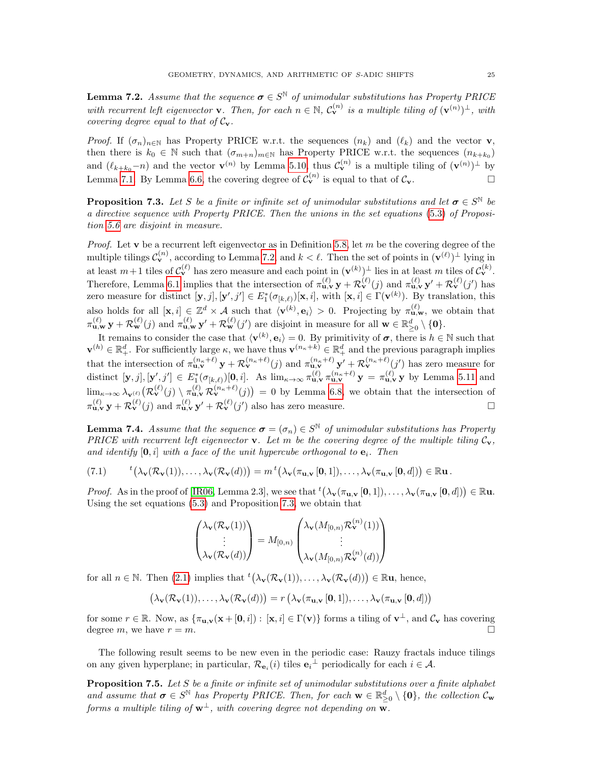**Lemma 7.2.** *Assume that the sequence $\boldsymbol{\sigma} \in S^{\mathbb{N}}$ of unimodular substitutions has Property PRICE with recurrent left eigenvector $\mathbf{v}$. Then, for each $n \in \mathbb{N}$, $\mathcal{C}_{\mathbf{v}}^{(n)}$ is a multiple tiling of $(\mathbf{v}^{(n)})^{\perp}$, with covering degree equal to that of $\mathcal{C}_{\mathbf{v}}$.*

*Proof.* If $(\sigma_n)_{n\in\mathbb{N}}$ has Property PRICE w.r.t. the sequences $(n_k)$ and $(\ell_k)$ and the vector $\mathbf{v}$, then there is $k_0 \in \mathbb{N}$ such that $(\sigma_{m+n})_{m\in\mathbb{N}}$ has Property PRICE w.r.t. the sequences $(n_{k+k_0})$ and $(\ell_{k+k_0}-n)$ and the vector $\mathbf{v}^{(n)}$ by Lemma 5.10, thus $\mathcal{C}_{\mathbf{v}}^{(n)}$ is a multiple tiling of $(\mathbf{v}^{(n)})^{\perp}$ by Lemma 7.1. By Lemma 6.6, the covering degree of $\mathcal{C}_{\mathbf{v}}^{(n)}$ is equal to that of $\mathcal{C}_{\mathbf{v}}$. $\square$

**Proposition 7.3.** *Let $S$ be a finite or infinite set of unimodular substitutions and let $\boldsymbol{\sigma} \in S^{\mathbb{N}}$ be a directive sequence with Property PRICE. Then the unions in the set equations (5.3) of Proposition 5.6 are disjoint in measure.*

*Proof.* Let $\mathbf{v}$ be a recurrent left eigenvector as in Definition 5.8, let $m$ be the covering degree of the multiple tilings $\mathcal{C}_{\mathbf{v}}^{(n)}$, according to Lemma 7.2, and $k < \ell$. Then the set of points in $(\mathbf{v}^{(\ell)})^{\perp}$ lying in at least $m+1$ tiles of $\mathcal{C}_{\mathbf{v}}^{(\ell)}$ has zero measure and each point in $(\mathbf{v}^{(k)})^{\perp}$ lies in at least $m$ tiles of $\mathcal{C}_{\mathbf{v}}^{(k)}$. Therefore, Lemma 6.1 implies that the intersection of $\pi_{\mathbf{u},\mathbf{v}}^{(\ell)}\,\mathbf{y} + \mathcal{R}_{\mathbf{v}}^{(\ell)}(j)$ and $\pi_{\mathbf{u},\mathbf{v}}^{(\ell)}\,\mathbf{y}' + \mathcal{R}_{\mathbf{v}}^{(\ell)}(j')$ has zero measure for distinct $[\mathbf{y},j],[\mathbf{y}',j'] \in E_1^*(\sigma_{[k,\ell)})[\mathbf{x},i]$, with $[\mathbf{x},i] \in \Gamma(\mathbf{v}^{(k)})$. By translation, this also holds for all $[\mathbf{x},i] \in \mathbb{Z}^d \times \mathcal{A}$ such that $\langle \mathbf{v}^{(k)}, \mathbf{e}_i\rangle > 0$. Projecting by $\pi_{\mathbf{u},\mathbf{w}}^{(\ell)}$, we obtain that $\pi_{\mathbf{u},\mathbf{w}}^{(\ell)}\,\mathbf{y} + \mathcal{R}_{\mathbf{w}}^{(\ell)}(j)$ and $\pi_{\mathbf{u},\mathbf{w}}^{(\ell)}\,\mathbf{y}' + \mathcal{R}_{\mathbf{w}}^{(\ell)}(j')$ are disjoint in measure for all $\mathbf{w} \in \mathbb{R}_{\geq 0}^d \setminus \{\mathbf{0}\}$.

It remains to consider the case that $\langle \mathbf{v}^{(k)}, \mathbf{e}_i\rangle = 0$. By primitivity of $\boldsymbol{\sigma}$, there is $h \in \mathbb{N}$ such that $\mathbf{v}^{(h)} \in \mathbb{R}_+^d$. For sufficiently large $\kappa$, we have thus $\mathbf{v}^{(n_\kappa+k)} \in \mathbb{R}_+^d$ and the previous paragraph implies that the intersection of $\pi_{\mathbf{u},\mathbf{v}}^{(n_\kappa+\ell)}\,\mathbf{y} + \mathcal{R}_{\mathbf{v}}^{(n_\kappa+\ell)}(j)$ and $\pi_{\mathbf{u},\mathbf{v}}^{(n_\kappa+\ell)}\,\mathbf{y}' + \mathcal{R}_{\mathbf{v}}^{(n_\kappa+\ell)}(j')$ has zero measure for distinct $[\mathbf{y},j],[\mathbf{y}',j'] \in E_1^*(\sigma_{[k,\ell)})[\mathbf{0},i]$. As $\lim_{\kappa\to\infty} \pi_{\mathbf{u},\mathbf{v}}^{(\ell)}\,\pi_{\mathbf{u},\mathbf{v}}^{(n_\kappa+\ell)}\,\mathbf{y} = \pi_{\mathbf{u},\mathbf{v}}^{(\ell)}\,\mathbf{y}$ by Lemma 5.11 and $\lim_{\kappa\to\infty} \lambda_{\mathbf{v}^{(\ell)}}\big(\mathcal{R}_{\mathbf{v}}^{(\ell)}(j) \setminus \pi_{\mathbf{u},\mathbf{v}}^{(\ell)}\,\mathcal{R}_{\mathbf{v}}^{(n_\kappa+\ell)}(j)\big) = 0$ by Lemma 6.8, we obtain that the intersection of $\pi_{\mathbf{u},\mathbf{v}}^{(\ell)}\,\mathbf{y} + \mathcal{R}_{\mathbf{v}}^{(\ell)}(j)$ and $\pi_{\mathbf{u},\mathbf{v}}^{(\ell)}\,\mathbf{y}' + \mathcal{R}_{\mathbf{v}}^{(\ell)}(j')$ also has zero measure. $\square$

**Lemma 7.4.** *Assume that the sequence $\boldsymbol{\sigma} = (\sigma_n) \in S^{\mathbb{N}}$ of unimodular substitutions has Property PRICE with recurrent left eigenvector $\mathbf{v}$. Let $m$ be the covering degree of the multiple tiling $\mathcal{C}_{\mathbf{v}}$, and identify $[\mathbf{0},i]$ with a face of the unit hypercube orthogonal to $\mathbf{e}_i$. Then*

$$
{}^t\big(\lambda_{\mathbf{v}}(\mathcal{R}_{\mathbf{v}}(1)),\ldots,\lambda_{\mathbf{v}}(\mathcal{R}_{\mathbf{v}}(d))\big) = m\,{}^t\big(\lambda_{\mathbf{v}}(\pi_{\mathbf{u},\mathbf{v}}\,[\mathbf{0},1]),\ldots,\lambda_{\mathbf{v}}(\pi_{\mathbf{u},\mathbf{v}}\,[\mathbf{0},d])\big) \in \mathbb{R}\mathbf{u}\,. \tag{7.1}
$$

*Proof.* As in the proof of [IR06, Lemma 2.3], we see that ${}^t\big(\lambda_{\mathbf{v}}(\pi_{\mathbf{u},\mathbf{v}}\,[\mathbf{0},1]),\ldots,\lambda_{\mathbf{v}}(\pi_{\mathbf{u},\mathbf{v}}\,[\mathbf{0},d])\big) \in \mathbb{R}\mathbf{u}$. Using the set equations (5.3) and Proposition 7.3, we obtain that

$$
\begin{pmatrix} \lambda_{\mathbf{v}}(\mathcal{R}_{\mathbf{v}}(1)) \\ \vdots \\ \lambda_{\mathbf{v}}(\mathcal{R}_{\mathbf{v}}(d)) \end{pmatrix} = M_{[0,n)} \begin{pmatrix} \lambda_{\mathbf{v}}(M_{[0,n)}\mathcal{R}_{\mathbf{v}}^{(n)}(1)) \\ \vdots \\ \lambda_{\mathbf{v}}(M_{[0,n)}\mathcal{R}_{\mathbf{v}}^{(n)}(d)) \end{pmatrix}
$$

for all $n \in \mathbb{N}$. Then (2.1) implies that ${}^t\big(\lambda_{\mathbf{v}}(\mathcal{R}_{\mathbf{v}}(1)),\ldots,\lambda_{\mathbf{v}}(\mathcal{R}_{\mathbf{v}}(d))\big) \in \mathbb{R}\mathbf{u}$, hence,

$$
\big(\lambda_{\mathbf{v}}(\mathcal{R}_{\mathbf{v}}(1)),\ldots,\lambda_{\mathbf{v}}(\mathcal{R}_{\mathbf{v}}(d))\big) = r\,\big(\lambda_{\mathbf{v}}(\pi_{\mathbf{u},\mathbf{v}}\,[\mathbf{0},1]),\ldots,\lambda_{\mathbf{v}}(\pi_{\mathbf{u},\mathbf{v}}\,[\mathbf{0},d])\big)
$$

for some $r \in \mathbb{R}$. Now, as $\{\pi_{\mathbf{u},\mathbf{v}}(\mathbf{x}+[\mathbf{0},i]) : [\mathbf{x},i] \in \Gamma(\mathbf{v})\}$ forms a tiling of $\mathbf{v}^{\perp}$, and $\mathcal{C}_{\mathbf{v}}$ has covering degree $m$, we have $r = m$. $\square$

The following result seems to be new even in the periodic case: Rauzy fractals induce tilings on any given hyperplane; in particular, $\mathcal{R}_{\mathbf{e}_i}(i)$ tiles $\mathbf{e}_i{}^{\perp}$ periodically for each $i \in \mathcal{A}$.

**Proposition 7.5.** *Let $S$ be a finite or infinite set of unimodular substitutions over a finite alphabet and assume that $\boldsymbol{\sigma} \in S^{\mathbb{N}}$ has Property PRICE. Then, for each $\mathbf{w} \in \mathbb{R}_{\geq 0}^d \setminus \{\mathbf{0}\}$, the collection $\mathcal{C}_{\mathbf{w}}$ forms a multiple tiling of $\mathbf{w}^{\perp}$, with covering degree not depending on $\mathbf{w}$.*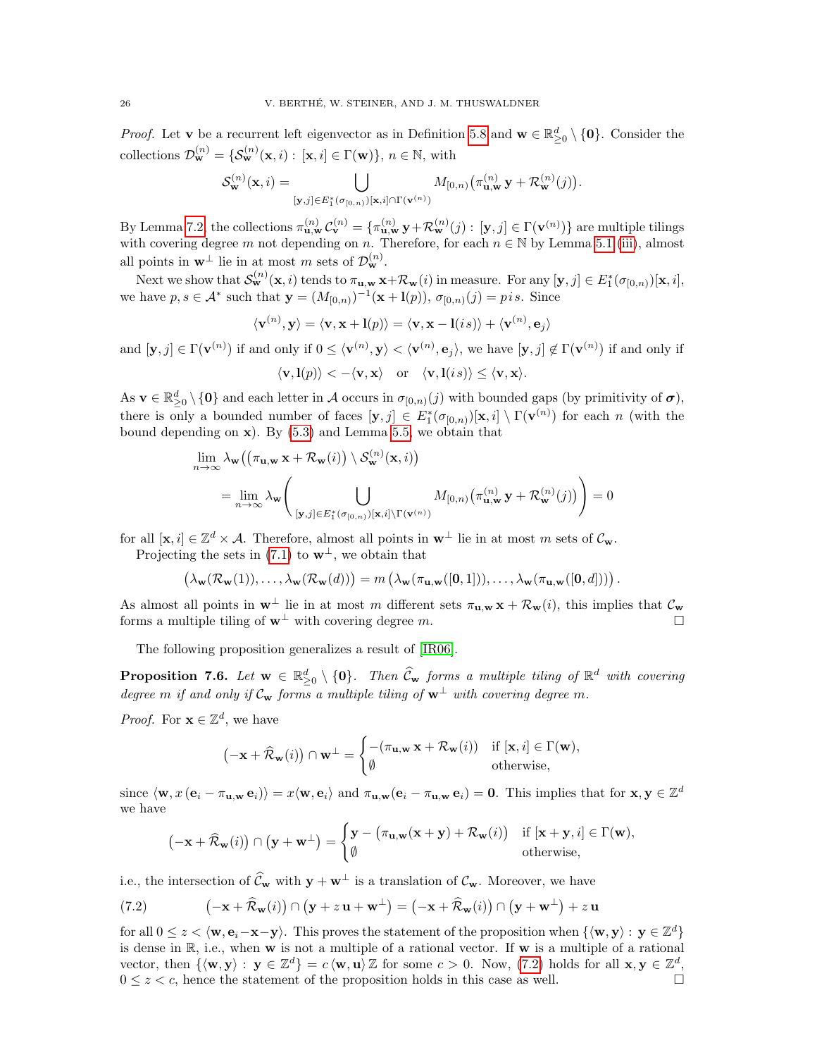*Proof.* Let $\mathbf{v}$ be a recurrent left eigenvector as in Definition 5.8 and $\mathbf{w} \in \mathbb{R}^d_{\geq 0} \setminus \{\mathbf{0}\}$. Consider the collections $\mathcal{D}^{(n)}_{\mathbf{w}} = \{\mathcal{S}^{(n)}_{\mathbf{w}}(\mathbf{x}, i) : [\mathbf{x}, i] \in \Gamma(\mathbf{w})\}$, $n \in \mathbb{N}$, with

$$\mathcal{S}^{(n)}_{\mathbf{w}}(\mathbf{x}, i) = \bigcup_{[\mathbf{y},j] \in E_1^*(\sigma_{[0,n)})[\mathbf{x},i] \cap \Gamma(\mathbf{v}^{(n)})} M_{[0,n)}\big(\pi^{(n)}_{\mathbf{u},\mathbf{w}}\, \mathbf{y} + \mathcal{R}^{(n)}_{\mathbf{w}}(j)\big).$$

By Lemma 7.2, the collections $\pi^{(n)}_{\mathbf{u},\mathbf{w}}\, \mathcal{C}^{(n)}_{\mathbf{v}} = \{\pi^{(n)}_{\mathbf{u},\mathbf{w}}\, \mathbf{y} + \mathcal{R}^{(n)}_{\mathbf{w}}(j) : [\mathbf{y}, j] \in \Gamma(\mathbf{v}^{(n)})\}$ are multiple tilings with covering degree $m$ not depending on $n$. Therefore, for each $n \in \mathbb{N}$ by Lemma 5.1 (iii), almost all points in $\mathbf{w}^\perp$ lie in at most $m$ sets of $\mathcal{D}^{(n)}_{\mathbf{w}}$.

Next we show that $\mathcal{S}^{(n)}_{\mathbf{w}}(\mathbf{x}, i)$ tends to $\pi_{\mathbf{u},\mathbf{w}}\, \mathbf{x} + \mathcal{R}_{\mathbf{w}}(i)$ in measure. For any $[\mathbf{y}, j] \in E_1^*(\sigma_{[0,n)})[\mathbf{x}, i]$, we have $p, s \in \mathcal{A}^*$ such that $\mathbf{y} = (M_{[0,n)})^{-1}(\mathbf{x} + \mathbf{l}(p))$, $\sigma_{[0,n)}(j) = p\, i\, s$. Since

$$\langle \mathbf{v}^{(n)}, \mathbf{y} \rangle = \langle \mathbf{v}, \mathbf{x} + \mathbf{l}(p) \rangle = \langle \mathbf{v}, \mathbf{x} - \mathbf{l}(i\, s) \rangle + \langle \mathbf{v}^{(n)}, \mathbf{e}_j \rangle$$

and $[\mathbf{y}, j] \in \Gamma(\mathbf{v}^{(n)})$ if and only if $0 \leq \langle \mathbf{v}^{(n)}, \mathbf{y} \rangle < \langle \mathbf{v}^{(n)}, \mathbf{e}_j \rangle$, we have $[\mathbf{y}, j] \notin \Gamma(\mathbf{v}^{(n)})$ if and only if

$$\langle \mathbf{v}, \mathbf{l}(p) \rangle < -\langle \mathbf{v}, \mathbf{x} \rangle \quad \text{or} \quad \langle \mathbf{v}, \mathbf{l}(i\, s) \rangle \leq \langle \mathbf{v}, \mathbf{x} \rangle.$$

As $\mathbf{v} \in \mathbb{R}^d_{\geq 0} \setminus \{\mathbf{0}\}$ and each letter in $\mathcal{A}$ occurs in $\sigma_{[0,n)}(j)$ with bounded gaps (by primitivity of $\boldsymbol{\sigma}$), there is only a bounded number of faces $[\mathbf{y}, j] \in E_1^*(\sigma_{[0,n)})[\mathbf{x}, i] \setminus \Gamma(\mathbf{v}^{(n)})$ for each $n$ (with the bound depending on $\mathbf{x}$). By (5.3) and Lemma 5.5, we obtain that

$$\begin{aligned}
&\lim_{n\to\infty} \lambda_{\mathbf{w}}\big(\big(\pi_{\mathbf{u},\mathbf{w}}\, \mathbf{x} + \mathcal{R}_{\mathbf{w}}(i)\big) \setminus \mathcal{S}^{(n)}_{\mathbf{w}}(\mathbf{x}, i)\big) \\
&\quad = \lim_{n\to\infty} \lambda_{\mathbf{w}}\Bigg(\bigcup_{[\mathbf{y},j] \in E_1^*(\sigma_{[0,n)})[\mathbf{x},i] \setminus \Gamma(\mathbf{v}^{(n)})} M_{[0,n)}\big(\pi^{(n)}_{\mathbf{u},\mathbf{w}}\, \mathbf{y} + \mathcal{R}^{(n)}_{\mathbf{w}}(j)\big)\Bigg) = 0
\end{aligned}$$

for all $[\mathbf{x}, i] \in \mathbb{Z}^d \times \mathcal{A}$. Therefore, almost all points in $\mathbf{w}^\perp$ lie in at most $m$ sets of $\mathcal{C}_{\mathbf{w}}$.

Projecting the sets in (7.1) to $\mathbf{w}^\perp$, we obtain that

$$\big(\lambda_{\mathbf{w}}(\mathcal{R}_{\mathbf{w}}(1)), \ldots, \lambda_{\mathbf{w}}(\mathcal{R}_{\mathbf{w}}(d))\big) = m\, \big(\lambda_{\mathbf{w}}(\pi_{\mathbf{u},\mathbf{w}}([\mathbf{0}, 1])), \ldots, \lambda_{\mathbf{w}}(\pi_{\mathbf{u},\mathbf{w}}([\mathbf{0}, d]))\big).$$

As almost all points in $\mathbf{w}^\perp$ lie in at most $m$ different sets $\pi_{\mathbf{u},\mathbf{w}}\, \mathbf{x} + \mathcal{R}_{\mathbf{w}}(i)$, this implies that $\mathcal{C}_{\mathbf{w}}$ forms a multiple tiling of $\mathbf{w}^\perp$ with covering degree $m$. $\square$

The following proposition generalizes a result of [IR06].

**Proposition 7.6.** *Let $\mathbf{w} \in \mathbb{R}^d_{\geq 0} \setminus \{\mathbf{0}\}$. Then $\widehat{\mathcal{C}}_{\mathbf{w}}$ forms a multiple tiling of $\mathbb{R}^d$ with covering degree $m$ if and only if $\mathcal{C}_{\mathbf{w}}$ forms a multiple tiling of $\mathbf{w}^\perp$ with covering degree $m$.*

*Proof.* For $\mathbf{x} \in \mathbb{Z}^d$, we have

$$\big(-\mathbf{x} + \widehat{\mathcal{R}}_{\mathbf{w}}(i)\big) \cap \mathbf{w}^\perp = \begin{cases} -(\pi_{\mathbf{u},\mathbf{w}}\, \mathbf{x} + \mathcal{R}_{\mathbf{w}}(i)) & \text{if } [\mathbf{x}, i] \in \Gamma(\mathbf{w}), \\ \emptyset & \text{otherwise}, \end{cases}$$

since $\langle \mathbf{w}, x\, (\mathbf{e}_i - \pi_{\mathbf{u},\mathbf{w}}\, \mathbf{e}_i) \rangle = x \langle \mathbf{w}, \mathbf{e}_i \rangle$ and $\pi_{\mathbf{u},\mathbf{w}}(\mathbf{e}_i - \pi_{\mathbf{u},\mathbf{w}}\, \mathbf{e}_i) = \mathbf{0}$. This implies that for $\mathbf{x}, \mathbf{y} \in \mathbb{Z}^d$ we have

$$\big(-\mathbf{x} + \widehat{\mathcal{R}}_{\mathbf{w}}(i)\big) \cap \big(\mathbf{y} + \mathbf{w}^\perp\big) = \begin{cases} \mathbf{y} - \big(\pi_{\mathbf{u},\mathbf{w}}(\mathbf{x} + \mathbf{y}) + \mathcal{R}_{\mathbf{w}}(i)\big) & \text{if } [\mathbf{x} + \mathbf{y}, i] \in \Gamma(\mathbf{w}), \\ \emptyset & \text{otherwise}, \end{cases}$$

i.e., the intersection of $\widehat{\mathcal{C}}_{\mathbf{w}}$ with $\mathbf{y} + \mathbf{w}^\perp$ is a translation of $\mathcal{C}_{\mathbf{w}}$. Moreover, we have

$$\big(-\mathbf{x} + \widehat{\mathcal{R}}_{\mathbf{w}}(i)\big) \cap \big(\mathbf{y} + z\, \mathbf{u} + \mathbf{w}^\perp\big) = \big(-\mathbf{x} + \widehat{\mathcal{R}}_{\mathbf{w}}(i)\big) \cap \big(\mathbf{y} + \mathbf{w}^\perp\big) + z\, \mathbf{u} \tag{7.2}$$

for all $0 \leq z < \langle \mathbf{w}, \mathbf{e}_i - \mathbf{x} - \mathbf{y} \rangle$. This proves the statement of the proposition when $\{\langle \mathbf{w}, \mathbf{y} \rangle : \mathbf{y} \in \mathbb{Z}^d\}$ is dense in $\mathbb{R}$, i.e., when $\mathbf{w}$ is not a multiple of a rational vector. If $\mathbf{w}$ is a multiple of a rational vector, then $\{\langle \mathbf{w}, \mathbf{y} \rangle : \mathbf{y} \in \mathbb{Z}^d\} = c\, \langle \mathbf{w}, \mathbf{u} \rangle\, \mathbb{Z}$ for some $c > 0$. Now, (7.2) holds for all $\mathbf{x}, \mathbf{y} \in \mathbb{Z}^d$, $0 \leq z < c$, hence the statement of the proposition holds in this case as well. $\square$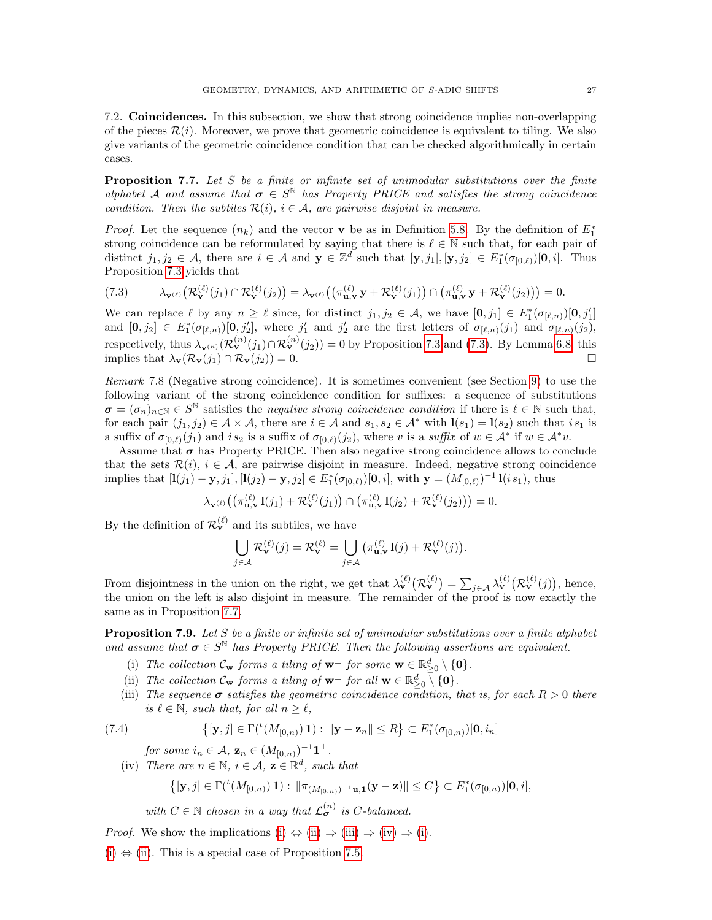## 7.2. **Coincidences.**

In this subsection, we show that strong coincidence implies non-overlapping of the pieces $\mathcal{R}(i)$. Moreover, we prove that geometric coincidence is equivalent to tiling. We also give variants of the geometric coincidence condition that can be checked algorithmically in certain cases.

**Proposition 7.7.** *Let $S$ be a finite or infinite set of unimodular substitutions over the finite alphabet $\mathcal{A}$ and assume that $\boldsymbol{\sigma} \in S^{\mathbb{N}}$ has Property PRICE and satisfies the strong coincidence condition. Then the subtiles $\mathcal{R}(i)$, $i \in \mathcal{A}$, are pairwise disjoint in measure.*

*Proof.* Let the sequence $(n_k)$ and the vector $\mathbf{v}$ be as in Definition 5.8. By the definition of $E_1^*$ strong coincidence can be reformulated by saying that there is $\ell \in \mathbb{N}$ such that, for each pair of distinct $j_1, j_2 \in \mathcal{A}$, there are $i \in \mathcal{A}$ and $\mathbf{y} \in \mathbb{Z}^d$ such that $[\mathbf{y}, j_1], [\mathbf{y}, j_2] \in E_1^*(\sigma_{[0,\ell)})[\mathbf{0}, i]$. Thus Proposition 7.3 yields that

$$\lambda_{\mathbf{v}^{(\ell)}}\big(\mathcal{R}_{\mathbf{v}}^{(\ell)}(j_1) \cap \mathcal{R}_{\mathbf{v}}^{(\ell)}(j_2)\big) = \lambda_{\mathbf{v}^{(\ell)}}\big(\big(\pi_{\mathbf{u},\mathbf{v}}^{(\ell)}\, \mathbf{y} + \mathcal{R}_{\mathbf{v}}^{(\ell)}(j_1)\big) \cap \big(\pi_{\mathbf{u},\mathbf{v}}^{(\ell)}\, \mathbf{y} + \mathcal{R}_{\mathbf{v}}^{(\ell)}(j_2)\big)\big) = 0. \tag{7.3}$$

We can replace $\ell$ by any $n \geq \ell$ since, for distinct $j_1, j_2 \in \mathcal{A}$, we have $[\mathbf{0}, j_1] \in E_1^*(\sigma_{[\ell,n)})[\mathbf{0}, j_1']$ and $[\mathbf{0}, j_2] \in E_1^*(\sigma_{[\ell,n)})[\mathbf{0}, j_2']$, where $j_1'$ and $j_2'$ are the first letters of $\sigma_{[\ell,n)}(j_1)$ and $\sigma_{[\ell,n)}(j_2)$, respectively, thus $\lambda_{\mathbf{v}^{(n)}}(\mathcal{R}_{\mathbf{v}}^{(n)}(j_1) \cap \mathcal{R}_{\mathbf{v}}^{(n)}(j_2)) = 0$ by Proposition 7.3 and (7.3). By Lemma 6.8, this implies that $\lambda_{\mathbf{v}}(\mathcal{R}_{\mathbf{v}}(j_1) \cap \mathcal{R}_{\mathbf{v}}(j_2)) = 0$. $\square$

*Remark* 7.8 (Negative strong coincidence). It is sometimes convenient (see Section 9) to use the following variant of the strong coincidence condition for suffixes: a sequence of substitutions $\boldsymbol{\sigma} = (\sigma_n)_{n\in\mathbb{N}} \in S^{\mathbb{N}}$ satisfies the *negative strong coincidence condition* if there is $\ell \in \mathbb{N}$ such that, for each pair $(j_1, j_2) \in \mathcal{A} \times \mathcal{A}$, there are $i \in \mathcal{A}$ and $s_1, s_2 \in \mathcal{A}^*$ with $\mathbf{l}(s_1) = \mathbf{l}(s_2)$ such that $i\, s_1$ is a suffix of $\sigma_{[0,\ell)}(j_1)$ and $i\, s_2$ is a suffix of $\sigma_{[0,\ell)}(j_2)$, where $v$ is a *suffix* of $w \in \mathcal{A}^*$ if $w \in \mathcal{A}^* v$.

Assume that $\boldsymbol{\sigma}$ has Property PRICE. Then also negative strong coincidence allows to conclude that the sets $\mathcal{R}(i)$, $i \in \mathcal{A}$, are pairwise disjoint in measure. Indeed, negative strong coincidence implies that $[\mathbf{l}(j_1) - \mathbf{y}, j_1], [\mathbf{l}(j_2) - \mathbf{y}, j_2] \in E_1^*(\sigma_{[0,\ell)})[\mathbf{0}, i]$, with $\mathbf{y} = (M_{[0,\ell)})^{-1}\, \mathbf{l}(i\, s_1)$, thus

$$\lambda_{\mathbf{v}^{(\ell)}}\big(\big(\pi_{\mathbf{u},\mathbf{v}}^{(\ell)}\, \mathbf{l}(j_1) + \mathcal{R}_{\mathbf{v}}^{(\ell)}(j_1)\big) \cap \big(\pi_{\mathbf{u},\mathbf{v}}^{(\ell)}\, \mathbf{l}(j_2) + \mathcal{R}_{\mathbf{v}}^{(\ell)}(j_2)\big)\big) = 0.$$

By the definition of $\mathcal{R}_{\mathbf{v}}^{(\ell)}$ and its subtiles, we have

$$\bigcup_{j\in\mathcal{A}} \mathcal{R}_{\mathbf{v}}^{(\ell)}(j) = \mathcal{R}_{\mathbf{v}}^{(\ell)} = \bigcup_{j\in\mathcal{A}} \big(\pi_{\mathbf{u},\mathbf{v}}^{(\ell)}\, \mathbf{l}(j) + \mathcal{R}_{\mathbf{v}}^{(\ell)}(j)\big).$$

From disjointness in the union on the right, we get that $\lambda_{\mathbf{v}}^{(\ell)}\big(\mathcal{R}_{\mathbf{v}}^{(\ell)}\big) = \sum_{j\in\mathcal{A}} \lambda_{\mathbf{v}}^{(\ell)}\big(\mathcal{R}_{\mathbf{v}}^{(\ell)}(j)\big)$, hence, the union on the left is also disjoint in measure. The remainder of the proof is now exactly the same as in Proposition 7.7.

**Proposition 7.9.** *Let $S$ be a finite or infinite set of unimodular substitutions over a finite alphabet and assume that $\boldsymbol{\sigma} \in S^{\mathbb{N}}$ has Property PRICE. Then the following assertions are equivalent.*

(i) *The collection $\mathcal{C}_{\mathbf{w}}$ forms a tiling of $\mathbf{w}^\perp$ for some $\mathbf{w} \in \mathbb{R}^d_{\geq 0} \setminus \{\mathbf{0}\}$.*
(ii) *The collection $\mathcal{C}_{\mathbf{w}}$ forms a tiling of $\mathbf{w}^\perp$ for all $\mathbf{w} \in \mathbb{R}^d_{\geq 0} \setminus \{\mathbf{0}\}$.*
(iii) *The sequence $\boldsymbol{\sigma}$ satisfies the geometric coincidence condition, that is, for each $R > 0$ there is $\ell \in \mathbb{N}$, such that, for all $n \geq \ell$,*

$$\big\{[\mathbf{y}, j] \in \Gamma({}^t(M_{[0,n)})\, \mathbf{1}) :\, \|\mathbf{y} - \mathbf{z}_n\| \leq R\big\} \subset E_1^*(\sigma_{[0,n)})[\mathbf{0}, i_n] \tag{7.4}$$

*for some $i_n \in \mathcal{A}$, $\mathbf{z}_n \in (M_{[0,n)})^{-1}\mathbf{1}^\perp$.*

(iv) *There are $n \in \mathbb{N}$, $i \in \mathcal{A}$, $\mathbf{z} \in \mathbb{R}^d$, such that*

$$\big\{[\mathbf{y}, j] \in \Gamma({}^t(M_{[0,n)})\, \mathbf{1}) :\, \|\pi_{(M_{[0,n)})^{-1}\mathbf{u},\mathbf{1}}(\mathbf{y} - \mathbf{z})\| \leq C\big\} \subset E_1^*(\sigma_{[0,n)})[\mathbf{0}, i],$$

*with $C \in \mathbb{N}$ chosen in a way that $\mathcal{L}_{\boldsymbol{\sigma}}^{(n)}$ is $C$-balanced.*

*Proof.* We show the implications (i) $\Leftrightarrow$ (ii) $\Rightarrow$ (iii) $\Rightarrow$ (iv) $\Rightarrow$ (i).

(i) $\Leftrightarrow$ (ii). This is a special case of Proposition 7.5.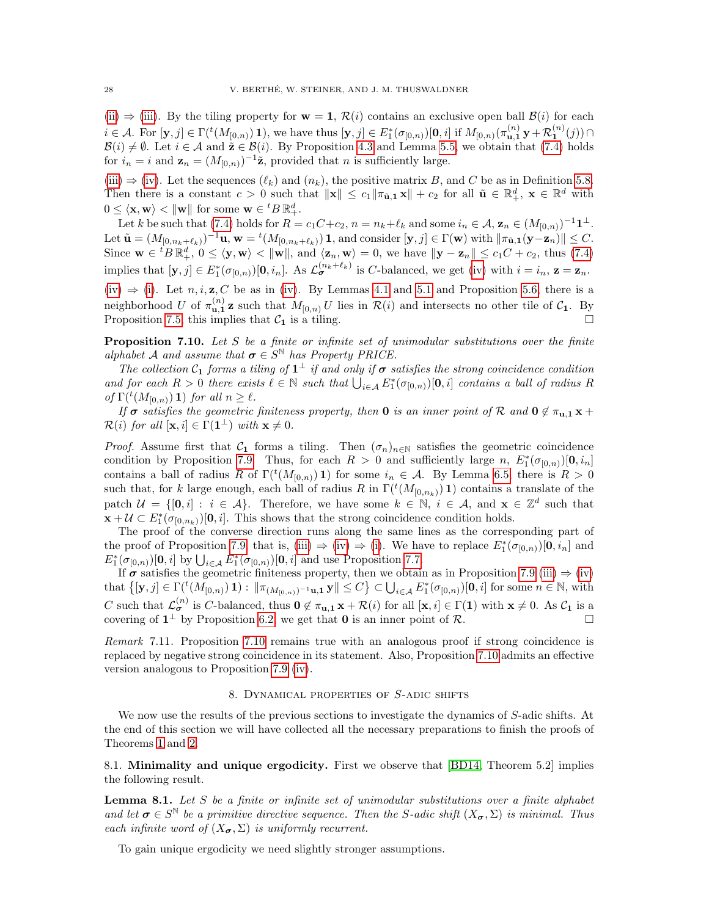(ii) ⇒ (iii). By the tiling property for $\mathbf{w} = \mathbf{1}$, $\mathcal{R}(i)$ contains an exclusive open ball $\mathcal{B}(i)$ for each $i \in \mathcal{A}$. For $[\mathbf{y}, j] \in \Gamma({}^t(M_{[0,n)})\,\mathbf{1})$, we have thus $[\mathbf{y}, j] \in E_1^*(\sigma_{[0,n)})[\mathbf{0}, i]$ if $M_{[0,n)}(\pi_{\mathbf{u},\mathbf{1}}^{(n)}\,\mathbf{y} + \mathcal{R}_{\mathbf{1}}^{(n)}(j)) \cap \mathcal{B}(i) \neq \emptyset$. Let $i \in \mathcal{A}$ and $\tilde{\mathbf{z}} \in \mathcal{B}(i)$. By Proposition 4.3 and Lemma 5.5, we obtain that (7.4) holds for $i_n = i$ and $\mathbf{z}_n = (M_{[0,n)})^{-1}\tilde{\mathbf{z}}$, provided that $n$ is sufficiently large.

(iii) ⇒ (iv). Let the sequences $(\ell_k)$ and $(n_k)$, the positive matrix $B$, and $C$ be as in Definition 5.8. Then there is a constant $c > 0$ such that $\|\mathbf{x}\| \le c_1\|\pi_{\tilde{\mathbf{u}},\mathbf{1}}\,\mathbf{x}\| + c_2$ for all $\tilde{\mathbf{u}} \in \mathbb{R}_+^d$, $\mathbf{x} \in \mathbb{R}^d$ with $0 \le \langle \mathbf{x}, \mathbf{w}\rangle < \|\mathbf{w}\|$ for some $\mathbf{w} \in {}^tB\,\mathbb{R}_+^d$.

Let $k$ be such that (7.4) holds for $R = c_1C + c_2$, $n = n_k + \ell_k$ and some $i_n \in \mathcal{A}$, $\mathbf{z}_n \in (M_{[0,n)})^{-1}\mathbf{1}^\perp$. Let $\tilde{\mathbf{u}} = (M_{[0,n_k+\ell_k)})^{-1}\mathbf{u}$, $\mathbf{w} = {}^t(M_{[0,n_k+\ell_k)})\,\mathbf{1}$, and consider $[\mathbf{y}, j] \in \Gamma(\mathbf{w})$ with $\|\pi_{\tilde{\mathbf{u}},\mathbf{1}}(\mathbf{y} - \mathbf{z}_n)\| \le C$. Since $\mathbf{w} \in {}^tB\,\mathbb{R}_+^d$, $0 \le \langle \mathbf{y}, \mathbf{w}\rangle < \|\mathbf{w}\|$, and $\langle \mathbf{z}_n, \mathbf{w}\rangle = 0$, we have $\|\mathbf{y} - \mathbf{z}_n\| \le c_1C + c_2$, thus (7.4) implies that $[\mathbf{y}, j] \in E_1^*(\sigma_{[0,n)})[\mathbf{0}, i_n]$. As $\mathcal{L}_{\boldsymbol{\sigma}}^{(n_k+\ell_k)}$ is $C$-balanced, we get (iv) with $i = i_n$, $\mathbf{z} = \mathbf{z}_n$.

(iv) ⇒ (i). Let $n, i, \mathbf{z}, C$ be as in (iv). By Lemmas 4.1 and 5.1 and Proposition 5.6, there is a neighborhood $U$ of $\pi_{\mathbf{u},\mathbf{1}}^{(n)}\,\mathbf{z}$ such that $M_{[0,n)}\,U$ lies in $\mathcal{R}(i)$ and intersects no other tile of $\mathcal{C}_{\mathbf{1}}$. By Proposition 7.5, this implies that $\mathcal{C}_{\mathbf{1}}$ is a tiling. □

**Proposition 7.10.** *Let $S$ be a finite or infinite set of unimodular substitutions over the finite alphabet $\mathcal{A}$ and assume that $\boldsymbol{\sigma} \in S^{\mathbb{N}}$ has Property PRICE.*

*The collection $\mathcal{C}_{\mathbf{1}}$ forms a tiling of $\mathbf{1}^\perp$ if and only if $\boldsymbol{\sigma}$ satisfies the strong coincidence condition and for each $R > 0$ there exists $\ell \in \mathbb{N}$ such that $\bigcup_{i\in\mathcal{A}} E_1^*(\sigma_{[0,n)})[\mathbf{0}, i]$ contains a ball of radius $R$ of $\Gamma({}^t(M_{[0,n)})\,\mathbf{1})$ for all $n \ge \ell$.*

*If $\boldsymbol{\sigma}$ satisfies the geometric finiteness property, then $\mathbf{0}$ is an inner point of $\mathcal{R}$ and $\mathbf{0} \notin \pi_{\mathbf{u},\mathbf{1}}\,\mathbf{x} + \mathcal{R}(i)$ for all $[\mathbf{x}, i] \in \Gamma(\mathbf{1}^\perp)$ with $\mathbf{x} \neq 0$.*

*Proof.* Assume first that $\mathcal{C}_{\mathbf{1}}$ forms a tiling. Then $(\sigma_n)_{n\in\mathbb{N}}$ satisfies the geometric coincidence condition by Proposition 7.9. Thus, for each $R > 0$ and sufficiently large $n$, $E_1^*(\sigma_{[0,n)})[\mathbf{0}, i_n]$ contains a ball of radius $R$ of $\Gamma({}^t(M_{[0,n)})\,\mathbf{1})$ for some $i_n \in \mathcal{A}$. By Lemma 6.5, there is $R > 0$ such that, for $k$ large enough, each ball of radius $R$ in $\Gamma({}^t(M_{[0,n_k)})\,\mathbf{1})$ contains a translate of the patch $\mathcal{U} = \{[\mathbf{0}, i] : i \in \mathcal{A}\}$. Therefore, we have some $k \in \mathbb{N}$, $i \in \mathcal{A}$, and $\mathbf{x} \in \mathbb{Z}^d$ such that $\mathbf{x} + \mathcal{U} \subset E_1^*(\sigma_{[0,n_k)})[\mathbf{0}, i]$. This shows that the strong coincidence condition holds.

The proof of the converse direction runs along the same lines as the corresponding part of the proof of Proposition 7.9, that is, (iii) ⇒ (iv) ⇒ (i). We have to replace $E_1^*(\sigma_{[0,n)})[\mathbf{0}, i_n]$ and $E_1^*(\sigma_{[0,n)})[\mathbf{0}, i]$ by $\bigcup_{i\in\mathcal{A}} E_1^*(\sigma_{[0,n)})[\mathbf{0}, i]$ and use Proposition 7.7.

If $\boldsymbol{\sigma}$ satisfies the geometric finiteness property, then we obtain as in Proposition 7.9 (iii) ⇒ (iv) that $\{[\mathbf{y}, j] \in \Gamma({}^t(M_{[0,n)})\,\mathbf{1}) : \|\pi_{(M_{[0,n)})^{-1}\mathbf{u},\mathbf{1}}\,\mathbf{y}\| \le C\} \subset \bigcup_{i\in\mathcal{A}} E_1^*(\sigma_{[0,n)})[\mathbf{0}, i]$ for some $n \in \mathbb{N}$, with $C$ such that $\mathcal{L}_{\boldsymbol{\sigma}}^{(n)}$ is $C$-balanced, thus $\mathbf{0} \notin \pi_{\mathbf{u},\mathbf{1}}\,\mathbf{x} + \mathcal{R}(i)$ for all $[\mathbf{x}, i] \in \Gamma(\mathbf{1})$ with $\mathbf{x} \neq 0$. As $\mathcal{C}_{\mathbf{1}}$ is a covering of $\mathbf{1}^\perp$ by Proposition 6.2, we get that $\mathbf{0}$ is an inner point of $\mathcal{R}$. □

*Remark* 7.11. Proposition 7.10 remains true with an analogous proof if strong coincidence is replaced by negative strong coincidence in its statement. Also, Proposition 7.10 admits an effective version analogous to Proposition 7.9 (iv).

## 8. Dynamical properties of S-adic shifts

We now use the results of the previous sections to investigate the dynamics of $S$-adic shifts. At the end of this section we will have collected all the necessary preparations to finish the proofs of Theorems 1 and 2.

### 8.1. Minimality and unique ergodicity.

First we observe that [BD14, Theorem 5.2] implies the following result.

**Lemma 8.1.** *Let $S$ be a finite or infinite set of unimodular substitutions over a finite alphabet and let $\boldsymbol{\sigma} \in S^{\mathbb{N}}$ be a primitive directive sequence. Then the $S$-adic shift $(X_{\boldsymbol{\sigma}}, \Sigma)$ is minimal. Thus each infinite word of $(X_{\boldsymbol{\sigma}}, \Sigma)$ is uniformly recurrent.*

To gain unique ergodicity we need slightly stronger assumptions.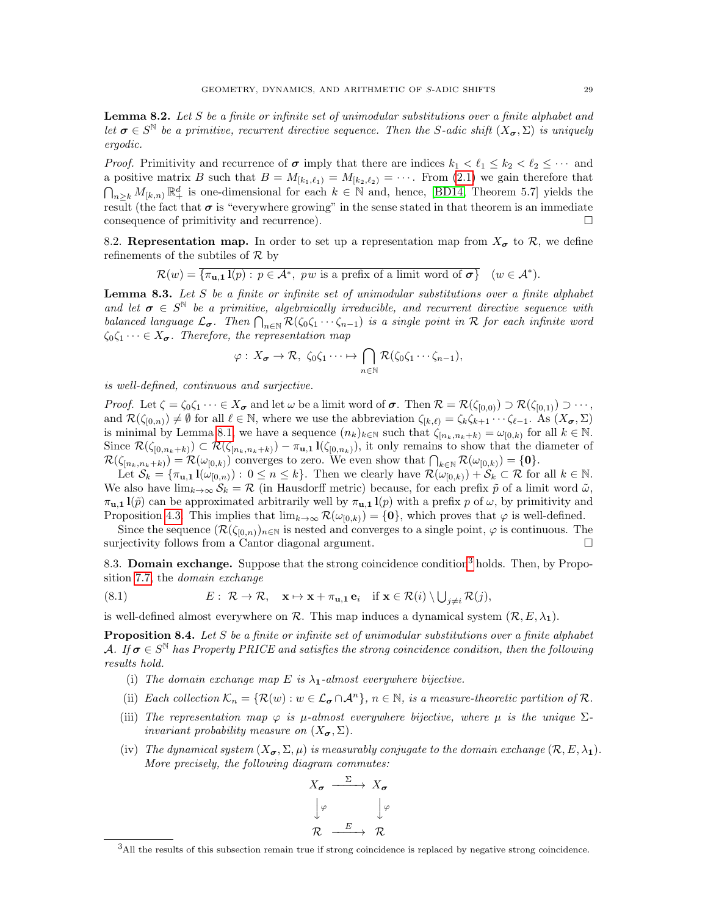**Lemma 8.2.** *Let $S$ be a finite or infinite set of unimodular substitutions over a finite alphabet and let $\boldsymbol{\sigma} \in S^{\mathbb{N}}$ be a primitive, recurrent directive sequence. Then the $S$-adic shift $(X_{\boldsymbol{\sigma}}, \Sigma)$ is uniquely ergodic.*

*Proof.* Primitivity and recurrence of $\boldsymbol{\sigma}$ imply that there are indices $k_1 < \ell_1 \le k_2 < \ell_2 \le \cdots$ and a positive matrix $B$ such that $B = M_{[k_1,\ell_1)} = M_{[k_2,\ell_2)} = \cdots$. From (2.1) we gain therefore that $\bigcap_{n \ge k} M_{[k,n)} \mathbb{R}^d_+$ is one-dimensional for each $k \in \mathbb{N}$ and, hence, [BD14, Theorem 5.7] yields the result (the fact that $\boldsymbol{\sigma}$ is "everywhere growing" in the sense stated in that theorem is an immediate consequence of primitivity and recurrence). □

8.2. **Representation map.** In order to set up a representation map from $X_{\boldsymbol{\sigma}}$ to $\mathcal{R}$, we define refinements of the subtiles of $\mathcal{R}$ by

$$\mathcal{R}(w) = \overline{\{\pi_{\mathbf{u},\mathbf{1}}\, \mathbf{l}(p) :\, p \in \mathcal{A}^*,\ pw \text{ is a prefix of a limit word of } \boldsymbol{\sigma}\}} \quad (w \in \mathcal{A}^*).$$

**Lemma 8.3.** *Let $S$ be a finite or infinite set of unimodular substitutions over a finite alphabet and let $\boldsymbol{\sigma} \in S^{\mathbb{N}}$ be a primitive, algebraically irreducible, and recurrent directive sequence with balanced language $\mathcal{L}_{\boldsymbol{\sigma}}$. Then $\bigcap_{n\in\mathbb{N}} \mathcal{R}(\zeta_0\zeta_1\cdots\zeta_{n-1})$ is a single point in $\mathcal{R}$ for each infinite word $\zeta_0\zeta_1\cdots \in X_{\boldsymbol{\sigma}}$. Therefore, the representation map*

$$\varphi :\, X_{\boldsymbol{\sigma}} \to \mathcal{R},\ \zeta_0\zeta_1\cdots \mapsto \bigcap_{n\in\mathbb{N}} \mathcal{R}(\zeta_0\zeta_1\cdots\zeta_{n-1}),$$

*is well-defined, continuous and surjective.*

*Proof.* Let $\zeta = \zeta_0\zeta_1\cdots \in X_{\boldsymbol{\sigma}}$ and let $\omega$ be a limit word of $\boldsymbol{\sigma}$. Then $\mathcal{R} = \mathcal{R}(\zeta_{[0,0)}) \supset \mathcal{R}(\zeta_{[0,1)}) \supset \cdots$, and $\mathcal{R}(\zeta_{[0,n)}) \neq \emptyset$ for all $\ell \in \mathbb{N}$, where we use the abbreviation $\zeta_{[k,\ell)} = \zeta_k\zeta_{k+1}\cdots\zeta_{\ell-1}$. As $(X_{\boldsymbol{\sigma}}, \Sigma)$ is minimal by Lemma 8.1, we have a sequence $(n_k)_{k\in\mathbb{N}}$ such that $\zeta_{[n_k,n_k+k)} = \omega_{[0,k)}$ for all $k \in \mathbb{N}$. Since $\mathcal{R}(\zeta_{[0,n_k+k)}) \subset \mathcal{R}(\zeta_{[n_k,n_k+k)}) - \pi_{\mathbf{u},\mathbf{1}}\, \mathbf{l}(\zeta_{[0,n_k)})$, it only remains to show that the diameter of $\mathcal{R}(\zeta_{[n_k,n_k+k)}) = \mathcal{R}(\omega_{[0,k)})$ converges to zero. We even show that $\bigcap_{k\in\mathbb{N}} \mathcal{R}(\omega_{[0,k)}) = \{\mathbf{0}\}$.

Let $\mathcal{S}_k = \{\pi_{\mathbf{u},\mathbf{1}}\, \mathbf{l}(\omega_{[0,n)}) :\, 0 \le n \le k\}$. Then we clearly have $\mathcal{R}(\omega_{[0,k)}) + \mathcal{S}_k \subset \mathcal{R}$ for all $k \in \mathbb{N}$. We also have $\lim_{k\to\infty} \mathcal{S}_k = \mathcal{R}$ (in Hausdorff metric) because, for each prefix $\tilde{p}$ of a limit word $\tilde{\omega}$, $\pi_{\mathbf{u},\mathbf{1}}\, \mathbf{l}(\tilde{p})$ can be approximated arbitrarily well by $\pi_{\mathbf{u},\mathbf{1}}\, \mathbf{l}(p)$ with a prefix $p$ of $\omega$, by primitivity and Proposition 4.3. This implies that $\lim_{k\to\infty} \mathcal{R}(\omega_{[0,k)}) = \{\mathbf{0}\}$, which proves that $\varphi$ is well-defined.

Since the sequence $(\mathcal{R}(\zeta_{[0,n)}))_{n\in\mathbb{N}}$ is nested and converges to a single point, $\varphi$ is continuous. The surjectivity follows from a Cantor diagonal argument. □

8.3. **Domain exchange.** Suppose that the strong coincidence condition[3] holds. Then, by Proposition 7.7, the *domain exchange*

$$E :\ \mathcal{R} \to \mathcal{R}, \quad \mathbf{x} \mapsto \mathbf{x} + \pi_{\mathbf{u},\mathbf{1}}\, \mathbf{e}_i \quad \text{if } \mathbf{x} \in \mathcal{R}(i) \setminus \textstyle\bigcup_{j\neq i} \mathcal{R}(j), \tag{8.1}$$

is well-defined almost everywhere on $\mathcal{R}$. This map induces a dynamical system $(\mathcal{R}, E, \lambda_{\mathbf{1}})$.

**Proposition 8.4.** *Let $S$ be a finite or infinite set of unimodular substitutions over a finite alphabet $\mathcal{A}$. If $\boldsymbol{\sigma} \in S^{\mathbb{N}}$ has Property PRICE and satisfies the strong coincidence condition, then the following results hold.*

(i) *The domain exchange map $E$ is $\lambda_{\mathbf{1}}$-almost everywhere bijective.*

(ii) *Each collection $\mathcal{K}_n = \{\mathcal{R}(w) : w \in \mathcal{L}_{\boldsymbol{\sigma}} \cap \mathcal{A}^n\}$, $n \in \mathbb{N}$, is a measure-theoretic partition of $\mathcal{R}$.*

(iii) *The representation map $\varphi$ is $\mu$-almost everywhere bijective, where $\mu$ is the unique $\Sigma$-invariant probability measure on $(X_{\boldsymbol{\sigma}}, \Sigma)$.*

(iv) *The dynamical system $(X_{\boldsymbol{\sigma}}, \Sigma, \mu)$ is measurably conjugate to the domain exchange $(\mathcal{R}, E, \lambda_{\mathbf{1}})$. More precisely, the following diagram commutes:*

$$\begin{array}{ccc} X_{\boldsymbol{\sigma}} & \xrightarrow{\ \Sigma\ } & X_{\boldsymbol{\sigma}} \\ \big\downarrow \varphi & & \big\downarrow \varphi \\ \mathcal{R} & \xrightarrow{\ E\ } & \mathcal{R} \end{array}$$

[3] All the results of this subsection remain true if strong coincidence is replaced by negative strong coincidence.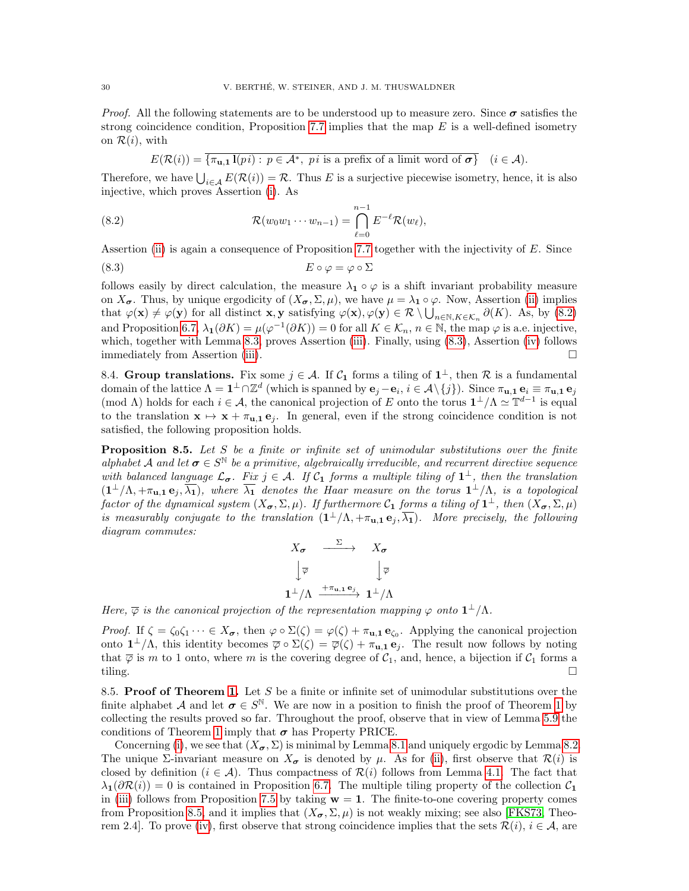*Proof.* All the following statements are to be understood up to measure zero. Since $\boldsymbol{\sigma}$ satisfies the strong coincidence condition, Proposition 7.7 implies that the map $E$ is a well-defined isometry on $\mathcal{R}(i)$, with

$$E(\mathcal{R}(i)) = \overline{\{\pi_{\mathbf{u},\mathbf{1}}\, \mathbf{l}(pi) :\, p \in \mathcal{A}^*,\ pi \text{ is a prefix of a limit word of } \boldsymbol{\sigma}\}} \quad (i \in \mathcal{A}).$$

Therefore, we have $\bigcup_{i\in\mathcal{A}} E(\mathcal{R}(i)) = \mathcal{R}$. Thus $E$ is a surjective piecewise isometry, hence, it is also injective, which proves Assertion (i). As

$$\mathcal{R}(w_0 w_1 \cdots w_{n-1}) = \bigcap_{\ell=0}^{n-1} E^{-\ell} \mathcal{R}(w_\ell), \tag{8.2}$$

Assertion (ii) is again a consequence of Proposition 7.7 together with the injectivity of $E$. Since

$$E \circ \varphi = \varphi \circ \Sigma \tag{8.3}$$

follows easily by direct calculation, the measure $\lambda_{\mathbf{1}} \circ \varphi$ is a shift invariant probability measure on $X_{\boldsymbol{\sigma}}$. Thus, by unique ergodicity of $(X_{\boldsymbol{\sigma}}, \Sigma, \mu)$, we have $\mu = \lambda_{\mathbf{1}} \circ \varphi$. Now, Assertion (ii) implies that $\varphi(\mathbf{x}) \neq \varphi(\mathbf{y})$ for all distinct $\mathbf{x}, \mathbf{y}$ satisfying $\varphi(\mathbf{x}), \varphi(\mathbf{y}) \in \mathcal{R} \setminus \bigcup_{n\in\mathbb{N}, K\in\mathcal{K}_n} \partial(K)$. As, by (8.2) and Proposition 6.7, $\lambda_{\mathbf{1}}(\partial K) = \mu(\varphi^{-1}(\partial K)) = 0$ for all $K \in \mathcal{K}_n$, $n \in \mathbb{N}$, the map $\varphi$ is a.e. injective, which, together with Lemma 8.3, proves Assertion (iii). Finally, using (8.3), Assertion (iv) follows immediately from Assertion (iii). $\square$

8.4. **Group translations.** Fix some $j \in \mathcal{A}$. If $\mathcal{C}_{\mathbf{1}}$ forms a tiling of $\mathbf{1}^\perp$, then $\mathcal{R}$ is a fundamental domain of the lattice $\Lambda = \mathbf{1}^\perp \cap \mathbb{Z}^d$ (which is spanned by $\mathbf{e}_j - \mathbf{e}_i$, $i \in \mathcal{A} \setminus \{j\}$). Since $\pi_{\mathbf{u},\mathbf{1}}\, \mathbf{e}_i \equiv \pi_{\mathbf{u},\mathbf{1}}\, \mathbf{e}_j \pmod{\Lambda}$ holds for each $i \in \mathcal{A}$, the canonical projection of $E$ onto the torus $\mathbf{1}^\perp/\Lambda \simeq \mathbb{T}^{d-1}$ is equal to the translation $\mathbf{x} \mapsto \mathbf{x} + \pi_{\mathbf{u},\mathbf{1}}\, \mathbf{e}_j$. In general, even if the strong coincidence condition is not satisfied, the following proposition holds.

**Proposition 8.5.** *Let $S$ be a finite or infinite set of unimodular substitutions over the finite alphabet $\mathcal{A}$ and let $\boldsymbol{\sigma} \in S^{\mathbb{N}}$ be a primitive, algebraically irreducible, and recurrent directive sequence with balanced language $\mathcal{L}_{\boldsymbol{\sigma}}$. Fix $j \in \mathcal{A}$. If $\mathcal{C}_{\mathbf{1}}$ forms a multiple tiling of $\mathbf{1}^\perp$, then the translation $(\mathbf{1}^\perp/\Lambda, +\pi_{\mathbf{u},\mathbf{1}}\, \mathbf{e}_j, \overline{\lambda_{\mathbf{1}}})$, where $\overline{\lambda_{\mathbf{1}}}$ denotes the Haar measure on the torus $\mathbf{1}^\perp/\Lambda$, is a topological factor of the dynamical system $(X_{\boldsymbol{\sigma}}, \Sigma, \mu)$. If furthermore $\mathcal{C}_{\mathbf{1}}$ forms a tiling of $\mathbf{1}^\perp$, then $(X_{\boldsymbol{\sigma}}, \Sigma, \mu)$ is measurably conjugate to the translation $(\mathbf{1}^\perp/\Lambda, +\pi_{\mathbf{u},\mathbf{1}}\, \mathbf{e}_j, \overline{\lambda_{\mathbf{1}}})$. More precisely, the following diagram commutes:*

$$\begin{array}{ccc} X_{\boldsymbol{\sigma}} & \xrightarrow{\ \Sigma\ } & X_{\boldsymbol{\sigma}} \\ \big\downarrow \overline{\varphi} & & \big\downarrow \overline{\varphi} \\ \mathbf{1}^\perp/\Lambda & \xrightarrow{+\pi_{\mathbf{u},\mathbf{1}}\, \mathbf{e}_j} & \mathbf{1}^\perp/\Lambda \end{array}$$

*Here, $\overline{\varphi}$ is the canonical projection of the representation mapping $\varphi$ onto $\mathbf{1}^\perp/\Lambda$.*

*Proof.* If $\zeta = \zeta_0\zeta_1 \cdots \in X_{\boldsymbol{\sigma}}$, then $\varphi \circ \Sigma(\zeta) = \varphi(\zeta) + \pi_{\mathbf{u},\mathbf{1}}\, \mathbf{e}_{\zeta_0}$. Applying the canonical projection onto $\mathbf{1}^\perp/\Lambda$, this identity becomes $\overline{\varphi} \circ \Sigma(\zeta) = \overline{\varphi}(\zeta) + \pi_{\mathbf{u},\mathbf{1}}\, \mathbf{e}_j$. The result now follows by noting that $\overline{\varphi}$ is $m$ to 1 onto, where $m$ is the covering degree of $\mathcal{C}_1$, and, hence, a bijection if $\mathcal{C}_{\mathbf{1}}$ forms a tiling. $\square$

8.5. **Proof of Theorem 1.** Let $S$ be a finite or infinite set of unimodular substitutions over the finite alphabet $\mathcal{A}$ and let $\boldsymbol{\sigma} \in S^{\mathbb{N}}$. We are now in a position to finish the proof of Theorem 1 by collecting the results proved so far. Throughout the proof, observe that in view of Lemma 5.9 the conditions of Theorem 1 imply that $\boldsymbol{\sigma}$ has Property PRICE.

Concerning (i), we see that $(X_{\boldsymbol{\sigma}}, \Sigma)$ is minimal by Lemma 8.1 and uniquely ergodic by Lemma 8.2. The unique $\Sigma$-invariant measure on $X_{\boldsymbol{\sigma}}$ is denoted by $\mu$. As for (ii), first observe that $\mathcal{R}(i)$ is closed by definition ($i \in \mathcal{A}$). Thus compactness of $\mathcal{R}(i)$ follows from Lemma 4.1. The fact that $\lambda_{\mathbf{1}}(\partial\mathcal{R}(i)) = 0$ is contained in Proposition 6.7. The multiple tiling property of the collection $\mathcal{C}_{\mathbf{1}}$ in (iii) follows from Proposition 7.5 by taking $\mathbf{w} = \mathbf{1}$. The finite-to-one covering property comes from Proposition 8.5, and it implies that $(X_{\boldsymbol{\sigma}}, \Sigma, \mu)$ is not weakly mixing; see also [FKS73, Theorem 2.4]. To prove (iv), first observe that strong coincidence implies that the sets $\mathcal{R}(i)$, $i \in \mathcal{A}$, are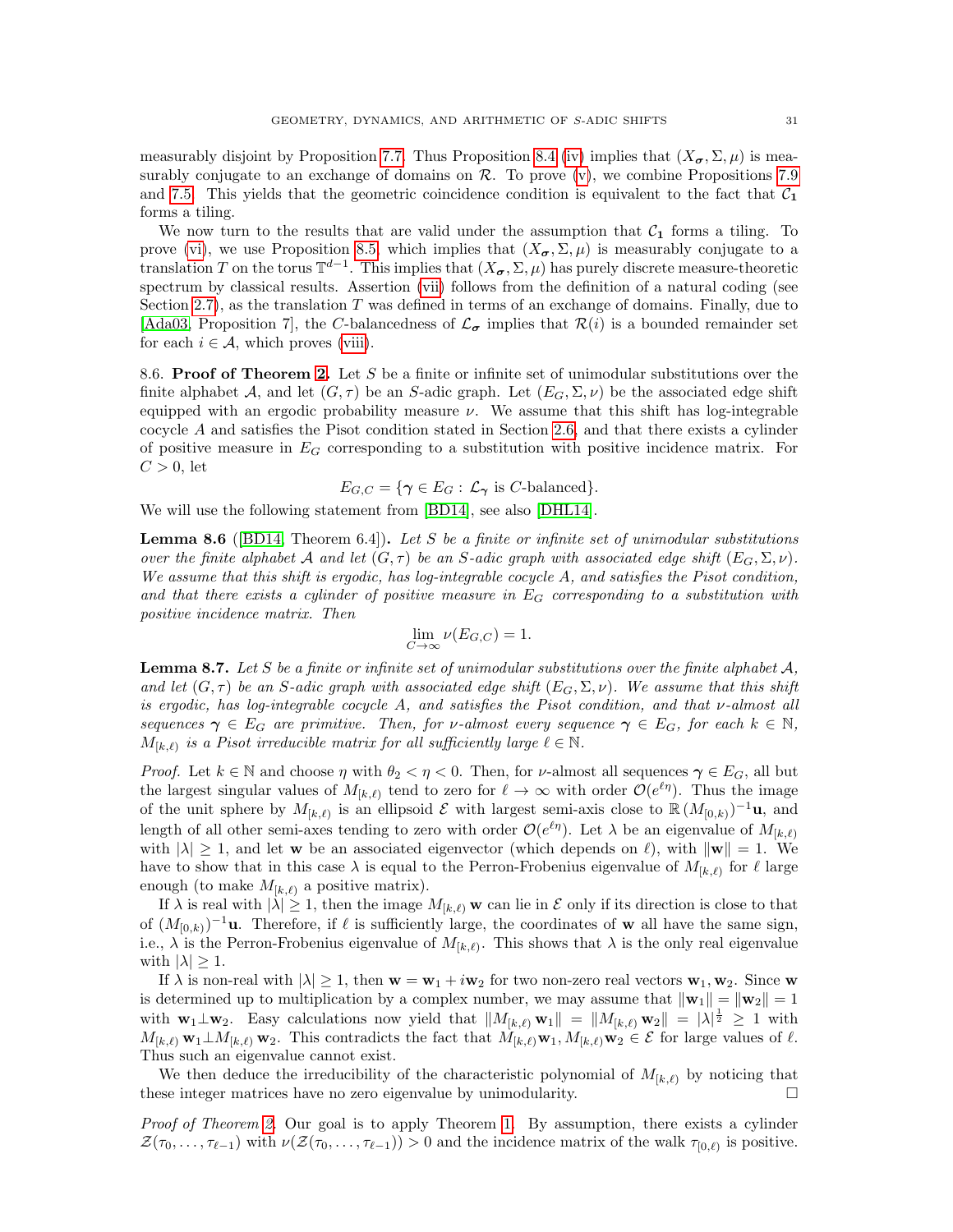measurably disjoint by Proposition 7.7. Thus Proposition 8.4 (iv) implies that $(X_{\boldsymbol{\sigma}}, \Sigma, \mu)$ is measurably conjugate to an exchange of domains on $\mathcal{R}$. To prove (v), we combine Propositions 7.9 and 7.5. This yields that the geometric coincidence condition is equivalent to the fact that $\mathcal{C}_{\mathbf{1}}$ forms a tiling.

We now turn to the results that are valid under the assumption that $\mathcal{C}_{\mathbf{1}}$ forms a tiling. To prove (vi), we use Proposition 8.5 which implies that $(X_{\boldsymbol{\sigma}}, \Sigma, \mu)$ is measurably conjugate to a translation $T$ on the torus $\mathbb{T}^{d-1}$. This implies that $(X_{\boldsymbol{\sigma}}, \Sigma, \mu)$ has purely discrete measure-theoretic spectrum by classical results. Assertion (vii) follows from the definition of a natural coding (see Section 2.7), as the translation $T$ was defined in terms of an exchange of domains. Finally, due to [Ada03, Proposition 7], the $C$-balancedness of $\mathcal{L}_{\boldsymbol{\sigma}}$ implies that $\mathcal{R}(i)$ is a bounded remainder set for each $i \in \mathcal{A}$, which proves (viii).

8.6. **Proof of Theorem 2.** Let $S$ be a finite or infinite set of unimodular substitutions over the finite alphabet $\mathcal{A}$, and let $(G, \tau)$ be an $S$-adic graph. Let $(E_G, \Sigma, \nu)$ be the associated edge shift equipped with an ergodic probability measure $\nu$. We assume that this shift has log-integrable cocycle $A$ and satisfies the Pisot condition stated in Section 2.6, and that there exists a cylinder of positive measure in $E_G$ corresponding to a substitution with positive incidence matrix. For $C > 0$, let

$$E_{G,C} = \{\boldsymbol{\gamma} \in E_G : \mathcal{L}_{\boldsymbol{\gamma}} \text{ is } C\text{-balanced}\}.$$

We will use the following statement from [BD14], see also [DHL14].

**Lemma 8.6** ([BD14, Theorem 6.4])**.** *Let $S$ be a finite or infinite set of unimodular substitutions over the finite alphabet $\mathcal{A}$ and let $(G, \tau)$ be an $S$-adic graph with associated edge shift $(E_G, \Sigma, \nu)$. We assume that this shift is ergodic, has log-integrable cocycle $A$, and satisfies the Pisot condition, and that there exists a cylinder of positive measure in $E_G$ corresponding to a substitution with positive incidence matrix. Then*

$$\lim_{C \to \infty} \nu(E_{G,C}) = 1.$$

**Lemma 8.7.** *Let $S$ be a finite or infinite set of unimodular substitutions over the finite alphabet $\mathcal{A}$, and let $(G, \tau)$ be an $S$-adic graph with associated edge shift $(E_G, \Sigma, \nu)$. We assume that this shift is ergodic, has log-integrable cocycle $A$, and satisfies the Pisot condition, and that $\nu$-almost all sequences $\boldsymbol{\gamma} \in E_G$ are primitive. Then, for $\nu$-almost every sequence $\boldsymbol{\gamma} \in E_G$, for each $k \in \mathbb{N}$, $M_{[k,\ell)}$ is a Pisot irreducible matrix for all sufficiently large $\ell \in \mathbb{N}$.*

*Proof.* Let $k \in \mathbb{N}$ and choose $\eta$ with $\theta_2 < \eta < 0$. Then, for $\nu$-almost all sequences $\boldsymbol{\gamma} \in E_G$, all but the largest singular values of $M_{[k,\ell)}$ tend to zero for $\ell \to \infty$ with order $\mathcal{O}(e^{\ell\eta})$. Thus the image of the unit sphere by $M_{[k,\ell)}$ is an ellipsoid $\mathcal{E}$ with largest semi-axis close to $\mathbb{R}\,(M_{[0,k)})^{-1}\mathbf{u}$, and length of all other semi-axes tending to zero with order $\mathcal{O}(e^{\ell\eta})$. Let $\lambda$ be an eigenvalue of $M_{[k,\ell)}$ with $|\lambda| \geq 1$, and let $\mathbf{w}$ be an associated eigenvector (which depends on $\ell$), with $\|\mathbf{w}\| = 1$. We have to show that in this case $\lambda$ is equal to the Perron-Frobenius eigenvalue of $M_{[k,\ell)}$ for $\ell$ large enough (to make $M_{[k,\ell)}$ a positive matrix).

If $\lambda$ is real with $|\lambda| \geq 1$, then the image $M_{[k,\ell)}\,\mathbf{w}$ can lie in $\mathcal{E}$ only if its direction is close to that of $(M_{[0,k)})^{-1}\mathbf{u}$. Therefore, if $\ell$ is sufficiently large, the coordinates of $\mathbf{w}$ all have the same sign, i.e., $\lambda$ is the Perron-Frobenius eigenvalue of $M_{[k,\ell)}$. This shows that $\lambda$ is the only real eigenvalue with $|\lambda| \geq 1$.

If $\lambda$ is non-real with $|\lambda| \geq 1$, then $\mathbf{w} = \mathbf{w}_1 + i\mathbf{w}_2$ for two non-zero real vectors $\mathbf{w}_1, \mathbf{w}_2$. Since $\mathbf{w}$ is determined up to multiplication by a complex number, we may assume that $\|\mathbf{w}_1\| = \|\mathbf{w}_2\| = 1$ with $\mathbf{w}_1 \perp \mathbf{w}_2$. Easy calculations now yield that $\|M_{[k,\ell)}\,\mathbf{w}_1\| = \|M_{[k,\ell)}\,\mathbf{w}_2\| = |\lambda|^{\frac{1}{2}} \geq 1$ with $M_{[k,\ell)}\,\mathbf{w}_1 \perp M_{[k,\ell)}\,\mathbf{w}_2$. This contradicts the fact that $M_{[k,\ell)}\mathbf{w}_1, M_{[k,\ell)}\mathbf{w}_2 \in \mathcal{E}$ for large values of $\ell$. Thus such an eigenvalue cannot exist.

We then deduce the irreducibility of the characteristic polynomial of $M_{[k,\ell)}$ by noticing that these integer matrices have no zero eigenvalue by unimodularity. $\square$

*Proof of Theorem 2.* Our goal is to apply Theorem 1. By assumption, there exists a cylinder $\mathcal{Z}(\tau_0, \ldots, \tau_{\ell-1})$ with $\nu(\mathcal{Z}(\tau_0, \ldots, \tau_{\ell-1})) > 0$ and the incidence matrix of the walk $\tau_{[0,\ell)}$ is positive.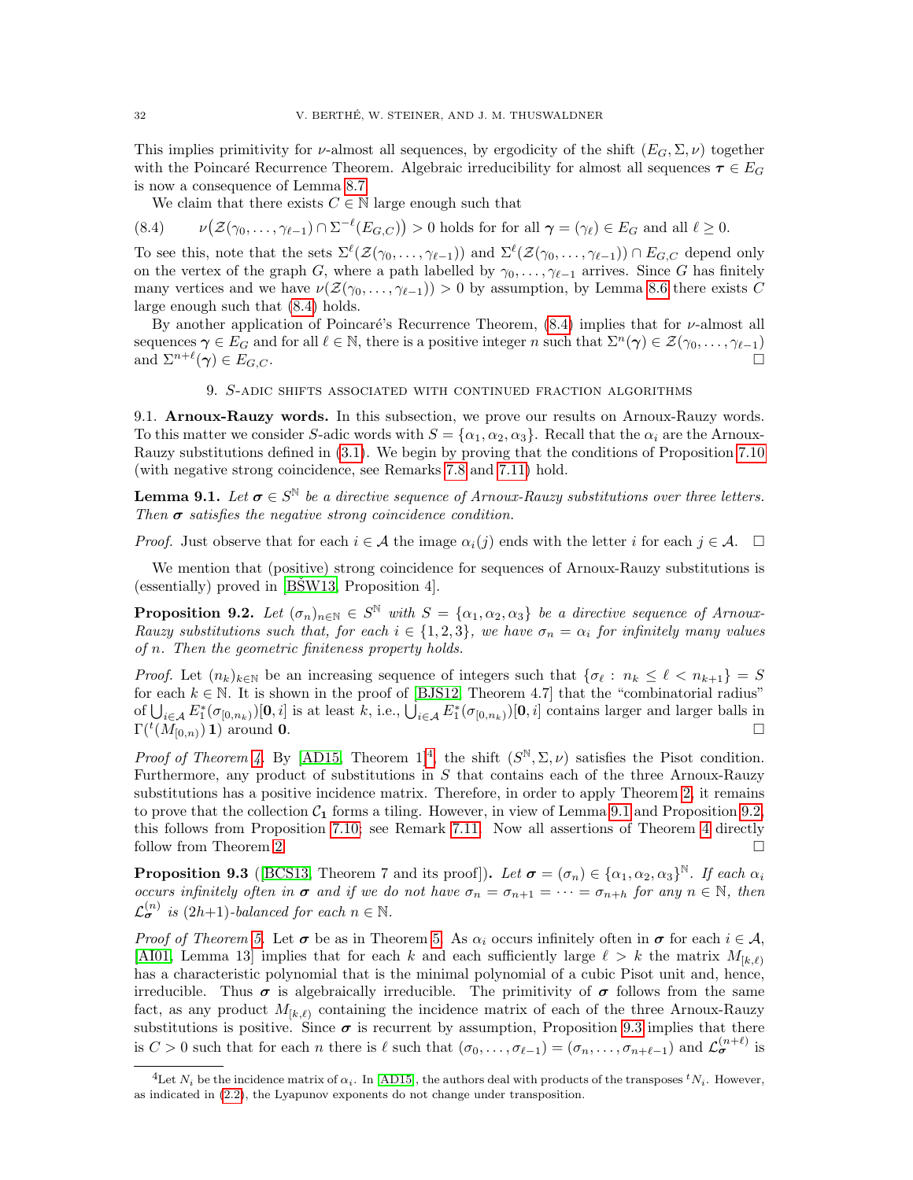This implies primitivity for $\nu$-almost all sequences, by ergodicity of the shift $(E_G, \Sigma, \nu)$ together with the Poincaré Recurrence Theorem. Algebraic irreducibility for almost all sequences $\boldsymbol{\tau} \in E_G$ is now a consequence of Lemma 8.7.

We claim that there exists $C \in \mathbb{N}$ large enough such that

$$\nu\big(\mathcal{Z}(\gamma_0, \ldots, \gamma_{\ell-1}) \cap \Sigma^{-\ell}(E_{G,C})\big) > 0 \text{ holds for for all } \boldsymbol{\gamma} = (\gamma_\ell) \in E_G \text{ and all } \ell \geq 0. \tag{8.4}$$

To see this, note that the sets $\Sigma^\ell(\mathcal{Z}(\gamma_0, \ldots, \gamma_{\ell-1}))$ and $\Sigma^\ell(\mathcal{Z}(\gamma_0, \ldots, \gamma_{\ell-1})) \cap E_{G,C}$ depend only on the vertex of the graph $G$, where a path labelled by $\gamma_0, \ldots, \gamma_{\ell-1}$ arrives. Since $G$ has finitely many vertices and we have $\nu(\mathcal{Z}(\gamma_0, \ldots, \gamma_{\ell-1})) > 0$ by assumption, by Lemma 8.6 there exists $C$ large enough such that (8.4) holds.

By another application of Poincaré's Recurrence Theorem, (8.4) implies that for $\nu$-almost all sequences $\boldsymbol{\gamma} \in E_G$ and for all $\ell \in \mathbb{N}$, there is a positive integer $n$ such that $\Sigma^n(\boldsymbol{\gamma}) \in \mathcal{Z}(\gamma_0, \ldots, \gamma_{\ell-1})$ and $\Sigma^{n+\ell}(\boldsymbol{\gamma}) \in E_{G,C}$. □

## 9. $S$-adic shifts associated with continued fraction algorithms

### 9.1. Arnoux-Rauzy words.

In this subsection, we prove our results on Arnoux-Rauzy words. To this matter we consider $S$-adic words with $S = \{\alpha_1, \alpha_2, \alpha_3\}$. Recall that the $\alpha_i$ are the Arnoux-Rauzy substitutions defined in (3.1). We begin by proving that the conditions of Proposition 7.10 (with negative strong coincidence, see Remarks 7.8 and 7.11) hold.

**Lemma 9.1.** *Let $\boldsymbol{\sigma} \in S^{\mathbb{N}}$ be a directive sequence of Arnoux-Rauzy substitutions over three letters. Then $\boldsymbol{\sigma}$ satisfies the negative strong coincidence condition.*

*Proof.* Just observe that for each $i \in \mathcal{A}$ the image $\alpha_i(j)$ ends with the letter $i$ for each $j \in \mathcal{A}$. □

We mention that (positive) strong coincidence for sequences of Arnoux-Rauzy substitutions is (essentially) proved in [BŠW13, Proposition 4].

**Proposition 9.2.** *Let $(\sigma_n)_{n\in\mathbb{N}} \in S^{\mathbb{N}}$ with $S = \{\alpha_1, \alpha_2, \alpha_3\}$ be a directive sequence of Arnoux-Rauzy substitutions such that, for each $i \in \{1, 2, 3\}$, we have $\sigma_n = \alpha_i$ for infinitely many values of $n$. Then the geometric finiteness property holds.*

*Proof.* Let $(n_k)_{k\in\mathbb{N}}$ be an increasing sequence of integers such that $\{\sigma_\ell : n_k \leq \ell < n_{k+1}\} = S$ for each $k \in \mathbb{N}$. It is shown in the proof of [BJS12, Theorem 4.7] that the "combinatorial radius" of $\bigcup_{i\in\mathcal{A}} E_1^*(\sigma_{[0,n_k)})[\mathbf{0}, i]$ is at least $k$, i.e., $\bigcup_{i\in\mathcal{A}} E_1^*(\sigma_{[0,n_k)})[\mathbf{0}, i]$ contains larger and larger balls in $\Gamma({}^t(M_{[0,n)})\,\mathbf{1})$ around $\mathbf{0}$. □

*Proof of Theorem 4.* By [AD15, Theorem 1][4], the shift $(S^{\mathbb{N}}, \Sigma, \nu)$ satisfies the Pisot condition. Furthermore, any product of substitutions in $S$ that contains each of the three Arnoux-Rauzy substitutions has a positive incidence matrix. Therefore, in order to apply Theorem 2, it remains to prove that the collection $\mathcal{C}_{\mathbf{1}}$ forms a tiling. However, in view of Lemma 9.1 and Proposition 9.2, this follows from Proposition 7.10; see Remark 7.11. Now all assertions of Theorem 4 directly follow from Theorem 2. □

**Proposition 9.3** ([BCS13, Theorem 7 and its proof])**.** *Let $\boldsymbol{\sigma} = (\sigma_n) \in \{\alpha_1, \alpha_2, \alpha_3\}^{\mathbb{N}}$. If each $\alpha_i$ occurs infinitely often in $\boldsymbol{\sigma}$ and if we do not have $\sigma_n = \sigma_{n+1} = \cdots = \sigma_{n+h}$ for any $n \in \mathbb{N}$, then $\mathcal{L}_{\boldsymbol{\sigma}}^{(n)}$ is $(2h+1)$-balanced for each $n \in \mathbb{N}$.*

*Proof of Theorem 5.* Let $\boldsymbol{\sigma}$ be as in Theorem 5. As $\alpha_i$ occurs infinitely often in $\boldsymbol{\sigma}$ for each $i \in \mathcal{A}$, [AI01, Lemma 13] implies that for each $k$ and each sufficiently large $\ell > k$ the matrix $M_{[k,\ell)}$ has a characteristic polynomial that is the minimal polynomial of a cubic Pisot unit and, hence, irreducible. Thus $\boldsymbol{\sigma}$ is algebraically irreducible. The primitivity of $\boldsymbol{\sigma}$ follows from the same fact, as any product $M_{[k,\ell)}$ containing the incidence matrix of each of the three Arnoux-Rauzy substitutions is positive. Since $\boldsymbol{\sigma}$ is recurrent by assumption, Proposition 9.3 implies that there is $C > 0$ such that for each $n$ there is $\ell$ such that $(\sigma_0, \ldots, \sigma_{\ell-1}) = (\sigma_n, \ldots, \sigma_{n+\ell-1})$ and $\mathcal{L}_{\boldsymbol{\sigma}}^{(n+\ell)}$ is

[4] Let $N_i$ be the incidence matrix of $\alpha_i$. In [AD15], the authors deal with products of the transposes ${}^tN_i$. However, as indicated in (2.2), the Lyapunov exponents do not change under transposition.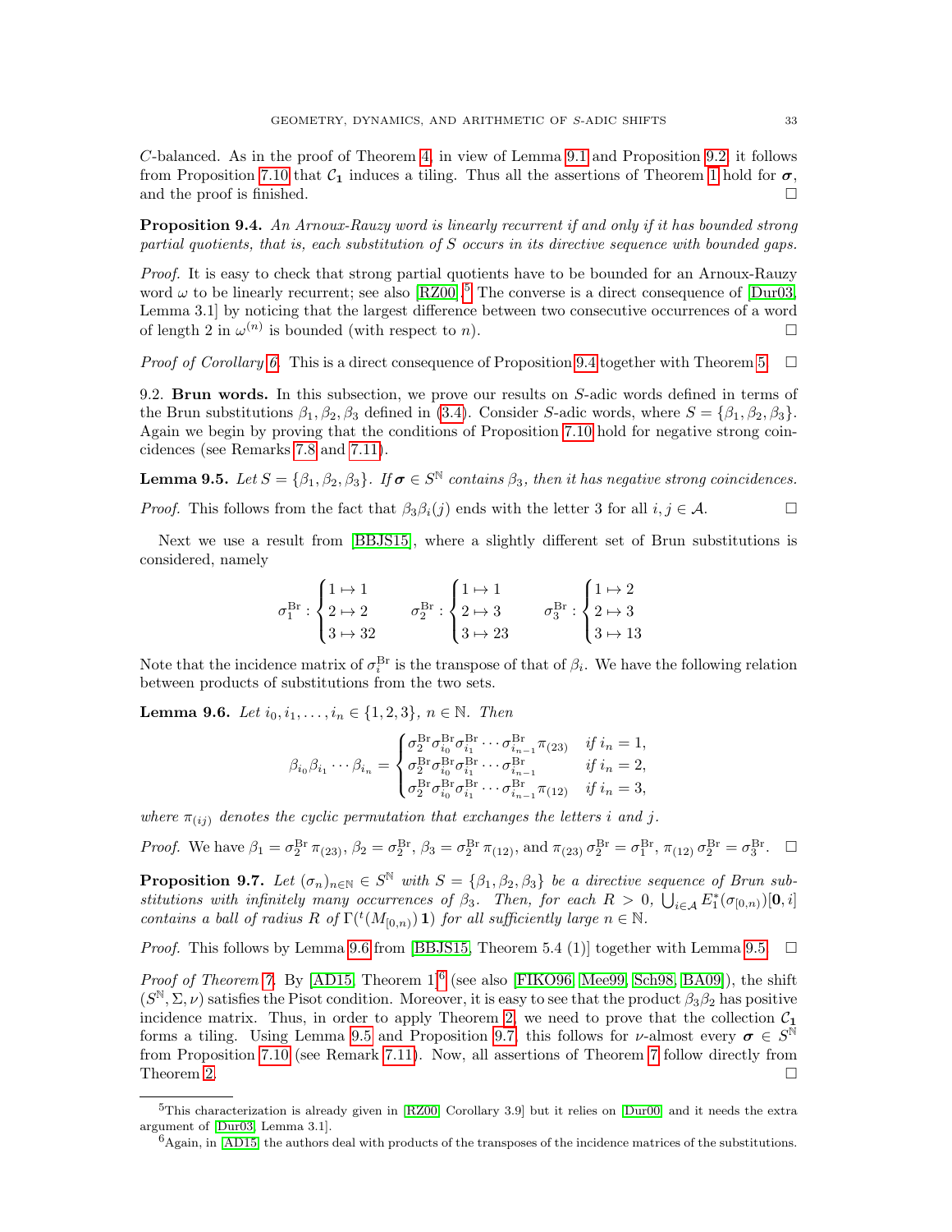$C$-balanced. As in the proof of Theorem 4, in view of Lemma 9.1 and Proposition 9.2, it follows from Proposition 7.10 that $\mathcal{C}_\mathbf{1}$ induces a tiling. Thus all the assertions of Theorem 1 hold for $\boldsymbol{\sigma}$, and the proof is finished. □

**Proposition 9.4.** *An Arnoux-Rauzy word is linearly recurrent if and only if it has bounded strong partial quotients, that is, each substitution of $S$ occurs in its directive sequence with bounded gaps.*

*Proof.* It is easy to check that strong partial quotients have to be bounded for an Arnoux-Rauzy word $\omega$ to be linearly recurrent; see also [RZ00].[5] The converse is a direct consequence of [Dur03, Lemma 3.1] by noticing that the largest difference between two consecutive occurrences of a word of length 2 in $\omega^{(n)}$ is bounded (with respect to $n$). □

*Proof of Corollary 6.* This is a direct consequence of Proposition 9.4 together with Theorem 5. □

## 9.2. Brun words.

In this subsection, we prove our results on $S$-adic words defined in terms of the Brun substitutions $\beta_1, \beta_2, \beta_3$ defined in (3.4). Consider $S$-adic words, where $S = \{\beta_1, \beta_2, \beta_3\}$. Again we begin by proving that the conditions of Proposition 7.10 hold for negative strong coincidences (see Remarks 7.8 and 7.11).

**Lemma 9.5.** *Let $S = \{\beta_1, \beta_2, \beta_3\}$. If $\boldsymbol{\sigma} \in S^{\mathbb{N}}$ contains $\beta_3$, then it has negative strong coincidences.*

*Proof.* This follows from the fact that $\beta_3\beta_i(j)$ ends with the letter 3 for all $i, j \in \mathcal{A}$. □

Next we use a result from [BBJS15], where a slightly different set of Brun substitutions is considered, namely

$$\sigma_1^{\mathrm{Br}} : \begin{cases} 1 \mapsto 1 \\ 2 \mapsto 2 \\ 3 \mapsto 32 \end{cases} \qquad \sigma_2^{\mathrm{Br}} : \begin{cases} 1 \mapsto 1 \\ 2 \mapsto 3 \\ 3 \mapsto 23 \end{cases} \qquad \sigma_3^{\mathrm{Br}} : \begin{cases} 1 \mapsto 2 \\ 2 \mapsto 3 \\ 3 \mapsto 13 \end{cases}$$

Note that the incidence matrix of $\sigma_i^{\mathrm{Br}}$ is the transpose of that of $\beta_i$. We have the following relation between products of substitutions from the two sets.

**Lemma 9.6.** *Let $i_0, i_1, \ldots, i_n \in \{1, 2, 3\}$, $n \in \mathbb{N}$. Then*

$$\beta_{i_0}\beta_{i_1}\cdots\beta_{i_n} = \begin{cases} \sigma_2^{\mathrm{Br}}\sigma_{i_0}^{\mathrm{Br}}\sigma_{i_1}^{\mathrm{Br}}\cdots\sigma_{i_{n-1}}^{\mathrm{Br}}\pi_{(23)} & \text{if } i_n = 1, \\ \sigma_2^{\mathrm{Br}}\sigma_{i_0}^{\mathrm{Br}}\sigma_{i_1}^{\mathrm{Br}}\cdots\sigma_{i_{n-1}}^{\mathrm{Br}} & \text{if } i_n = 2, \\ \sigma_2^{\mathrm{Br}}\sigma_{i_0}^{\mathrm{Br}}\sigma_{i_1}^{\mathrm{Br}}\cdots\sigma_{i_{n-1}}^{\mathrm{Br}}\pi_{(12)} & \text{if } i_n = 3, \end{cases}$$

*where $\pi_{(ij)}$ denotes the cyclic permutation that exchanges the letters $i$ and $j$.*

*Proof.* We have $\beta_1 = \sigma_2^{\mathrm{Br}}\pi_{(23)}$, $\beta_2 = \sigma_2^{\mathrm{Br}}$, $\beta_3 = \sigma_2^{\mathrm{Br}}\pi_{(12)}$, and $\pi_{(23)}\sigma_2^{\mathrm{Br}} = \sigma_1^{\mathrm{Br}}$, $\pi_{(12)}\sigma_2^{\mathrm{Br}} = \sigma_3^{\mathrm{Br}}$. □

**Proposition 9.7.** *Let $(\sigma_n)_{n\in\mathbb{N}} \in S^{\mathbb{N}}$ with $S = \{\beta_1, \beta_2, \beta_3\}$ be a directive sequence of Brun substitutions with infinitely many occurrences of $\beta_3$. Then, for each $R > 0$, $\bigcup_{i\in\mathcal{A}} E_1^*(\sigma_{[0,n)})[\mathbf{0}, i]$ contains a ball of radius $R$ of $\Gamma({}^t(M_{[0,n)})\,\mathbf{1})$ for all sufficiently large $n \in \mathbb{N}$.*

*Proof.* This follows by Lemma 9.6 from [BBJS15, Theorem 5.4 (1)] together with Lemma 9.5. □

*Proof of Theorem 7.* By [AD15, Theorem 1][6] (see also [FIKO96, Mee99, Sch98, BA09]), the shift $(S^{\mathbb{N}}, \Sigma, \nu)$ satisfies the Pisot condition. Moreover, it is easy to see that the product $\beta_3\beta_2$ has positive incidence matrix. Thus, in order to apply Theorem 2, we need to prove that the collection $\mathcal{C}_\mathbf{1}$ forms a tiling. Using Lemma 9.5 and Proposition 9.7, this follows for $\nu$-almost every $\boldsymbol{\sigma} \in S^{\mathbb{N}}$ from Proposition 7.10 (see Remark 7.11). Now, all assertions of Theorem 7 follow directly from Theorem 2. □

---

[5] This characterization is already given in [RZ00, Corollary 3.9] but it relies on [Dur00] and it needs the extra argument of [Dur03, Lemma 3.1].

[6] Again, in [AD15] the authors deal with products of the transposes of the incidence matrices of the substitutions.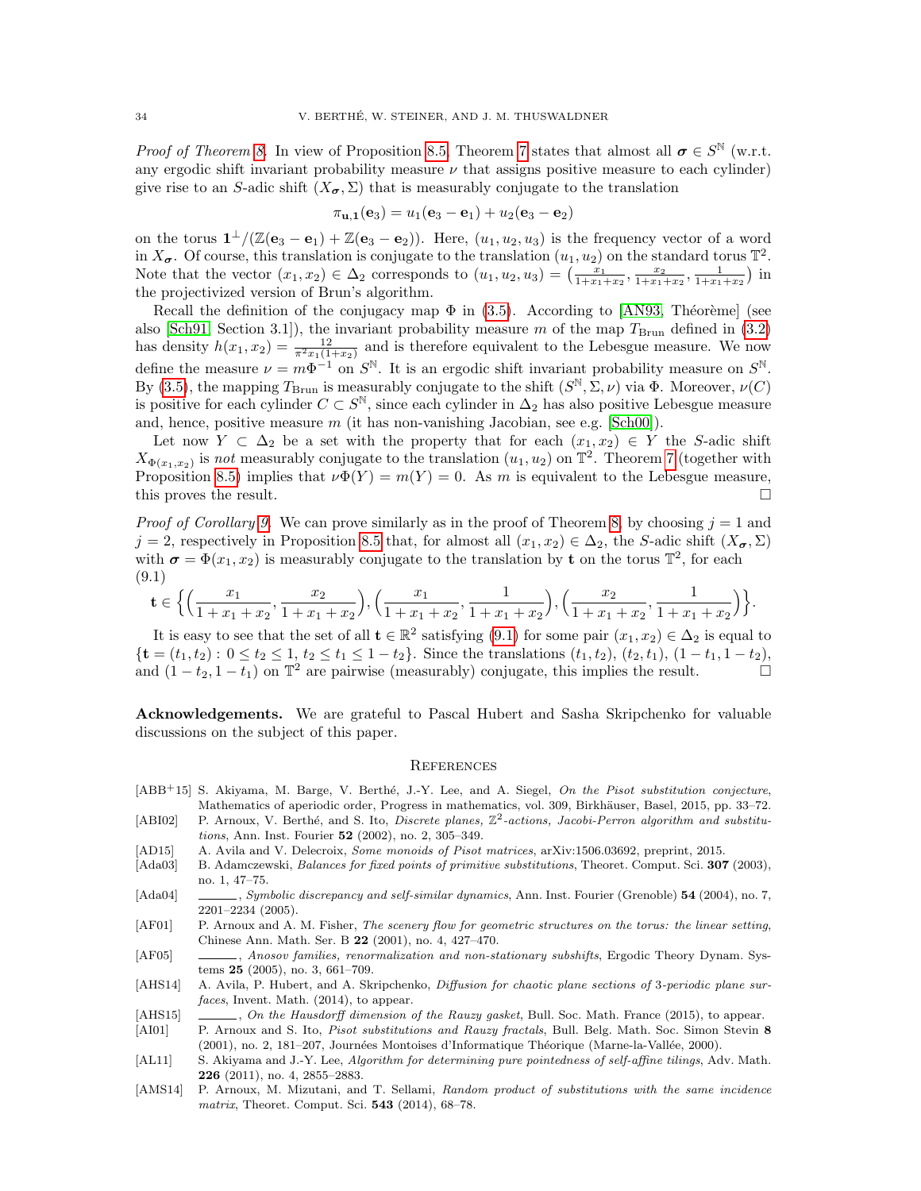*Proof of Theorem 8.* In view of Proposition 8.5, Theorem 7 states that almost all $\boldsymbol{\sigma} \in S^{\mathbb{N}}$ (w.r.t. any ergodic shift invariant probability measure $\nu$ that assigns positive measure to each cylinder) give rise to an $S$-adic shift $(X_{\boldsymbol{\sigma}}, \Sigma)$ that is measurably conjugate to the translation

$$\pi_{\mathbf{u},\mathbf{1}}(\mathbf{e}_3) = u_1(\mathbf{e}_3 - \mathbf{e}_1) + u_2(\mathbf{e}_3 - \mathbf{e}_2)$$

on the torus $\mathbf{1}^\perp/(\mathbb{Z}(\mathbf{e}_3 - \mathbf{e}_1) + \mathbb{Z}(\mathbf{e}_3 - \mathbf{e}_2))$. Here, $(u_1, u_2, u_3)$ is the frequency vector of a word in $X_{\boldsymbol{\sigma}}$. Of course, this translation is conjugate to the translation $(u_1, u_2)$ on the standard torus $\mathbb{T}^2$. Note that the vector $(x_1, x_2) \in \Delta_2$ corresponds to $(u_1, u_2, u_3) = \big(\frac{x_1}{1+x_1+x_2}, \frac{x_2}{1+x_1+x_2}, \frac{1}{1+x_1+x_2}\big)$ in the projectivized version of Brun's algorithm.

Recall the definition of the conjugacy map $\Phi$ in (3.5). According to [AN93, Théorème] (see also [Sch91, Section 3.1]), the invariant probability measure $m$ of the map $T_{\mathrm{Brun}}$ defined in (3.2) has density $h(x_1, x_2) = \frac{12}{\pi^2 x_1(1+x_2)}$ and is therefore equivalent to the Lebesgue measure. We now define the measure $\nu = m\Phi^{-1}$ on $S^{\mathbb{N}}$. It is an ergodic shift invariant probability measure on $S^{\mathbb{N}}$. By (3.5), the mapping $T_{\mathrm{Brun}}$ is measurably conjugate to the shift $(S^{\mathbb{N}}, \Sigma, \nu)$ via $\Phi$. Moreover, $\nu(C)$ is positive for each cylinder $C \subset S^{\mathbb{N}}$, since each cylinder in $\Delta_2$ has also positive Lebesgue measure and, hence, positive measure $m$ (it has non-vanishing Jacobian, see e.g. [Sch00]).

Let now $Y \subset \Delta_2$ be a set with the property that for each $(x_1, x_2) \in Y$ the $S$-adic shift $X_{\Phi(x_1,x_2)}$ is *not* measurably conjugate to the translation $(u_1, u_2)$ on $\mathbb{T}^2$. Theorem 7 (together with Proposition 8.5) implies that $\nu\Phi(Y) = m(Y) = 0$. As $m$ is equivalent to the Lebesgue measure, this proves the result. □

*Proof of Corollary 9.* We can prove similarly as in the proof of Theorem 8, by choosing $j = 1$ and $j = 2$, respectively in Proposition 8.5 that, for almost all $(x_1, x_2) \in \Delta_2$, the $S$-adic shift $(X_{\boldsymbol{\sigma}}, \Sigma)$ with $\boldsymbol{\sigma} = \Phi(x_1, x_2)$ is measurably conjugate to the translation by $\mathbf{t}$ on the torus $\mathbb{T}^2$, for each

(9.1)
$$\mathbf{t} \in \Big\{\Big(\frac{x_1}{1+x_1+x_2}, \frac{x_2}{1+x_1+x_2}\Big), \Big(\frac{x_1}{1+x_1+x_2}, \frac{1}{1+x_1+x_2}\Big), \Big(\frac{x_2}{1+x_1+x_2}, \frac{1}{1+x_1+x_2}\Big)\Big\}.$$

It is easy to see that the set of all $\mathbf{t} \in \mathbb{R}^2$ satisfying (9.1) for some pair $(x_1, x_2) \in \Delta_2$ is equal to $\{\mathbf{t} = (t_1, t_2) : 0 \le t_2 \le 1,\, t_2 \le t_1 \le 1 - t_2\}$. Since the translations $(t_1, t_2)$, $(t_2, t_1)$, $(1 - t_1, 1 - t_2)$, and $(1 - t_2, 1 - t_1)$ on $\mathbb{T}^2$ are pairwise (measurably) conjugate, this implies the result. □

**Acknowledgements.** We are grateful to Pascal Hubert and Sasha Skripchenko for valuable discussions on the subject of this paper.

## References

[ABB+15] S. Akiyama, M. Barge, V. Berthé, J.-Y. Lee, and A. Siegel, *On the Pisot substitution conjecture*, Mathematics of aperiodic order, Progress in mathematics, vol. 309, Birkhäuser, Basel, 2015, pp. 33–72.

[ABI02] P. Arnoux, V. Berthé, and S. Ito, *Discrete planes, $\mathbb{Z}^2$-actions, Jacobi-Perron algorithm and substitutions*, Ann. Inst. Fourier **52** (2002), no. 2, 305–349.

[AD15] A. Avila and V. Delecroix, *Some monoids of Pisot matrices*, arXiv:1506.03692, preprint, 2015.

[Ada03] B. Adamczewski, *Balances for fixed points of primitive substitutions*, Theoret. Comput. Sci. **307** (2003), no. 1, 47–75.

[Ada04] ______, *Symbolic discrepancy and self-similar dynamics*, Ann. Inst. Fourier (Grenoble) **54** (2004), no. 7, 2201–2234 (2005).

[AF01] P. Arnoux and A. M. Fisher, *The scenery flow for geometric structures on the torus: the linear setting*, Chinese Ann. Math. Ser. B **22** (2001), no. 4, 427–470.

[AF05] ______, *Anosov families, renormalization and non-stationary subshifts*, Ergodic Theory Dynam. Systems **25** (2005), no. 3, 661–709.

[AHS14] A. Avila, P. Hubert, and A. Skripchenko, *Diffusion for chaotic plane sections of 3-periodic plane surfaces*, Invent. Math. (2014), to appear.

[AHS15] ______, *On the Hausdorff dimension of the Rauzy gasket*, Bull. Soc. Math. France (2015), to appear.

[AI01] P. Arnoux and S. Ito, *Pisot substitutions and Rauzy fractals*, Bull. Belg. Math. Soc. Simon Stevin **8** (2001), no. 2, 181–207, Journées Montoises d'Informatique Théorique (Marne-la-Vallée, 2000).

[AL11] S. Akiyama and J.-Y. Lee, *Algorithm for determining pure pointedness of self-affine tilings*, Adv. Math. **226** (2011), no. 4, 2855–2883.

[AMS14] P. Arnoux, M. Mizutani, and T. Sellami, *Random product of substitutions with the same incidence matrix*, Theoret. Comput. Sci. **543** (2014), 68–78.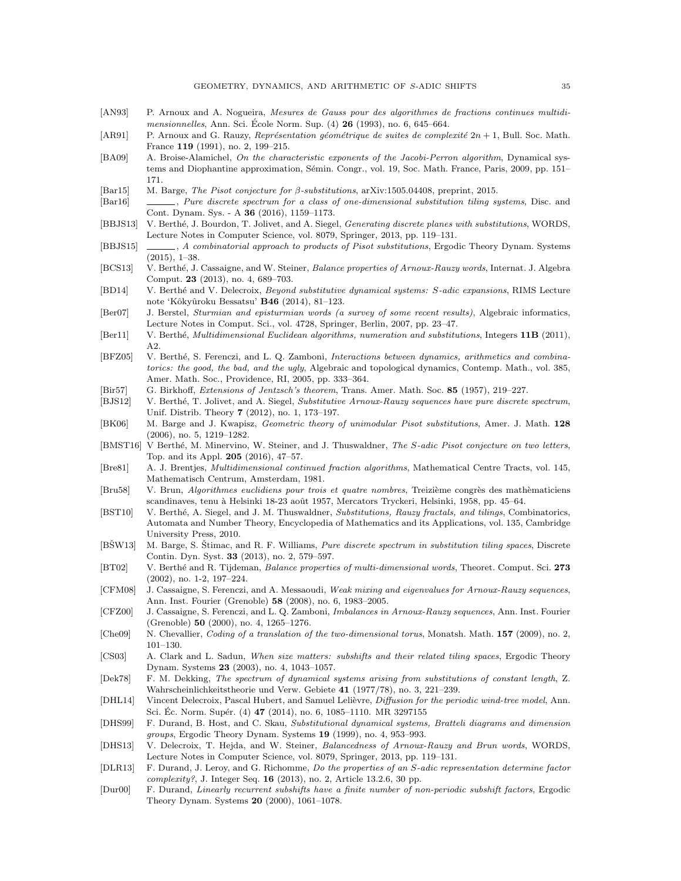[AN93] P. Arnoux and A. Nogueira, *Mesures de Gauss pour des algorithmes de fractions continues multidimensionnelles*, Ann. Sci. École Norm. Sup. (4) **26** (1993), no. 6, 645–664.

[AR91] P. Arnoux and G. Rauzy, *Représentation géométrique de suites de complexité* $2n + 1$, Bull. Soc. Math. France **119** (1991), no. 2, 199–215.

[BA09] A. Broise-Alamichel, *On the characteristic exponents of the Jacobi-Perron algorithm*, Dynamical systems and Diophantine approximation, Sémin. Congr., vol. 19, Soc. Math. France, Paris, 2009, pp. 151–171.

[Bar15] M. Barge, *The Pisot conjecture for β-substitutions*, arXiv:1505.04408, preprint, 2015.

[Bar16] ______, *Pure discrete spectrum for a class of one-dimensional substitution tiling systems*, Disc. and Cont. Dynam. Sys. - A **36** (2016), 1159–1173.

[BBJS13] V. Berthé, J. Bourdon, T. Jolivet, and A. Siegel, *Generating discrete planes with substitutions*, WORDS, Lecture Notes in Computer Science, vol. 8079, Springer, 2013, pp. 119–131.

[BBJS15] ______, *A combinatorial approach to products of Pisot substitutions*, Ergodic Theory Dynam. Systems (2015), 1–38.

[BCS13] V. Berthé, J. Cassaigne, and W. Steiner, *Balance properties of Arnoux-Rauzy words*, Internat. J. Algebra Comput. **23** (2013), no. 4, 689–703.

[BD14] V. Berthé and V. Delecroix, *Beyond substitutive dynamical systems: S-adic expansions*, RIMS Lecture note 'Kôkyûroku Bessatsu' **B46** (2014), 81–123.

[Ber07] J. Berstel, *Sturmian and episturmian words (a survey of some recent results)*, Algebraic informatics, Lecture Notes in Comput. Sci., vol. 4728, Springer, Berlin, 2007, pp. 23–47.

[Ber11] V. Berthé, *Multidimensional Euclidean algorithms, numeration and substitutions*, Integers **11B** (2011), A2.

[BFZ05] V. Berthé, S. Ferenczi, and L. Q. Zamboni, *Interactions between dynamics, arithmetics and combinatorics: the good, the bad, and the ugly*, Algebraic and topological dynamics, Contemp. Math., vol. 385, Amer. Math. Soc., Providence, RI, 2005, pp. 333–364.

[Bir57] G. Birkhoff, *Extensions of Jentzsch's theorem*, Trans. Amer. Math. Soc. **85** (1957), 219–227.

[BJS12] V. Berthé, T. Jolivet, and A. Siegel, *Substitutive Arnoux-Rauzy sequences have pure discrete spectrum*, Unif. Distrib. Theory **7** (2012), no. 1, 173–197.

[BK06] M. Barge and J. Kwapisz, *Geometric theory of unimodular Pisot substitutions*, Amer. J. Math. **128** (2006), no. 5, 1219–1282.

[BMST16] V Berthé, M. Minervino, W. Steiner, and J. Thuswaldner, *The S-adic Pisot conjecture on two letters*, Top. and its Appl. **205** (2016), 47–57.

[Bre81] A. J. Brentjes, *Multidimensional continued fraction algorithms*, Mathematical Centre Tracts, vol. 145, Mathematisch Centrum, Amsterdam, 1981.

[Bru58] V. Brun, *Algorithmes euclidiens pour trois et quatre nombres*, Treizième congrès des mathèmaticiens scandinaves, tenu à Helsinki 18-23 août 1957, Mercators Tryckeri, Helsinki, 1958, pp. 45–64.

[BST10] V. Berthé, A. Siegel, and J. M. Thuswaldner, *Substitutions, Rauzy fractals, and tilings*, Combinatorics, Automata and Number Theory, Encyclopedia of Mathematics and its Applications, vol. 135, Cambridge University Press, 2010.

[BŠW13] M. Barge, S. Štimac, and R. F. Williams, *Pure discrete spectrum in substitution tiling spaces*, Discrete Contin. Dyn. Syst. **33** (2013), no. 2, 579–597.

[BT02] V. Berthé and R. Tijdeman, *Balance properties of multi-dimensional words*, Theoret. Comput. Sci. **273** (2002), no. 1-2, 197–224.

[CFM08] J. Cassaigne, S. Ferenczi, and A. Messaoudi, *Weak mixing and eigenvalues for Arnoux-Rauzy sequences*, Ann. Inst. Fourier (Grenoble) **58** (2008), no. 6, 1983–2005.

[CFZ00] J. Cassaigne, S. Ferenczi, and L. Q. Zamboni, *Imbalances in Arnoux-Rauzy sequences*, Ann. Inst. Fourier (Grenoble) **50** (2000), no. 4, 1265–1276.

[Che09] N. Chevallier, *Coding of a translation of the two-dimensional torus*, Monatsh. Math. **157** (2009), no. 2, 101–130.

[CS03] A. Clark and L. Sadun, *When size matters: subshifts and their related tiling spaces*, Ergodic Theory Dynam. Systems **23** (2003), no. 4, 1043–1057.

[Dek78] F. M. Dekking, *The spectrum of dynamical systems arising from substitutions of constant length*, Z. Wahrscheinlichkeitstheorie und Verw. Gebiete **41** (1977/78), no. 3, 221–239.

[DHL14] Vincent Delecroix, Pascal Hubert, and Samuel Lelièvre, *Diffusion for the periodic wind-tree model*, Ann. Sci. Éc. Norm. Supér. (4) **47** (2014), no. 6, 1085–1110. MR 3297155

[DHS99] F. Durand, B. Host, and C. Skau, *Substitutional dynamical systems, Bratteli diagrams and dimension groups*, Ergodic Theory Dynam. Systems **19** (1999), no. 4, 953–993.

[DHS13] V. Delecroix, T. Hejda, and W. Steiner, *Balancedness of Arnoux-Rauzy and Brun words*, WORDS, Lecture Notes in Computer Science, vol. 8079, Springer, 2013, pp. 119–131.

[DLR13] F. Durand, J. Leroy, and G. Richomme, *Do the properties of an S-adic representation determine factor complexity?*, J. Integer Seq. **16** (2013), no. 2, Article 13.2.6, 30 pp.

[Dur00] F. Durand, *Linearly recurrent subshifts have a finite number of non-periodic subshift factors*, Ergodic Theory Dynam. Systems **20** (2000), 1061–1078.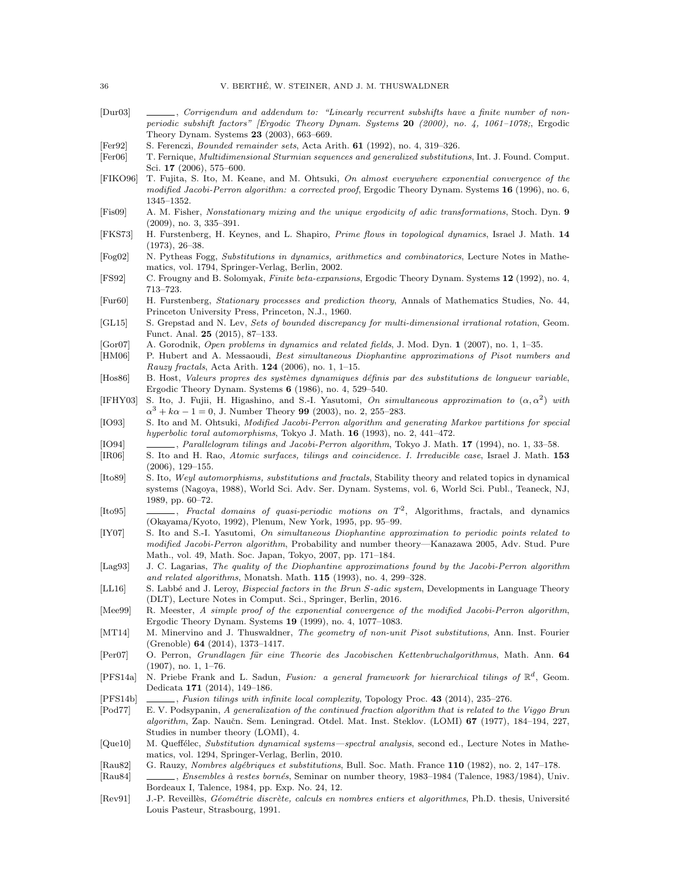[Dur03] ———, *Corrigendum and addendum to: "Linearly recurrent subshifts have a finite number of non-periodic subshift factors" [Ergodic Theory Dynam. Systems* **20** *(2000), no. 4, 1061–1078;*, Ergodic Theory Dynam. Systems **23** (2003), 663–669.

[Fer92] S. Ferenczi, *Bounded remainder sets*, Acta Arith. **61** (1992), no. 4, 319–326.

[Fer06] T. Fernique, *Multidimensional Sturmian sequences and generalized substitutions*, Int. J. Found. Comput. Sci. **17** (2006), 575–600.

[FIKO96] T. Fujita, S. Ito, M. Keane, and M. Ohtsuki, *On almost everywhere exponential convergence of the modified Jacobi-Perron algorithm: a corrected proof*, Ergodic Theory Dynam. Systems **16** (1996), no. 6, 1345–1352.

[Fis09] A. M. Fisher, *Nonstationary mixing and the unique ergodicity of adic transformations*, Stoch. Dyn. **9** (2009), no. 3, 335–391.

[FKS73] H. Furstenberg, H. Keynes, and L. Shapiro, *Prime flows in topological dynamics*, Israel J. Math. **14** (1973), 26–38.

[Fog02] N. Pytheas Fogg, *Substitutions in dynamics, arithmetics and combinatorics*, Lecture Notes in Mathematics, vol. 1794, Springer-Verlag, Berlin, 2002.

[FS92] C. Frougny and B. Solomyak, *Finite beta-expansions*, Ergodic Theory Dynam. Systems **12** (1992), no. 4, 713–723.

[Fur60] H. Furstenberg, *Stationary processes and prediction theory*, Annals of Mathematics Studies, No. 44, Princeton University Press, Princeton, N.J., 1960.

[GL15] S. Grepstad and N. Lev, *Sets of bounded discrepancy for multi-dimensional irrational rotation*, Geom. Funct. Anal. **25** (2015), 87–133.

[Gor07] A. Gorodnik, *Open problems in dynamics and related fields*, J. Mod. Dyn. **1** (2007), no. 1, 1–35.

[HM06] P. Hubert and A. Messaoudi, *Best simultaneous Diophantine approximations of Pisot numbers and Rauzy fractals*, Acta Arith. **124** (2006), no. 1, 1–15.

[Hos86] B. Host, *Valeurs propres des systèmes dynamiques définis par des substitutions de longueur variable*, Ergodic Theory Dynam. Systems **6** (1986), no. 4, 529–540.

[IFHY03] S. Ito, J. Fujii, H. Higashino, and S.-I. Yasutomi, *On simultaneous approximation to $(\alpha, \alpha^2)$ with $\alpha^3 + k\alpha - 1 = 0$*, J. Number Theory **99** (2003), no. 2, 255–283.

[IO93] S. Ito and M. Ohtsuki, *Modified Jacobi-Perron algorithm and generating Markov partitions for special hyperbolic toral automorphisms*, Tokyo J. Math. **16** (1993), no. 2, 441–472.

[IO94] ———, *Parallelogram tilings and Jacobi-Perron algorithm*, Tokyo J. Math. **17** (1994), no. 1, 33–58.

[IR06] S. Ito and H. Rao, *Atomic surfaces, tilings and coincidence. I. Irreducible case*, Israel J. Math. **153** (2006), 129–155.

[Ito89] S. Ito, *Weyl automorphisms, substitutions and fractals*, Stability theory and related topics in dynamical systems (Nagoya, 1988), World Sci. Adv. Ser. Dynam. Systems, vol. 6, World Sci. Publ., Teaneck, NJ, 1989, pp. 60–72.

[Ito95] ———, *Fractal domains of quasi-periodic motions on $T^2$*, Algorithms, fractals, and dynamics (Okayama/Kyoto, 1992), Plenum, New York, 1995, pp. 95–99.

[IY07] S. Ito and S.-I. Yasutomi, *On simultaneous Diophantine approximation to periodic points related to modified Jacobi-Perron algorithm*, Probability and number theory—Kanazawa 2005, Adv. Stud. Pure Math., vol. 49, Math. Soc. Japan, Tokyo, 2007, pp. 171–184.

[Lag93] J. C. Lagarias, *The quality of the Diophantine approximations found by the Jacobi-Perron algorithm and related algorithms*, Monatsh. Math. **115** (1993), no. 4, 299–328.

[LL16] S. Labbé and J. Leroy, *Bispecial factors in the Brun S-adic system*, Developments in Language Theory (DLT), Lecture Notes in Comput. Sci., Springer, Berlin, 2016.

[Mee99] R. Meester, *A simple proof of the exponential convergence of the modified Jacobi-Perron algorithm*, Ergodic Theory Dynam. Systems **19** (1999), no. 4, 1077–1083.

[MT14] M. Minervino and J. Thuswaldner, *The geometry of non-unit Pisot substitutions*, Ann. Inst. Fourier (Grenoble) **64** (2014), 1373–1417.

[Per07] O. Perron, *Grundlagen für eine Theorie des Jacobischen Kettenbruchalgorithmus*, Math. Ann. **64** (1907), no. 1, 1–76.

[PFS14a] N. Priebe Frank and L. Sadun, *Fusion: a general framework for hierarchical tilings of $\mathbb{R}^d$*, Geom. Dedicata **171** (2014), 149–186.

[PFS14b] ———, *Fusion tilings with infinite local complexity*, Topology Proc. **43** (2014), 235–276.

[Pod77] E. V. Podsypanin, *A generalization of the continued fraction algorithm that is related to the Viggo Brun algorithm*, Zap. Naučn. Sem. Leningrad. Otdel. Mat. Inst. Steklov. (LOMI) **67** (1977), 184–194, 227, Studies in number theory (LOMI), 4.

[Que10] M. Queffélec, *Substitution dynamical systems—spectral analysis*, second ed., Lecture Notes in Mathematics, vol. 1294, Springer-Verlag, Berlin, 2010.

[Rau82] G. Rauzy, *Nombres algébriques et substitutions*, Bull. Soc. Math. France **110** (1982), no. 2, 147–178.

[Rau84] ———, *Ensembles à restes bornés*, Seminar on number theory, 1983–1984 (Talence, 1983/1984), Univ. Bordeaux I, Talence, 1984, pp. Exp. No. 24, 12.

[Rev91] J.-P. Reveillès, *Géométrie discrète, calculs en nombres entiers et algorithmes*, Ph.D. thesis, Université Louis Pasteur, Strasbourg, 1991.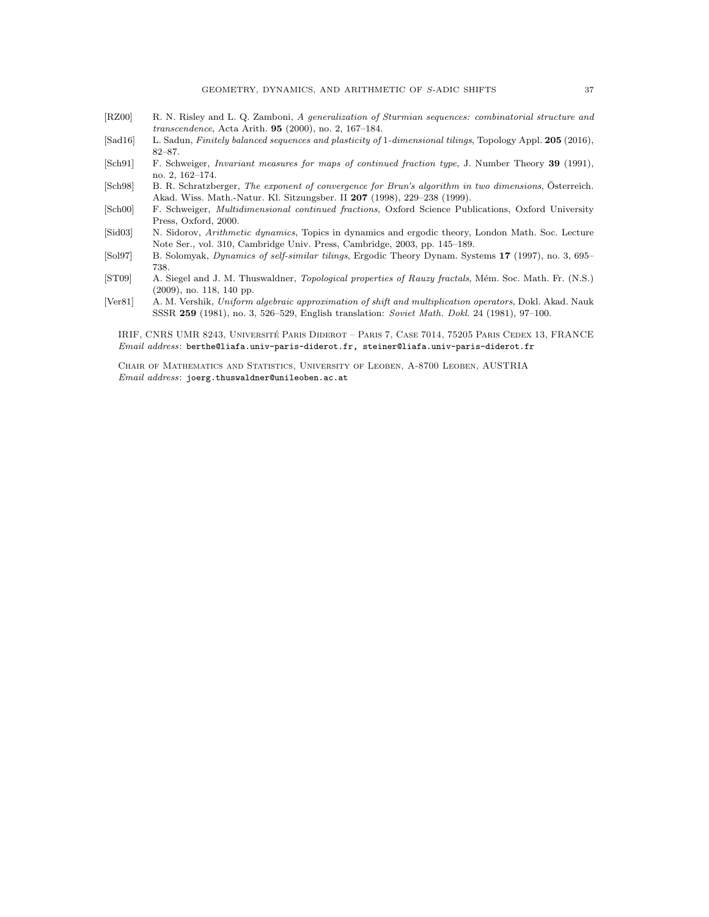[RZ00] R. N. Risley and L. Q. Zamboni, *A generalization of Sturmian sequences: combinatorial structure and transcendence*, Acta Arith. **95** (2000), no. 2, 167–184.

[Sad16] L. Sadun, *Finitely balanced sequences and plasticity of 1-dimensional tilings*, Topology Appl. **205** (2016), 82–87.

[Sch91] F. Schweiger, *Invariant measures for maps of continued fraction type*, J. Number Theory **39** (1991), no. 2, 162–174.

[Sch98] B. R. Schratzberger, *The exponent of convergence for Brun's algorithm in two dimensions*, Österreich. Akad. Wiss. Math.-Natur. Kl. Sitzungsber. II **207** (1998), 229–238 (1999).

[Sch00] F. Schweiger, *Multidimensional continued fractions*, Oxford Science Publications, Oxford University Press, Oxford, 2000.

[Sid03] N. Sidorov, *Arithmetic dynamics*, Topics in dynamics and ergodic theory, London Math. Soc. Lecture Note Ser., vol. 310, Cambridge Univ. Press, Cambridge, 2003, pp. 145–189.

[Sol97] B. Solomyak, *Dynamics of self-similar tilings*, Ergodic Theory Dynam. Systems **17** (1997), no. 3, 695–738.

[ST09] A. Siegel and J. M. Thuswaldner, *Topological properties of Rauzy fractals*, Mém. Soc. Math. Fr. (N.S.) (2009), no. 118, 140 pp.

[Ver81] A. M. Vershik, *Uniform algebraic approximation of shift and multiplication operators*, Dokl. Akad. Nauk SSSR **259** (1981), no. 3, 526–529, English translation: *Soviet Math. Dokl.* 24 (1981), 97–100.

IRIF, CNRS UMR 8243, Université Paris Diderot – Paris 7, Case 7014, 75205 Paris Cedex 13, FRANCE
*Email address*: berthe@liafa.univ-paris-diderot.fr, steiner@liafa.univ-paris-diderot.fr

Chair of Mathematics and Statistics, University of Leoben, A-8700 Leoben, AUSTRIA
*Email address*: joerg.thuswaldner@unileoben.ac.at